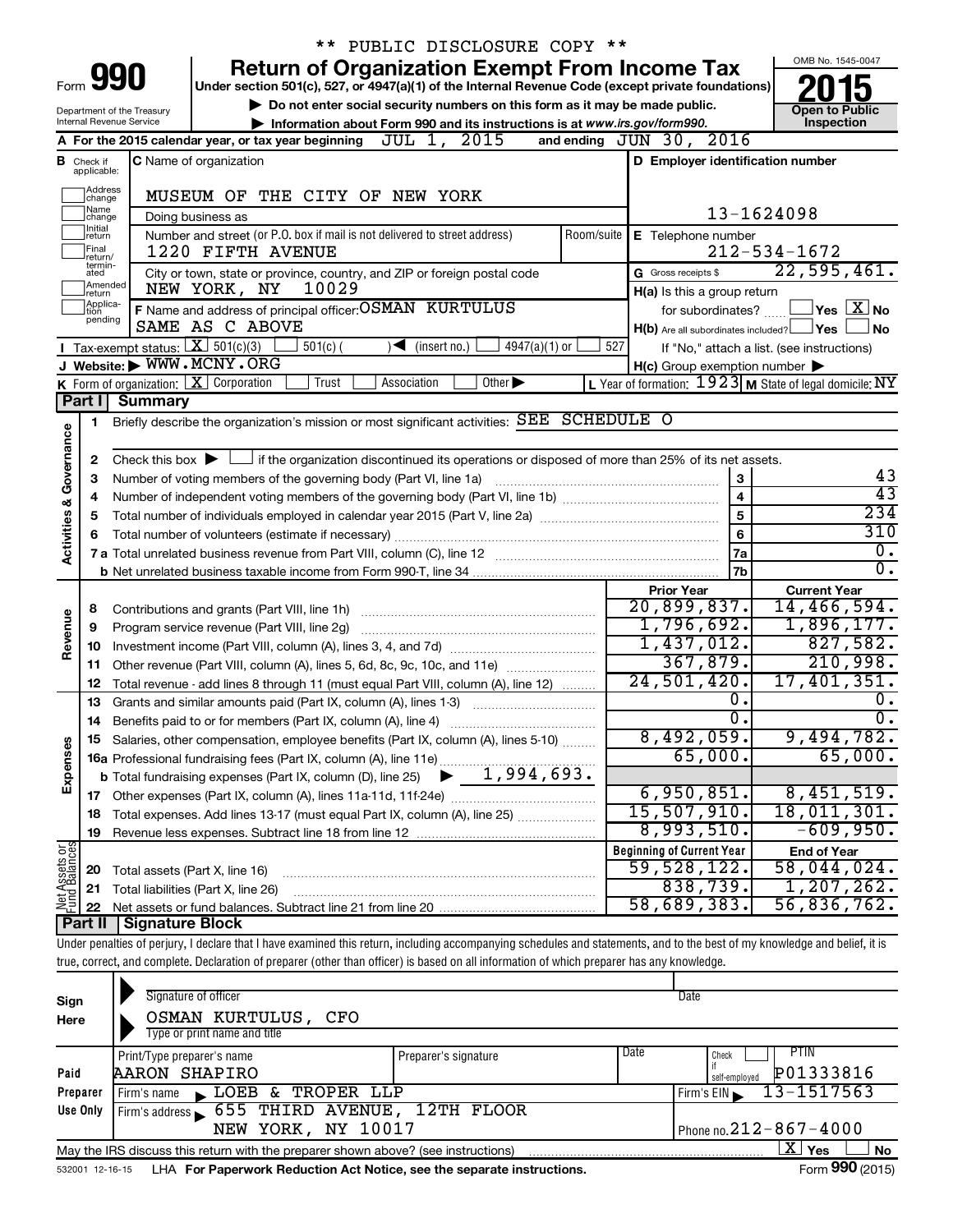\*\* PUBLIC DISCLOSURE COPY \*\*

# Form 990 — Return of Organization Exempt From Income Tax (2015)

Under section 501(c), 527, or 4947(a)(1) of the Internal Revenue Code (except private foundations)

▶ Do not enter social security numbers on this form as it may be made public.

▶ Information about Form 990 and its instructions is at www.irs.gov/form990.

Department of the Treasury
Internal Revenue Service

OMB No. 1545-0047 — **2015** — Open to Public Inspection

**A** For the 2015 calendar year, or tax year beginning JUL 1, 2015 and ending JUN 30, 2016

**B** Check if applicable: Address change / Name change / Initial return / Final return/terminated / Amended return / Application pending

**C** Name of organization: MUSEUM OF THE CITY OF NEW YORK

Doing business as:

Number and street (or P.O. box if mail is not delivered to street address): 1220 FIFTH AVENUE — Room/suite:

City or town, state or province, country, and ZIP or foreign postal code: NEW YORK, NY 10029

**D** Employer identification number: 13-1624098

**E** Telephone number: 212-534-1672

**G** Gross receipts $ 22,595,461.

**F** Name and address of principal officer: OSMAN KURTULUS, SAME AS C ABOVE

**H(a)** Is this a group return for subordinates? Yes [ ] No [X]

**H(b)** Are all subordinates included? Yes [ ] No [ ] — If "No," attach a list. (see instructions)

**H(c)** Group exemption number ▶

**I** Tax-exempt status: [X] 501(c)(3) [ ] 501(c) ( ) ◀ (insert no.) [ ] 4947(a)(1) or [ ] 527

**J** Website: ▶ WWW.MCNY.ORG

**K** Form of organization: [X] Corporation [ ] Trust [ ] Association [ ] Other ▶

**L** Year of formation: 1923 **M** State of legal domicile: NY

## Part I Summary

### Activities & Governance

1. Briefly describe the organization's mission or most significant activities: SEE SCHEDULE O
2. Check this box ▶ [ ] if the organization discontinued its operations or disposed of more than 25% of its net assets.

| | | | |
|---|---|---|---|
| 3 | Number of voting members of the governing body (Part VI, line 1a) | 3 | 43 |
| 4 | Number of independent voting members of the governing body (Part VI, line 1b) | 4 | 43 |
| 5 | Total number of individuals employed in calendar year 2015 (Part V, line 2a) | 5 | 234 |
| 6 | Total number of volunteers (estimate if necessary) | 6 | 310 |
| 7a | Total unrelated business revenue from Part VIII, column (C), line 12 | 7a | 0. |
| b | Net unrelated business taxable income from Form 990-T, line 34 | 7b | 0. |

### Revenue, Expenses, and Net Assets

| | | Prior Year | Current Year |
|---|---|---|---|
| **Revenue** | | | |
| 8 | Contributions and grants (Part VIII, line 1h) | 20,899,837. | 14,466,594. |
| 9 | Program service revenue (Part VIII, line 2g) | 1,796,692. | 1,896,177. |
| 10 | Investment income (Part VIII, column (A), lines 3, 4, and 7d) | 1,437,012. | 827,582. |
| 11 | Other revenue (Part VIII, column (A), lines 5, 6d, 8c, 9c, 10c, and 11e) | 367,879. | 210,998. |
| 12 | Total revenue - add lines 8 through 11 (must equal Part VIII, column (A), line 12) | 24,501,420. | 17,401,351. |
| **Expenses** | | | |
| 13 | Grants and similar amounts paid (Part IX, column (A), lines 1-3) | 0. | 0. |
| 14 | Benefits paid to or for members (Part IX, column (A), line 4) | 0. | 0. |
| 15 | Salaries, other compensation, employee benefits (Part IX, column (A), lines 5-10) | 8,492,059. | 9,494,782. |
| 16a | Professional fundraising fees (Part IX, column (A), line 11e) | 65,000. | 65,000. |
| b | Total fundraising expenses (Part IX, column (D), line 25) ▶ 1,994,693. | | |
| 17 | Other expenses (Part IX, column (A), lines 11a-11d, 11f-24e) | 6,950,851. | 8,451,519. |
| 18 | Total expenses. Add lines 13-17 (must equal Part IX, column (A), line 25) | 15,507,910. | 18,011,301. |
| 19 | Revenue less expenses. Subtract line 18 from line 12 | 8,993,510. | -609,950. |
| **Net Assets or Fund Balances** | | **Beginning of Current Year** | **End of Year** |
| 20 | Total assets (Part X, line 16) | 59,528,122. | 58,044,024. |
| 21 | Total liabilities (Part X, line 26) | 838,739. | 1,207,262. |
| 22 | Net assets or fund balances. Subtract line 21 from line 20 | 58,689,383. | 56,836,762. |

## Part II Signature Block

Under penalties of perjury, I declare that I have examined this return, including accompanying schedules and statements, and to the best of my knowledge and belief, it is true, correct, and complete. Declaration of preparer (other than officer) is based on all information of which preparer has any knowledge.

**Sign Here**

Signature of officer — Date

OSMAN KURTULUS, CFO
Type or print name and title

**Paid Preparer Use Only**

| Print/Type preparer's name | Preparer's signature | Date | Check if self-employed | PTIN |
|---|---|---|---|---|
| AARON SHAPIRO | | | [ ] | P01333816 |

Firm's name ▶ LOEB & TROPER LLP — Firm's EIN ▶ 13-1517563

Firm's address ▶ 655 THIRD AVENUE, 12TH FLOOR, NEW YORK, NY 10017 — Phone no. 212-867-4000

May the IRS discuss this return with the preparer shown above? (see instructions) [X] Yes [ ] No

532001 12-16-15 LHA For Paperwork Reduction Act Notice, see the separate instructions. Form **990** (2015)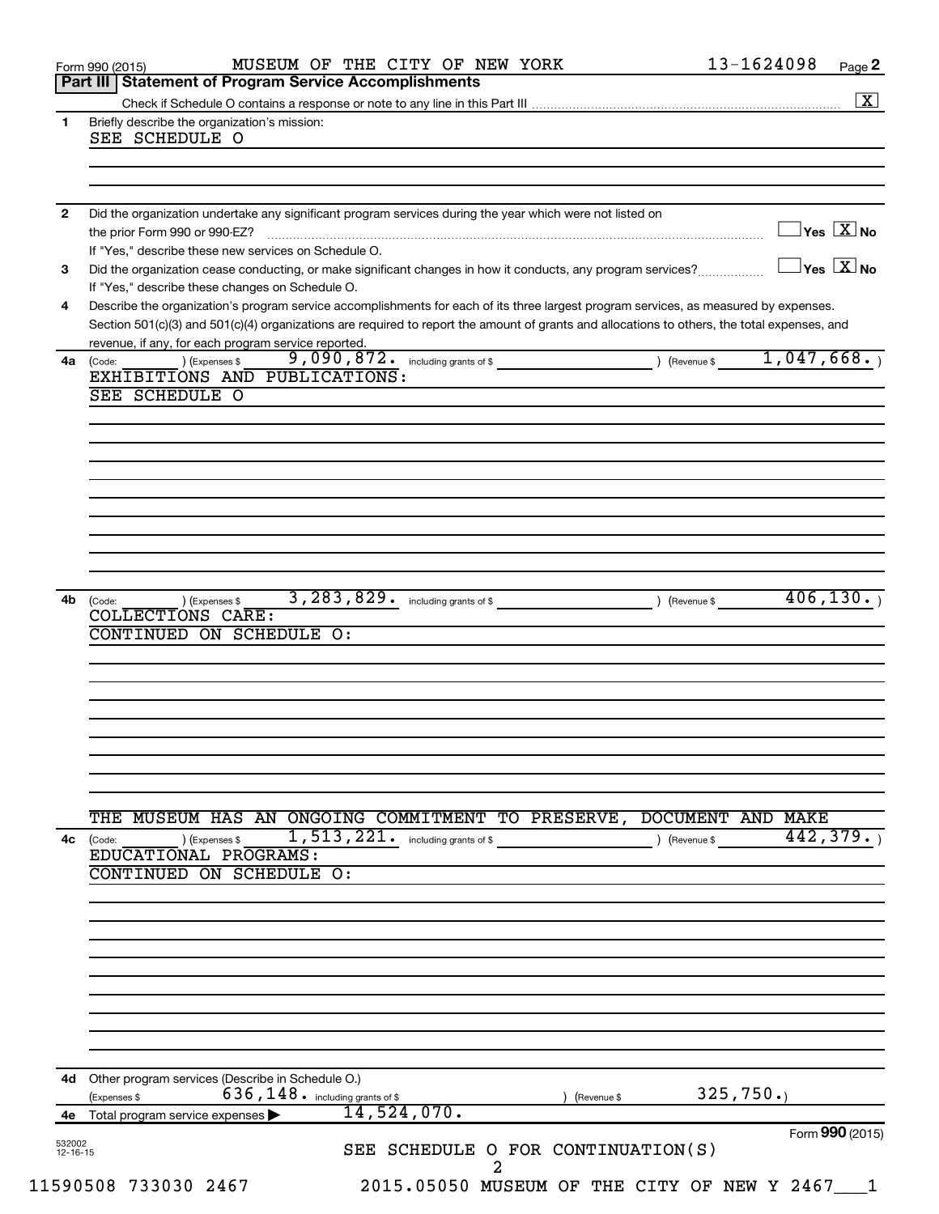Form 990 (2015) MUSEUM OF THE CITY OF NEW YORK 13-1624098 Page 2

## Part III Statement of Program Service Accomplishments

Check if Schedule O contains a response or note to any line in this Part III ☒

**1** Briefly describe the organization's mission:

SEE SCHEDULE O

**2** Did the organization undertake any significant program services during the year which were not listed on the prior Form 990 or 990-EZ? ☐ Yes ☒ No

If "Yes," describe these new services on Schedule O.

**3** Did the organization cease conducting, or make significant changes in how it conducts, any program services? ☐ Yes ☒ No

If "Yes," describe these changes on Schedule O.

**4** Describe the organization's program service accomplishments for each of its three largest program services, as measured by expenses. Section 501(c)(3) and 501(c)(4) organizations are required to report the amount of grants and allocations to others, the total expenses, and revenue, if any, for each program service reported.

**4a** (Code: ) (Expenses $ 9,090,872. including grants of $ ) (Revenue $ 1,047,668.)

EXHIBITIONS AND PUBLICATIONS:

SEE SCHEDULE O

**4b** (Code: ) (Expenses $ 3,283,829. including grants of $ ) (Revenue $ 406,130.)

COLLECTIONS CARE:

CONTINUED ON SCHEDULE O:

THE MUSEUM HAS AN ONGOING COMMITMENT TO PRESERVE, DOCUMENT AND MAKE

**4c** (Code: ) (Expenses $ 1,513,221. including grants of $ ) (Revenue $ 442,379.)

EDUCATIONAL PROGRAMS:

CONTINUED ON SCHEDULE O:

**4d** Other program services (Describe in Schedule O.)

(Expenses $ 636,148. including grants of $ ) (Revenue $ 325,750.)

**4e** Total program service expenses ▶ 14,524,070.

Form **990** (2015)

SEE SCHEDULE O FOR CONTINUATION(S)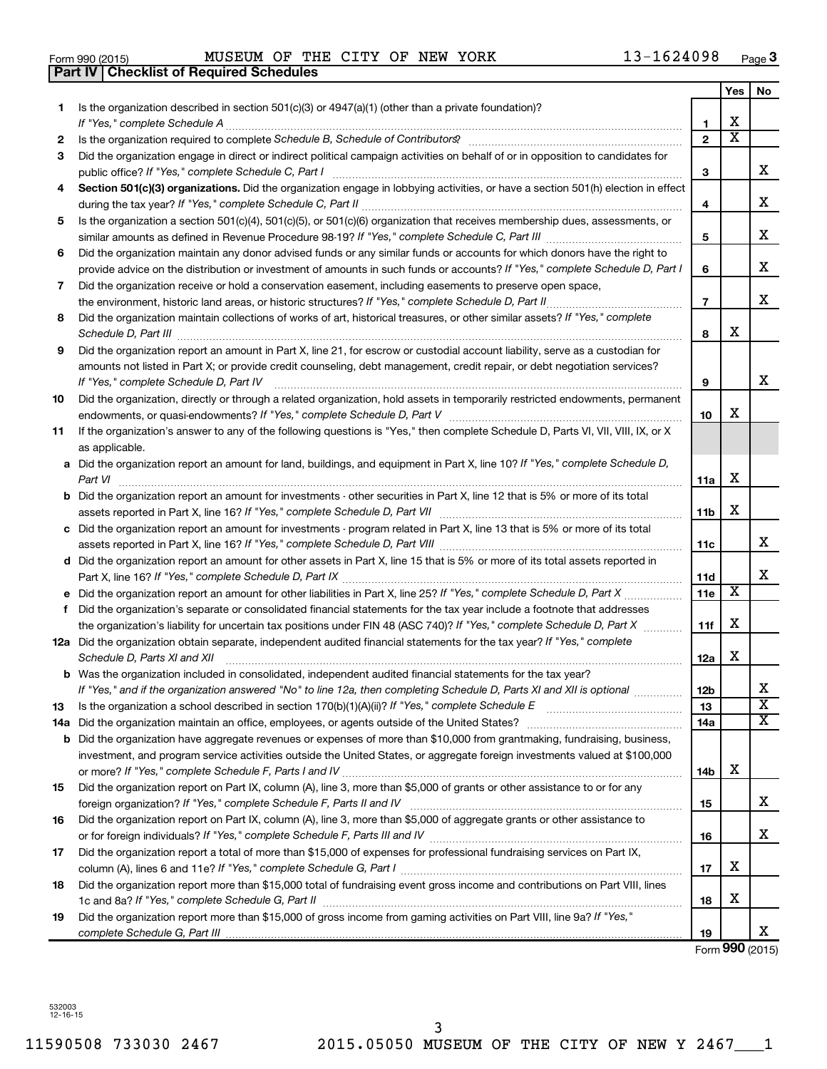Form 990 (2015) MUSEUM OF THE CITY OF NEW YORK 13-1624098 Page **3**

## Part IV | Checklist of Required Schedules

| | | | Yes | No |
|---|---|---|---|---|
| 1 | Is the organization described in section 501(c)(3) or 4947(a)(1) (other than a private foundation)? *If "Yes," complete Schedule A* | 1 | X | |
| 2 | Is the organization required to complete *Schedule B, Schedule of Contributors*? | 2 | X | |
| 3 | Did the organization engage in direct or indirect political campaign activities on behalf of or in opposition to candidates for public office? *If "Yes," complete Schedule C, Part I* | 3 | | X |
| 4 | **Section 501(c)(3) organizations.** Did the organization engage in lobbying activities, or have a section 501(h) election in effect during the tax year? *If "Yes," complete Schedule C, Part II* | 4 | | X |
| 5 | Is the organization a section 501(c)(4), 501(c)(5), or 501(c)(6) organization that receives membership dues, assessments, or similar amounts as defined in Revenue Procedure 98-19? *If "Yes," complete Schedule C, Part III* | 5 | | X |
| 6 | Did the organization maintain any donor advised funds or any similar funds or accounts for which donors have the right to provide advice on the distribution or investment of amounts in such funds or accounts? *If "Yes," complete Schedule D, Part I* | 6 | | X |
| 7 | Did the organization receive or hold a conservation easement, including easements to preserve open space, the environment, historic land areas, or historic structures? *If "Yes," complete Schedule D, Part II* | 7 | | X |
| 8 | Did the organization maintain collections of works of art, historical treasures, or other similar assets? *If "Yes," complete Schedule D, Part III* | 8 | X | |
| 9 | Did the organization report an amount in Part X, line 21, for escrow or custodial account liability, serve as a custodian for amounts not listed in Part X; or provide credit counseling, debt management, credit repair, or debt negotiation services? *If "Yes," complete Schedule D, Part IV* | 9 | | X |
| 10 | Did the organization, directly or through a related organization, hold assets in temporarily restricted endowments, permanent endowments, or quasi-endowments? *If "Yes," complete Schedule D, Part V* | 10 | X | |
| 11 | If the organization's answer to any of the following questions is "Yes," then complete Schedule D, Parts VI, VII, VIII, IX, or X as applicable. | | | |
| a | Did the organization report an amount for land, buildings, and equipment in Part X, line 10? *If "Yes," complete Schedule D, Part VI* | 11a | X | |
| b | Did the organization report an amount for investments - other securities in Part X, line 12 that is 5% or more of its total assets reported in Part X, line 16? *If "Yes," complete Schedule D, Part VII* | 11b | X | |
| c | Did the organization report an amount for investments - program related in Part X, line 13 that is 5% or more of its total assets reported in Part X, line 16? *If "Yes," complete Schedule D, Part VIII* | 11c | | X |
| d | Did the organization report an amount for other assets in Part X, line 15 that is 5% or more of its total assets reported in Part X, line 16? *If "Yes," complete Schedule D, Part IX* | 11d | | X |
| e | Did the organization report an amount for other liabilities in Part X, line 25? *If "Yes," complete Schedule D, Part X* | 11e | X | |
| f | Did the organization's separate or consolidated financial statements for the tax year include a footnote that addresses the organization's liability for uncertain tax positions under FIN 48 (ASC 740)? *If "Yes," complete Schedule D, Part X* | 11f | X | |
| 12a | Did the organization obtain separate, independent audited financial statements for the tax year? *If "Yes," complete Schedule D, Parts XI and XII* | 12a | X | |
| b | Was the organization included in consolidated, independent audited financial statements for the tax year? *If "Yes," and if the organization answered "No" to line 12a, then completing Schedule D, Parts XI and XII is optional* | 12b | | X |
| 13 | Is the organization a school described in section 170(b)(1)(A)(ii)? *If "Yes," complete Schedule E* | 13 | | X |
| 14a | Did the organization maintain an office, employees, or agents outside of the United States? | 14a | | X |
| b | Did the organization have aggregate revenues or expenses of more than $10,000 from grantmaking, fundraising, business, investment, and program service activities outside the United States, or aggregate foreign investments valued at $100,000 or more? *If "Yes," complete Schedule F, Parts I and IV* | 14b | X | |
| 15 | Did the organization report on Part IX, column (A), line 3, more than $5,000 of grants or other assistance to or for any foreign organization? *If "Yes," complete Schedule F, Parts II and IV* | 15 | | X |
| 16 | Did the organization report on Part IX, column (A), line 3, more than $5,000 of aggregate grants or other assistance to or for foreign individuals? *If "Yes," complete Schedule F, Parts III and IV* | 16 | | X |
| 17 | Did the organization report a total of more than $15,000 of expenses for professional fundraising services on Part IX, column (A), lines 6 and 11e? *If "Yes," complete Schedule G, Part I* | 17 | X | |
| 18 | Did the organization report more than $15,000 total of fundraising event gross income and contributions on Part VIII, lines 1c and 8a? *If "Yes," complete Schedule G, Part II* | 18 | X | |
| 19 | Did the organization report more than $15,000 of gross income from gaming activities on Part VIII, line 9a? *If "Yes," complete Schedule G, Part III* | 19 | | X |

Form **990** (2015)

532003 12-16-15

11590508 733030 2467 2015.05050 MUSEUM OF THE CITY OF NEW Y 2467___1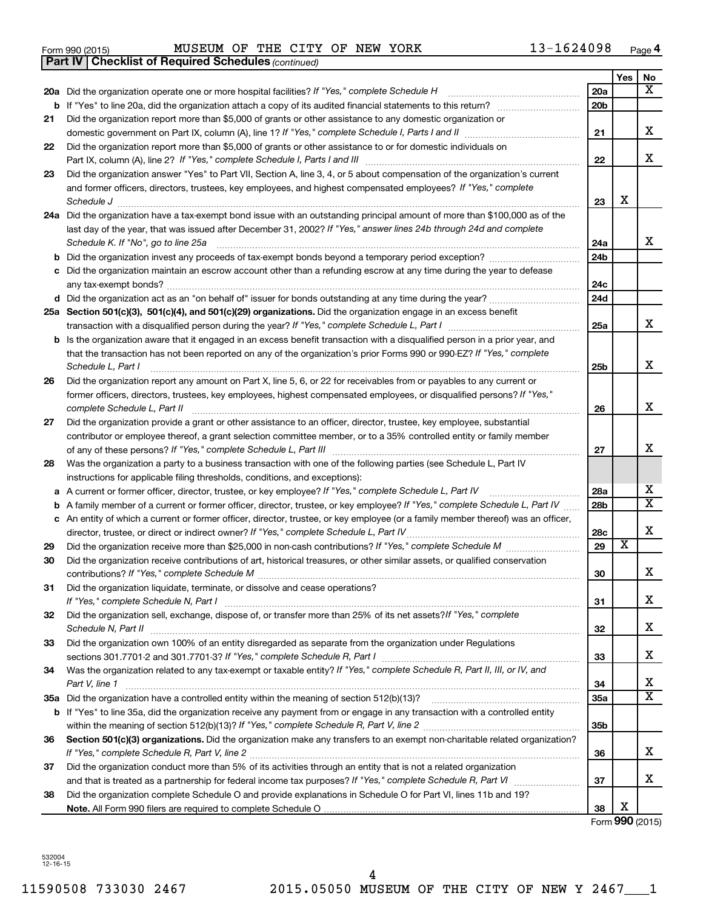Form 990 (2015) MUSEUM OF THE CITY OF NEW YORK 13-1624098 Page 4

**Part IV | Checklist of Required Schedules** *(continued)*

| | | | Yes | No |
|---|---|---|---|---|
| **20a** | Did the organization operate one or more hospital facilities? *If "Yes," complete Schedule H* | 20a | | X |
| **b** | If "Yes" to line 20a, did the organization attach a copy of its audited financial statements to this return? | 20b | | |
| **21** | Did the organization report more than $5,000 of grants or other assistance to any domestic organization or domestic government on Part IX, column (A), line 1? *If "Yes," complete Schedule I, Parts I and II* | 21 | | X |
| **22** | Did the organization report more than $5,000 of grants or other assistance to or for domestic individuals on Part IX, column (A), line 2? *If "Yes," complete Schedule I, Parts I and III* | 22 | | X |
| **23** | Did the organization answer "Yes" to Part VII, Section A, line 3, 4, or 5 about compensation of the organization's current and former officers, directors, trustees, key employees, and highest compensated employees? *If "Yes," complete Schedule J* | 23 | X | |
| **24a** | Did the organization have a tax-exempt bond issue with an outstanding principal amount of more than $100,000 as of the last day of the year, that was issued after December 31, 2002? *If "Yes," answer lines 24b through 24d and complete Schedule K. If "No", go to line 25a* | 24a | | X |
| **b** | Did the organization invest any proceeds of tax-exempt bonds beyond a temporary period exception? | 24b | | |
| **c** | Did the organization maintain an escrow account other than a refunding escrow at any time during the year to defease any tax-exempt bonds? | 24c | | |
| **d** | Did the organization act as an "on behalf of" issuer for bonds outstanding at any time during the year? | 24d | | |
| **25a** | **Section 501(c)(3), 501(c)(4), and 501(c)(29) organizations.** Did the organization engage in an excess benefit transaction with a disqualified person during the year? *If "Yes," complete Schedule L, Part I* | 25a | | X |
| **b** | Is the organization aware that it engaged in an excess benefit transaction with a disqualified person in a prior year, and that the transaction has not been reported on any of the organization's prior Forms 990 or 990-EZ? *If "Yes," complete Schedule L, Part I* | 25b | | X |
| **26** | Did the organization report any amount on Part X, line 5, 6, or 22 for receivables from or payables to any current or former officers, directors, trustees, key employees, highest compensated employees, or disqualified persons? *If "Yes," complete Schedule L, Part II* | 26 | | X |
| **27** | Did the organization provide a grant or other assistance to an officer, director, trustee, key employee, substantial contributor or employee thereof, a grant selection committee member, or to a 35% controlled entity or family member of any of these persons? *If "Yes," complete Schedule L, Part III* | 27 | | X |
| **28** | Was the organization a party to a business transaction with one of the following parties (see Schedule L, Part IV instructions for applicable filing thresholds, conditions, and exceptions): | | | |
| **a** | A current or former officer, director, trustee, or key employee? *If "Yes," complete Schedule L, Part IV* | 28a | | X |
| **b** | A family member of a current or former officer, director, trustee, or key employee? *If "Yes," complete Schedule L, Part IV* | 28b | | X |
| **c** | An entity of which a current or former officer, director, trustee, or key employee (or a family member thereof) was an officer, director, trustee, or direct or indirect owner? *If "Yes," complete Schedule L, Part IV* | 28c | | X |
| **29** | Did the organization receive more than $25,000 in non-cash contributions? *If "Yes," complete Schedule M* | 29 | X | |
| **30** | Did the organization receive contributions of art, historical treasures, or other similar assets, or qualified conservation contributions? *If "Yes," complete Schedule M* | 30 | | X |
| **31** | Did the organization liquidate, terminate, or dissolve and cease operations? *If "Yes," complete Schedule N, Part I* | 31 | | X |
| **32** | Did the organization sell, exchange, dispose of, or transfer more than 25% of its net assets? *If "Yes," complete Schedule N, Part II* | 32 | | X |
| **33** | Did the organization own 100% of an entity disregarded as separate from the organization under Regulations sections 301.7701-2 and 301.7701-3? *If "Yes," complete Schedule R, Part I* | 33 | | X |
| **34** | Was the organization related to any tax-exempt or taxable entity? *If "Yes," complete Schedule R, Part II, III, or IV, and Part V, line 1* | 34 | | X |
| **35a** | Did the organization have a controlled entity within the meaning of section 512(b)(13)? | 35a | | X |
| **b** | If "Yes" to line 35a, did the organization receive any payment from or engage in any transaction with a controlled entity within the meaning of section 512(b)(13)? *If "Yes," complete Schedule R, Part V, line 2* | 35b | | |
| **36** | **Section 501(c)(3) organizations.** Did the organization make any transfers to an exempt non-charitable related organization? *If "Yes," complete Schedule R, Part V, line 2* | 36 | | X |
| **37** | Did the organization conduct more than 5% of its activities through an entity that is not a related organization and that is treated as a partnership for federal income tax purposes? *If "Yes," complete Schedule R, Part VI* | 37 | | X |
| **38** | Did the organization complete Schedule O and provide explanations in Schedule O for Part VI, lines 11b and 19? **Note.** All Form 990 filers are required to complete Schedule O | 38 | X | |

Form **990** (2015)

532004 12-16-15

11590508 733030 2467 2015.05050 MUSEUM OF THE CITY OF NEW Y 2467___1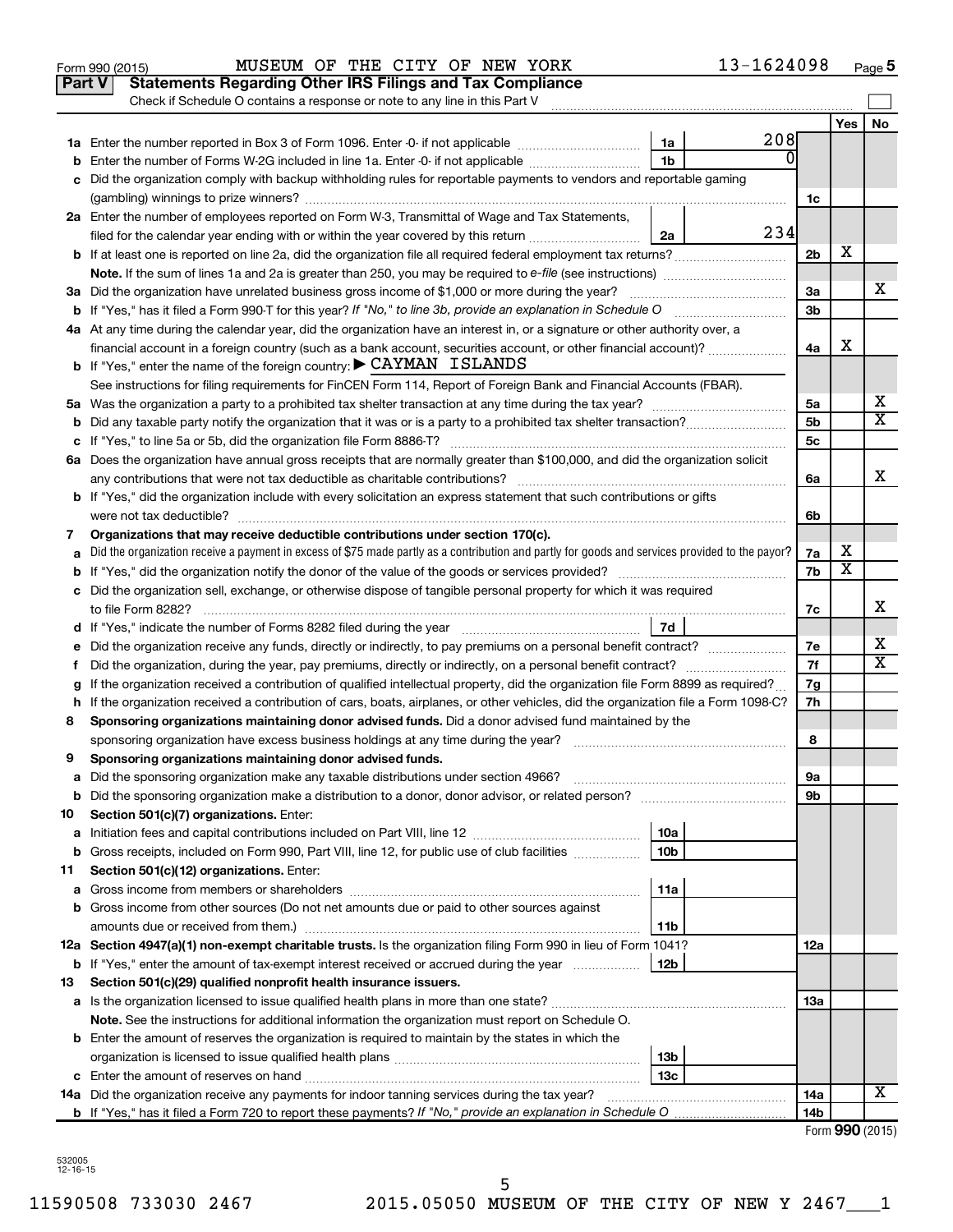Form 990 (2015) MUSEUM OF THE CITY OF NEW YORK 13-1624098 Page 5

## Part V Statements Regarding Other IRS Filings and Tax Compliance

Check if Schedule O contains a response or note to any line in this Part V

| | | | | | Yes | No |
|---|---|---|---|---|---|---|
| 1a | Enter the number reported in Box 3 of Form 1096. Enter -0- if not applicable | 1a | 208 | | | |
| b | Enter the number of Forms W-2G included in line 1a. Enter -0- if not applicable | 1b | 0 | | | |
| c | Did the organization comply with backup withholding rules for reportable payments to vendors and reportable gaming (gambling) winnings to prize winners? | | | 1c | | |
| 2a | Enter the number of employees reported on Form W-3, Transmittal of Wage and Tax Statements, filed for the calendar year ending with or within the year covered by this return | 2a | 234 | | | |
| b | If at least one is reported on line 2a, did the organization file all required federal employment tax returns? | | | 2b | X | |
| | **Note.** If the sum of lines 1a and 2a is greater than 250, you may be required to *e-file* (see instructions) | | | | | |
| 3a | Did the organization have unrelated business gross income of $1,000 or more during the year? | | | 3a | | X |
| b | If "Yes," has it filed a Form 990-T for this year? *If "No," to line 3b, provide an explanation in Schedule O* | | | 3b | | |
| 4a | At any time during the calendar year, did the organization have an interest in, or a signature or other authority over, a financial account in a foreign country (such as a bank account, securities account, or other financial account)? | | | 4a | X | |
| b | If "Yes," enter the name of the foreign country: ▶ CAYMAN ISLANDS | | | | | |
| | See instructions for filing requirements for FinCEN Form 114, Report of Foreign Bank and Financial Accounts (FBAR). | | | | | |
| 5a | Was the organization a party to a prohibited tax shelter transaction at any time during the tax year? | | | 5a | | X |
| b | Did any taxable party notify the organization that it was or is a party to a prohibited tax shelter transaction? | | | 5b | | X |
| c | If "Yes," to line 5a or 5b, did the organization file Form 8886-T? | | | 5c | | |
| 6a | Does the organization have annual gross receipts that are normally greater than $100,000, and did the organization solicit any contributions that were not tax deductible as charitable contributions? | | | 6a | | X |
| b | If "Yes," did the organization include with every solicitation an express statement that such contributions or gifts were not tax deductible? | | | 6b | | |
| 7 | **Organizations that may receive deductible contributions under section 170(c).** | | | | | |
| a | Did the organization receive a payment in excess of $75 made partly as a contribution and partly for goods and services provided to the payor? | | | 7a | X | |
| b | If "Yes," did the organization notify the donor of the value of the goods or services provided? | | | 7b | X | |
| c | Did the organization sell, exchange, or otherwise dispose of tangible personal property for which it was required to file Form 8282? | | | 7c | | X |
| d | If "Yes," indicate the number of Forms 8282 filed during the year | 7d | | | | |
| e | Did the organization receive any funds, directly or indirectly, to pay premiums on a personal benefit contract? | | | 7e | | X |
| f | Did the organization, during the year, pay premiums, directly or indirectly, on a personal benefit contract? | | | 7f | | X |
| g | If the organization received a contribution of qualified intellectual property, did the organization file Form 8899 as required? | | | 7g | | |
| h | If the organization received a contribution of cars, boats, airplanes, or other vehicles, did the organization file a Form 1098-C? | | | 7h | | |
| 8 | **Sponsoring organizations maintaining donor advised funds.** Did a donor advised fund maintained by the sponsoring organization have excess business holdings at any time during the year? | | | 8 | | |
| 9 | **Sponsoring organizations maintaining donor advised funds.** | | | | | |
| a | Did the sponsoring organization make any taxable distributions under section 4966? | | | 9a | | |
| b | Did the sponsoring organization make a distribution to a donor, donor advisor, or related person? | | | 9b | | |
| 10 | **Section 501(c)(7) organizations.** Enter: | | | | | |
| a | Initiation fees and capital contributions included on Part VIII, line 12 | 10a | | | | |
| b | Gross receipts, included on Form 990, Part VIII, line 12, for public use of club facilities | 10b | | | | |
| 11 | **Section 501(c)(12) organizations.** Enter: | | | | | |
| a | Gross income from members or shareholders | 11a | | | | |
| b | Gross income from other sources (Do not net amounts due or paid to other sources against amounts due or received from them.) | 11b | | | | |
| 12a | **Section 4947(a)(1) non-exempt charitable trusts.** Is the organization filing Form 990 in lieu of Form 1041? | | | 12a | | |
| b | If "Yes," enter the amount of tax-exempt interest received or accrued during the year | 12b | | | | |
| 13 | **Section 501(c)(29) qualified nonprofit health insurance issuers.** | | | | | |
| a | Is the organization licensed to issue qualified health plans in more than one state? | | | 13a | | |
| | **Note.** See the instructions for additional information the organization must report on Schedule O. | | | | | |
| b | Enter the amount of reserves the organization is required to maintain by the states in which the organization is licensed to issue qualified health plans | 13b | | | | |
| c | Enter the amount of reserves on hand | 13c | | | | |
| 14a | Did the organization receive any payments for indoor tanning services during the tax year? | | | 14a | | X |
| b | If "Yes," has it filed a Form 720 to report these payments? *If "No," provide an explanation in Schedule O* | | | 14b | | |

Form **990** (2015)

532005 12-16-15

11590508 733030 2467 2015.05050 MUSEUM OF THE CITY OF NEW Y 2467___1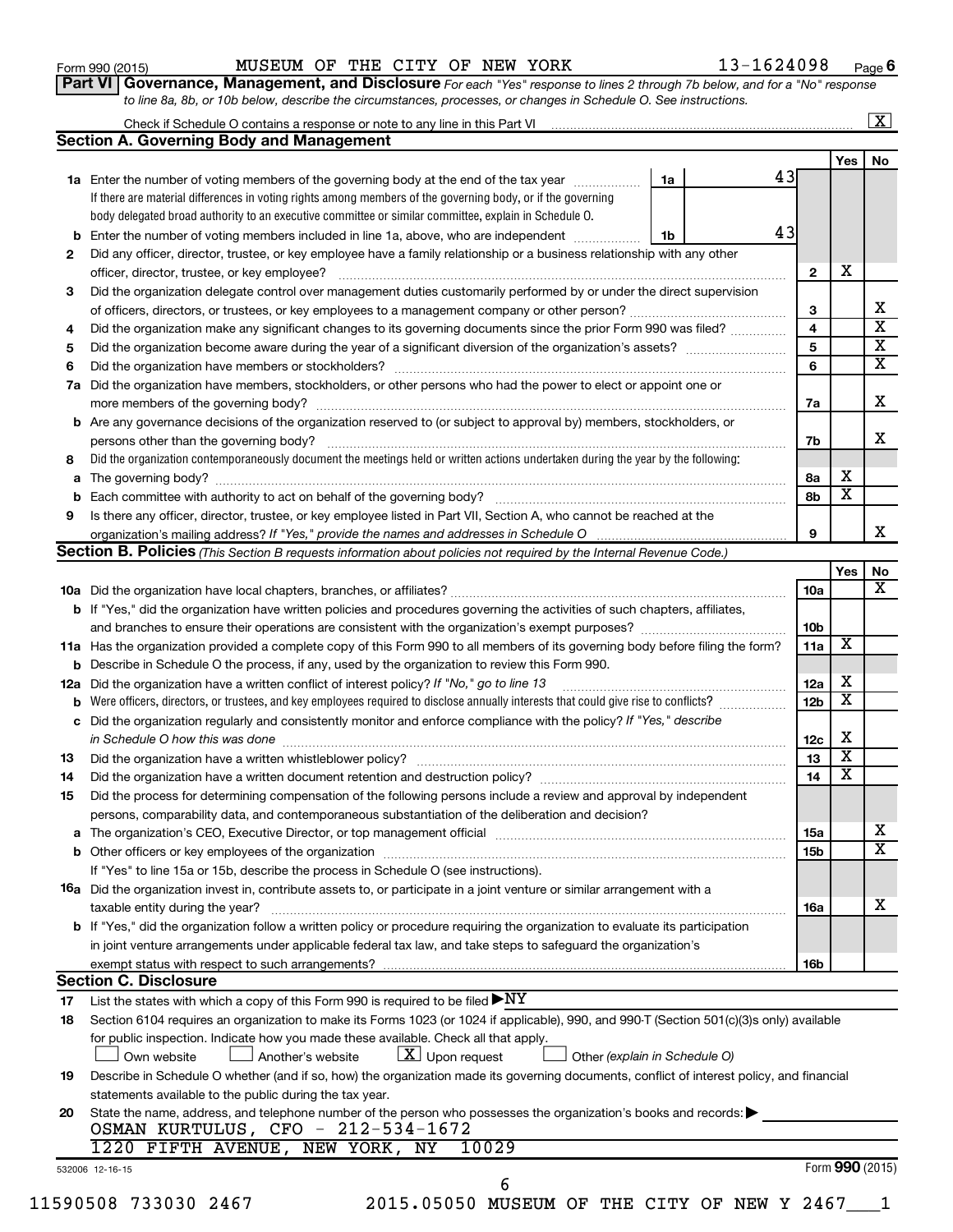Form 990 (2015) MUSEUM OF THE CITY OF NEW YORK 13-1624098 Page 6

**Part VI Governance, Management, and Disclosure** *For each "Yes" response to lines 2 through 7b below, and for a "No" response to line 8a, 8b, or 10b below, describe the circumstances, processes, or changes in Schedule O. See instructions.*

Check if Schedule O contains a response or note to any line in this Part VI [X]

**Section A. Governing Body and Management**

| | | | Yes | No |
|---|---|---|---|---|
| 1a | Enter the number of voting members of the governing body at the end of the tax year — 1a: 43. If there are material differences in voting rights among members of the governing body, or if the governing body delegated broad authority to an executive committee or similar committee, explain in Schedule O. | | | |
| b | Enter the number of voting members included in line 1a, above, who are independent — 1b: 43 | | | |
| 2 | Did any officer, director, trustee, or key employee have a family relationship or a business relationship with any other officer, director, trustee, or key employee? | 2 | X | |
| 3 | Did the organization delegate control over management duties customarily performed by or under the direct supervision of officers, directors, or trustees, or key employees to a management company or other person? | 3 | | X |
| 4 | Did the organization make any significant changes to its governing documents since the prior Form 990 was filed? | 4 | | X |
| 5 | Did the organization become aware during the year of a significant diversion of the organization's assets? | 5 | | X |
| 6 | Did the organization have members or stockholders? | 6 | | X |
| 7a | Did the organization have members, stockholders, or other persons who had the power to elect or appoint one or more members of the governing body? | 7a | | X |
| b | Are any governance decisions of the organization reserved to (or subject to approval by) members, stockholders, or persons other than the governing body? | 7b | | X |
| 8 | Did the organization contemporaneously document the meetings held or written actions undertaken during the year by the following: | | | |
| a | The governing body? | 8a | X | |
| b | Each committee with authority to act on behalf of the governing body? | 8b | X | |
| 9 | Is there any officer, director, trustee, or key employee listed in Part VII, Section A, who cannot be reached at the organization's mailing address? *If "Yes," provide the names and addresses in Schedule O* | 9 | | X |

**Section B. Policies** *(This Section B requests information about policies not required by the Internal Revenue Code.)*

| | | | Yes | No |
|---|---|---|---|---|
| 10a | Did the organization have local chapters, branches, or affiliates? | 10a | | X |
| b | If "Yes," did the organization have written policies and procedures governing the activities of such chapters, affiliates, and branches to ensure their operations are consistent with the organization's exempt purposes? | 10b | | |
| 11a | Has the organization provided a complete copy of this Form 990 to all members of its governing body before filing the form? | 11a | X | |
| b | Describe in Schedule O the process, if any, used by the organization to review this Form 990. | | | |
| 12a | Did the organization have a written conflict of interest policy? *If "No," go to line 13* | 12a | X | |
| b | Were officers, directors, or trustees, and key employees required to disclose annually interests that could give rise to conflicts? | 12b | X | |
| c | Did the organization regularly and consistently monitor and enforce compliance with the policy? *If "Yes," describe in Schedule O how this was done* | 12c | X | |
| 13 | Did the organization have a written whistleblower policy? | 13 | X | |
| 14 | Did the organization have a written document retention and destruction policy? | 14 | X | |
| 15 | Did the process for determining compensation of the following persons include a review and approval by independent persons, comparability data, and contemporaneous substantiation of the deliberation and decision? | | | |
| a | The organization's CEO, Executive Director, or top management official | 15a | | X |
| b | Other officers or key employees of the organization | 15b | | X |
| | If "Yes" to line 15a or 15b, describe the process in Schedule O (see instructions). | | | |
| 16a | Did the organization invest in, contribute assets to, or participate in a joint venture or similar arrangement with a taxable entity during the year? | 16a | | X |
| b | If "Yes," did the organization follow a written policy or procedure requiring the organization to evaluate its participation in joint venture arrangements under applicable federal tax law, and take steps to safeguard the organization's exempt status with respect to such arrangements? | 16b | | |

**Section C. Disclosure**

17 List the states with which a copy of this Form 990 is required to be filed ▶NY

18 Section 6104 requires an organization to make its Forms 1023 (or 1024 if applicable), 990, and 990-T (Section 501(c)(3)s only) available for public inspection. Indicate how you made these available. Check all that apply.
[ ] Own website [ ] Another's website [X] Upon request [ ] Other *(explain in Schedule O)*

19 Describe in Schedule O whether (and if so, how) the organization made its governing documents, conflict of interest policy, and financial statements available to the public during the tax year.

20 State the name, address, and telephone number of the person who possesses the organization's books and records: ▶
OSMAN KURTULUS, CFO - 212-534-1672
1220 FIFTH AVENUE, NEW YORK, NY 10029

532006 12-16-15 Form **990** (2015)

11590508 733030 2467 2015.05050 MUSEUM OF THE CITY OF NEW Y 2467___1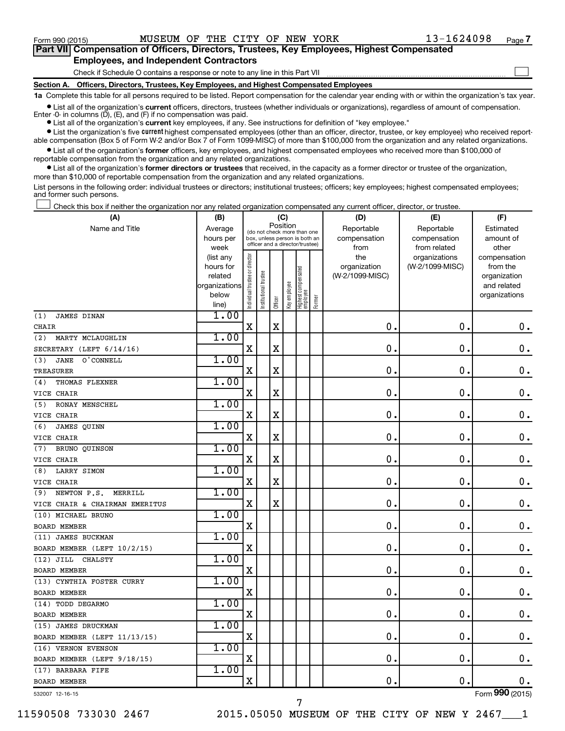Form 990 (2015) MUSEUM OF THE CITY OF NEW YORK 13-1624098 Page 7

**Part VII Compensation of Officers, Directors, Trustees, Key Employees, Highest Compensated Employees, and Independent Contractors**

Check if Schedule O contains a response or note to any line in this Part VII ☐

**Section A. Officers, Directors, Trustees, Key Employees, and Highest Compensated Employees**

**1a** Complete this table for all persons required to be listed. Report compensation for the calendar year ending with or within the organization's tax year.

- List all of the organization's **current** officers, directors, trustees (whether individuals or organizations), regardless of amount of compensation. Enter -0- in columns (D), (E), and (F) if no compensation was paid.
- List all of the organization's **current** key employees, if any. See instructions for definition of "key employee."
- List the organization's five **current** highest compensated employees (other than an officer, director, trustee, or key employee) who received reportable compensation (Box 5 of Form W-2 and/or Box 7 of Form 1099-MISC) of more than $100,000 from the organization and any related organizations.
- List all of the organization's **former** officers, key employees, and highest compensated employees who received more than $100,000 of reportable compensation from the organization and any related organizations.
- List all of the organization's **former directors or trustees** that received, in the capacity as a former director or trustee of the organization, more than $10,000 of reportable compensation from the organization and any related organizations.

List persons in the following order: individual trustees or directors; institutional trustees; officers; key employees; highest compensated employees; and former such persons.

☐ Check this box if neither the organization nor any related organization compensated any current officer, director, or trustee.

| (A) Name and Title | (B) Average hours per week (list any hours for related organizations below line) | (C) Position: Individual trustee or director | Institutional trustee | Officer | Key employee | Highest compensated employee | Former | (D) Reportable compensation from the organization (W-2/1099-MISC) | (E) Reportable compensation from related organizations (W-2/1099-MISC) | (F) Estimated amount of other compensation from the organization and related organizations |
|---|---|---|---|---|---|---|---|---|---|---|
| (1) JAMES DINAN<br>CHAIR | 1.00 | X | | X | | | | 0. | 0. | 0. |
| (2) MARTY MCLAUGHLIN<br>SECRETARY (LEFT 6/14/16) | 1.00 | X | | X | | | | 0. | 0. | 0. |
| (3) JANE O'CONNELL<br>TREASURER | 1.00 | X | | X | | | | 0. | 0. | 0. |
| (4) THOMAS FLEXNER<br>VICE CHAIR | 1.00 | X | | X | | | | 0. | 0. | 0. |
| (5) RONAY MENSCHEL<br>VICE CHAIR | 1.00 | X | | X | | | | 0. | 0. | 0. |
| (6) JAMES QUINN<br>VICE CHAIR | 1.00 | X | | X | | | | 0. | 0. | 0. |
| (7) BRUNO QUINSON<br>VICE CHAIR | 1.00 | X | | X | | | | 0. | 0. | 0. |
| (8) LARRY SIMON<br>VICE CHAIR | 1.00 | X | | X | | | | 0. | 0. | 0. |
| (9) NEWTON P.S. MERRILL<br>VICE CHAIR & CHAIRMAN EMERITUS | 1.00 | X | | X | | | | 0. | 0. | 0. |
| (10) MICHAEL BRUNO<br>BOARD MEMBER | 1.00 | X | | | | | | 0. | 0. | 0. |
| (11) JAMES BUCKMAN<br>BOARD MEMBER (LEFT 10/2/15) | 1.00 | X | | | | | | 0. | 0. | 0. |
| (12) JILL CHALSTY<br>BOARD MEMBER | 1.00 | X | | | | | | 0. | 0. | 0. |
| (13) CYNTHIA FOSTER CURRY<br>BOARD MEMBER | 1.00 | X | | | | | | 0. | 0. | 0. |
| (14) TODD DEGARMO<br>BOARD MEMBER | 1.00 | X | | | | | | 0. | 0. | 0. |
| (15) JAMES DRUCKMAN<br>BOARD MEMBER (LEFT 11/13/15) | 1.00 | X | | | | | | 0. | 0. | 0. |
| (16) VERNON EVENSON<br>BOARD MEMBER (LEFT 9/18/15) | 1.00 | X | | | | | | 0. | 0. | 0. |
| (17) BARBARA FIFE<br>BOARD MEMBER | 1.00 | X | | | | | | 0. | 0. | 0. |

532007 12-16-15 Form 990 (2015)

11590508 733030 2467 2015.05050 MUSEUM OF THE CITY OF NEW Y 2467___1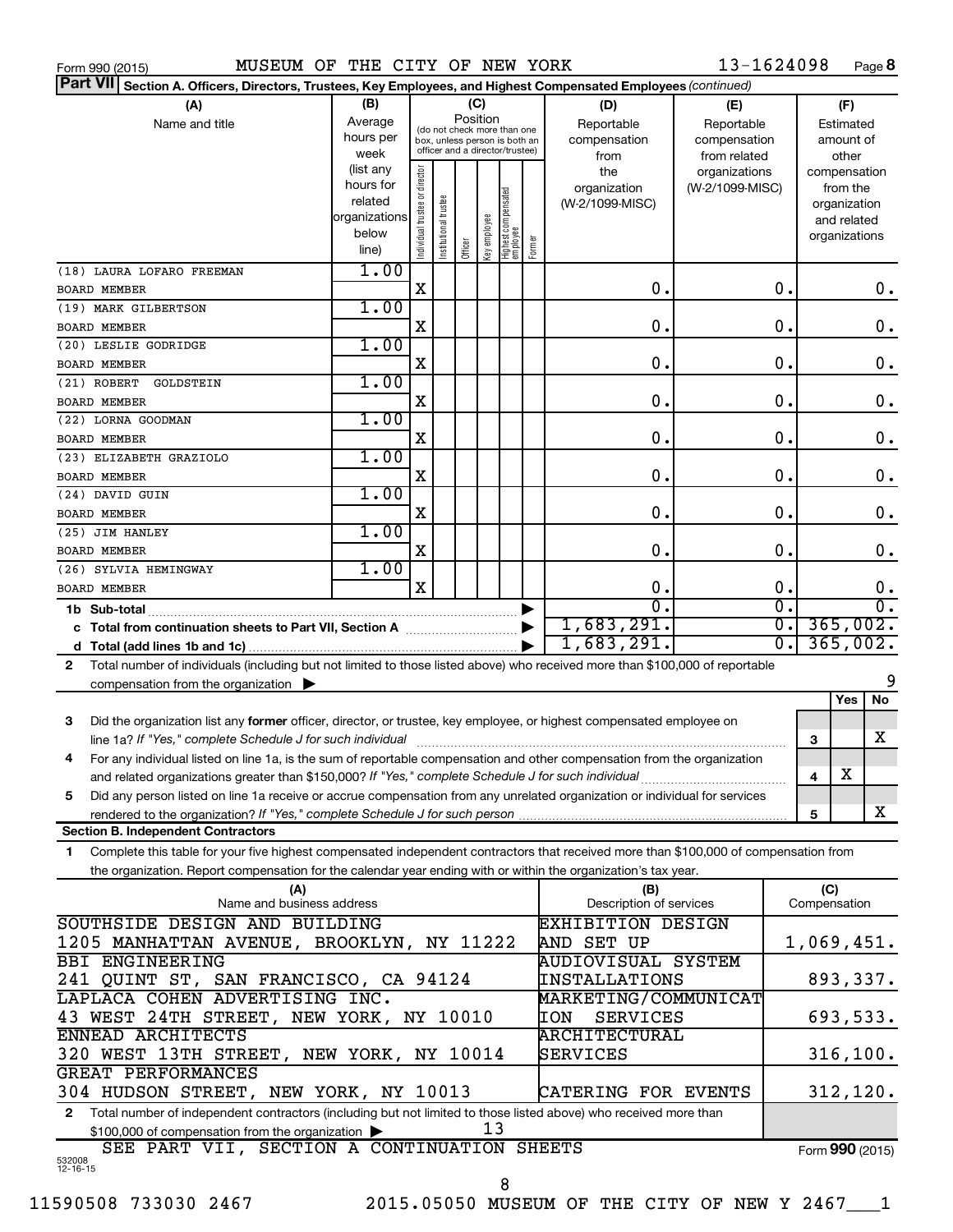Form 990 (2015) MUSEUM OF THE CITY OF NEW YORK 13-1624098 Page **8**

**Part VII Section A. Officers, Directors, Trustees, Key Employees, and Highest Compensated Employees** *(continued)*

| (A) Name and title | (B) Average hours per week (list any hours for related organizations below line) | (C) Position: Individual trustee or director | Institutional trustee | Officer | Key employee | Highest compensated employee | Former | (D) Reportable compensation from the organization (W-2/1099-MISC) | (E) Reportable compensation from related organizations (W-2/1099-MISC) | (F) Estimated amount of other compensation from the organization and related organizations |
|---|---|---|---|---|---|---|---|---|---|---|
| (18) LAURA LOFARO FREEMAN<br>BOARD MEMBER | 1.00 | X | | | | | | 0. | 0. | 0. |
| (19) MARK GILBERTSON<br>BOARD MEMBER | 1.00 | X | | | | | | 0. | 0. | 0. |
| (20) LESLIE GODRIDGE<br>BOARD MEMBER | 1.00 | X | | | | | | 0. | 0. | 0. |
| (21) ROBERT GOLDSTEIN<br>BOARD MEMBER | 1.00 | X | | | | | | 0. | 0. | 0. |
| (22) LORNA GOODMAN<br>BOARD MEMBER | 1.00 | X | | | | | | 0. | 0. | 0. |
| (23) ELIZABETH GRAZIOLO<br>BOARD MEMBER | 1.00 | X | | | | | | 0. | 0. | 0. |
| (24) DAVID GUIN<br>BOARD MEMBER | 1.00 | X | | | | | | 0. | 0. | 0. |
| (25) JIM HANLEY<br>BOARD MEMBER | 1.00 | X | | | | | | 0. | 0. | 0. |
| (26) SYLVIA HEMINGWAY<br>BOARD MEMBER | 1.00 | X | | | | | | 0. | 0. | 0. |
| **1b Sub-total** | | | | | | | | 0. | 0. | 0. |
| **c Total from continuation sheets to Part VII, Section A** | | | | | | | | 1,683,291. | 0. | 365,002. |
| **d Total (add lines 1b and 1c)** | | | | | | | | 1,683,291. | 0. | 365,002. |

**2** Total number of individuals (including but not limited to those listed above) who received more than $100,000 of reportable compensation from the organization ▶ 9

| | | | Yes | No |
|---|---|---|---|---|
| **3** | Did the organization list any **former** officer, director, or trustee, key employee, or highest compensated employee on line 1a? *If "Yes," complete Schedule J for such individual* | 3 | | X |
| **4** | For any individual listed on line 1a, is the sum of reportable compensation and other compensation from the organization and related organizations greater than $150,000? *If "Yes," complete Schedule J for such individual* | 4 | X | |
| **5** | Did any person listed on line 1a receive or accrue compensation from any unrelated organization or individual for services rendered to the organization? *If "Yes," complete Schedule J for such person* | 5 | | X |

**Section B. Independent Contractors**

**1** Complete this table for your five highest compensated independent contractors that received more than $100,000 of compensation from the organization. Report compensation for the calendar year ending with or within the organization's tax year.

| (A) Name and business address | (B) Description of services | (C) Compensation |
|---|---|---|
| SOUTHSIDE DESIGN AND BUILDING<br>1205 MANHATTAN AVENUE, BROOKLYN, NY 11222 | EXHIBITION DESIGN AND SET UP | 1,069,451. |
| BBI ENGINEERING<br>241 QUINT ST, SAN FRANCISCO, CA 94124 | AUDIOVISUAL SYSTEM INSTALLATIONS | 893,337. |
| LAPLACA COHEN ADVERTISING INC.<br>43 WEST 24TH STREET, NEW YORK, NY 10010 | MARKETING/COMMUNICATION SERVICES | 693,533. |
| ENNEAD ARCHITECTS<br>320 WEST 13TH STREET, NEW YORK, NY 10014 | ARCHITECTURAL SERVICES | 316,100. |
| GREAT PERFORMANCES<br>304 HUDSON STREET, NEW YORK, NY 10013 | CATERING FOR EVENTS | 312,120. |

**2** Total number of independent contractors (including but not limited to those listed above) who received more than $100,000 of compensation from the organization ▶ 13

SEE PART VII, SECTION A CONTINUATION SHEETS

Form **990** (2015)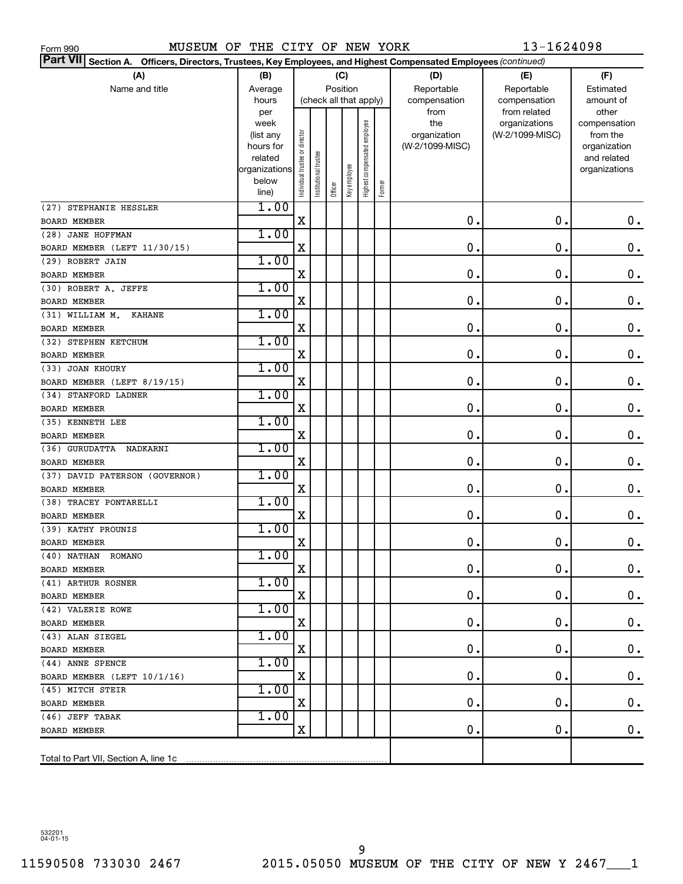Form 990 MUSEUM OF THE CITY OF NEW YORK 13-1624098

**Part VII** Section A. Officers, Directors, Trustees, Key Employees, and Highest Compensated Employees *(continued)*

| (A) Name and title | (B) Average hours per week (list any hours for related organizations below line) | (C) Position (check all that apply): Individual trustee or director | Institutional trustee | Officer | Key employee | Highest compensated employee | Former | (D) Reportable compensation from the organization (W-2/1099-MISC) | (E) Reportable compensation from related organizations (W-2/1099-MISC) | (F) Estimated amount of other compensation from the organization and related organizations |
|---|---|---|---|---|---|---|---|---|---|---|
| (27) STEPHANIE HESSLER<br>BOARD MEMBER | 1.00 | X | | | | | | 0. | 0. | 0. |
| (28) JANE HOFFMAN<br>BOARD MEMBER (LEFT 11/30/15) | 1.00 | X | | | | | | 0. | 0. | 0. |
| (29) ROBERT JAIN<br>BOARD MEMBER | 1.00 | X | | | | | | 0. | 0. | 0. |
| (30) ROBERT A. JEFFE<br>BOARD MEMBER | 1.00 | X | | | | | | 0. | 0. | 0. |
| (31) WILLIAM M. KAHANE<br>BOARD MEMBER | 1.00 | X | | | | | | 0. | 0. | 0. |
| (32) STEPHEN KETCHUM<br>BOARD MEMBER | 1.00 | X | | | | | | 0. | 0. | 0. |
| (33) JOAN KHOURY<br>BOARD MEMBER (LEFT 8/19/15) | 1.00 | X | | | | | | 0. | 0. | 0. |
| (34) STANFORD LADNER<br>BOARD MEMBER | 1.00 | X | | | | | | 0. | 0. | 0. |
| (35) KENNETH LEE<br>BOARD MEMBER | 1.00 | X | | | | | | 0. | 0. | 0. |
| (36) GURUDATTA NADKARNI<br>BOARD MEMBER | 1.00 | X | | | | | | 0. | 0. | 0. |
| (37) DAVID PATERSON (GOVERNOR)<br>BOARD MEMBER | 1.00 | X | | | | | | 0. | 0. | 0. |
| (38) TRACEY PONTARELLI<br>BOARD MEMBER | 1.00 | X | | | | | | 0. | 0. | 0. |
| (39) KATHY PROUNIS<br>BOARD MEMBER | 1.00 | X | | | | | | 0. | 0. | 0. |
| (40) NATHAN ROMANO<br>BOARD MEMBER | 1.00 | X | | | | | | 0. | 0. | 0. |
| (41) ARTHUR ROSNER<br>BOARD MEMBER | 1.00 | X | | | | | | 0. | 0. | 0. |
| (42) VALERIE ROWE<br>BOARD MEMBER | 1.00 | X | | | | | | 0. | 0. | 0. |
| (43) ALAN SIEGEL<br>BOARD MEMBER | 1.00 | X | | | | | | 0. | 0. | 0. |
| (44) ANNE SPENCE<br>BOARD MEMBER (LEFT 10/1/16) | 1.00 | X | | | | | | 0. | 0. | 0. |
| (45) MITCH STEIR<br>BOARD MEMBER | 1.00 | X | | | | | | 0. | 0. | 0. |
| (46) JEFF TABAK<br>BOARD MEMBER | 1.00 | X | | | | | | 0. | 0. | 0. |
| Total to Part VII, Section A, line 1c | | | | | | | | | | |

532201
04-01-15

11590508 733030 2467 2015.05050 MUSEUM OF THE CITY OF NEW Y 2467___1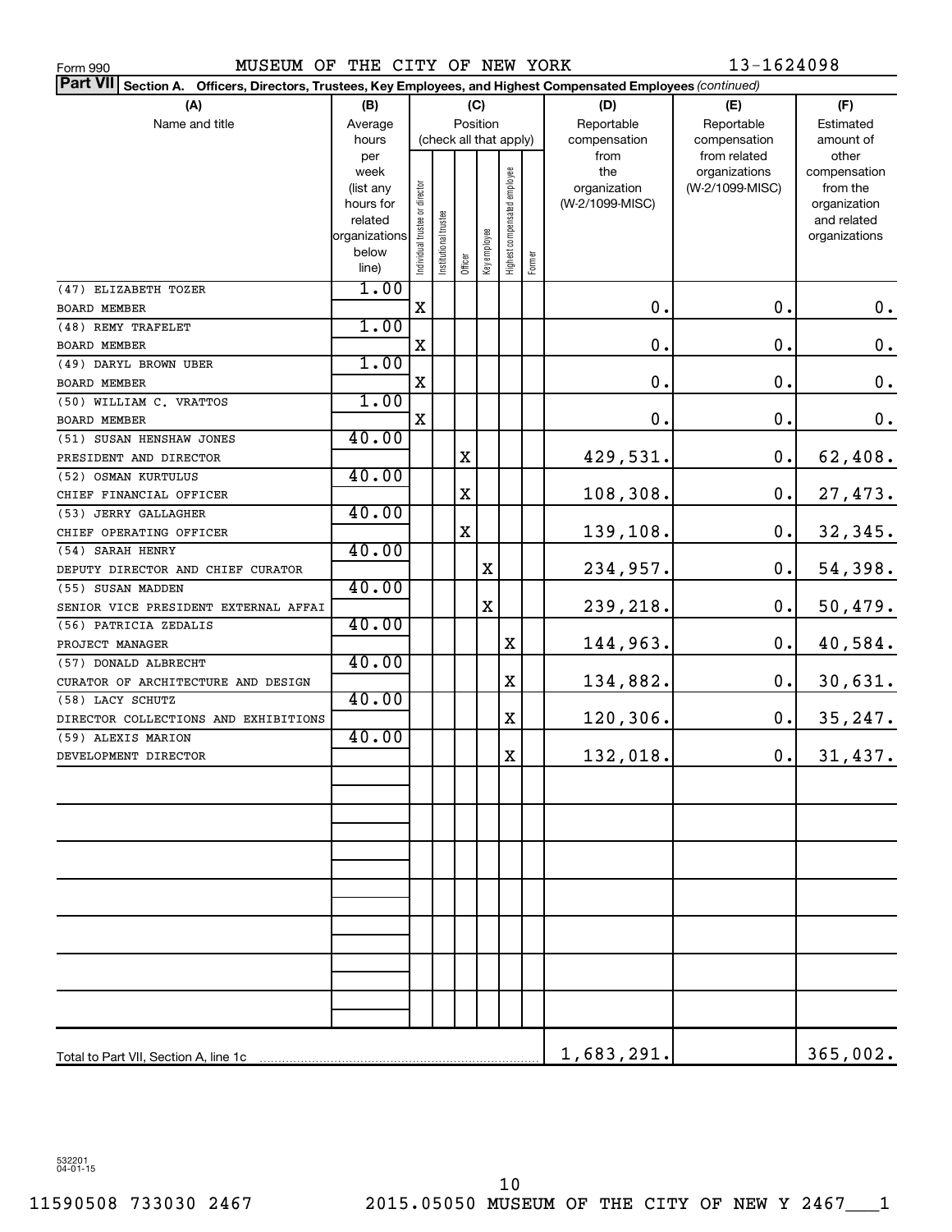Form 990 MUSEUM OF THE CITY OF NEW YORK 13-1624098

**Part VII Section A. Officers, Directors, Trustees, Key Employees, and Highest Compensated Employees** *(continued)*

| (A) Name and title | (B) Average hours per week (list any hours for related organizations below line) | (C) Position (check all that apply): Individual trustee or director | Institutional trustee | Officer | Key employee | Highest compensated employee | Former | (D) Reportable compensation from the organization (W-2/1099-MISC) | (E) Reportable compensation from related organizations (W-2/1099-MISC) | (F) Estimated amount of other compensation from the organization and related organizations |
|---|---|---|---|---|---|---|---|---|---|---|
| (47) ELIZABETH TOZER<br>BOARD MEMBER | 1.00 | X | | | | | | 0. | 0. | 0. |
| (48) REMY TRAFELET<br>BOARD MEMBER | 1.00 | X | | | | | | 0. | 0. | 0. |
| (49) DARYL BROWN UBER<br>BOARD MEMBER | 1.00 | X | | | | | | 0. | 0. | 0. |
| (50) WILLIAM C. VRATTOS<br>BOARD MEMBER | 1.00 | X | | | | | | 0. | 0. | 0. |
| (51) SUSAN HENSHAW JONES<br>PRESIDENT AND DIRECTOR | 40.00 | | | X | | | | 429,531. | 0. | 62,408. |
| (52) OSMAN KURTULUS<br>CHIEF FINANCIAL OFFICER | 40.00 | | | X | | | | 108,308. | 0. | 27,473. |
| (53) JERRY GALLAGHER<br>CHIEF OPERATING OFFICER | 40.00 | | | X | | | | 139,108. | 0. | 32,345. |
| (54) SARAH HENRY<br>DEPUTY DIRECTOR AND CHIEF CURATOR | 40.00 | | | | X | | | 234,957. | 0. | 54,398. |
| (55) SUSAN MADDEN<br>SENIOR VICE PRESIDENT EXTERNAL AFFAI | 40.00 | | | | X | | | 239,218. | 0. | 50,479. |
| (56) PATRICIA ZEDALIS<br>PROJECT MANAGER | 40.00 | | | | | X | | 144,963. | 0. | 40,584. |
| (57) DONALD ALBRECHT<br>CURATOR OF ARCHITECTURE AND DESIGN | 40.00 | | | | | X | | 134,882. | 0. | 30,631. |
| (58) LACY SCHUTZ<br>DIRECTOR COLLECTIONS AND EXHIBITIONS | 40.00 | | | | | X | | 120,306. | 0. | 35,247. |
| (59) ALEXIS MARION<br>DEVELOPMENT DIRECTOR | 40.00 | | | | | X | | 132,018. | 0. | 31,437. |
| Total to Part VII, Section A, line 1c | | | | | | | | 1,683,291. | | 365,002. |

532201 04-01-15

11590508 733030 2467 2015.05050 MUSEUM OF THE CITY OF NEW Y 2467___1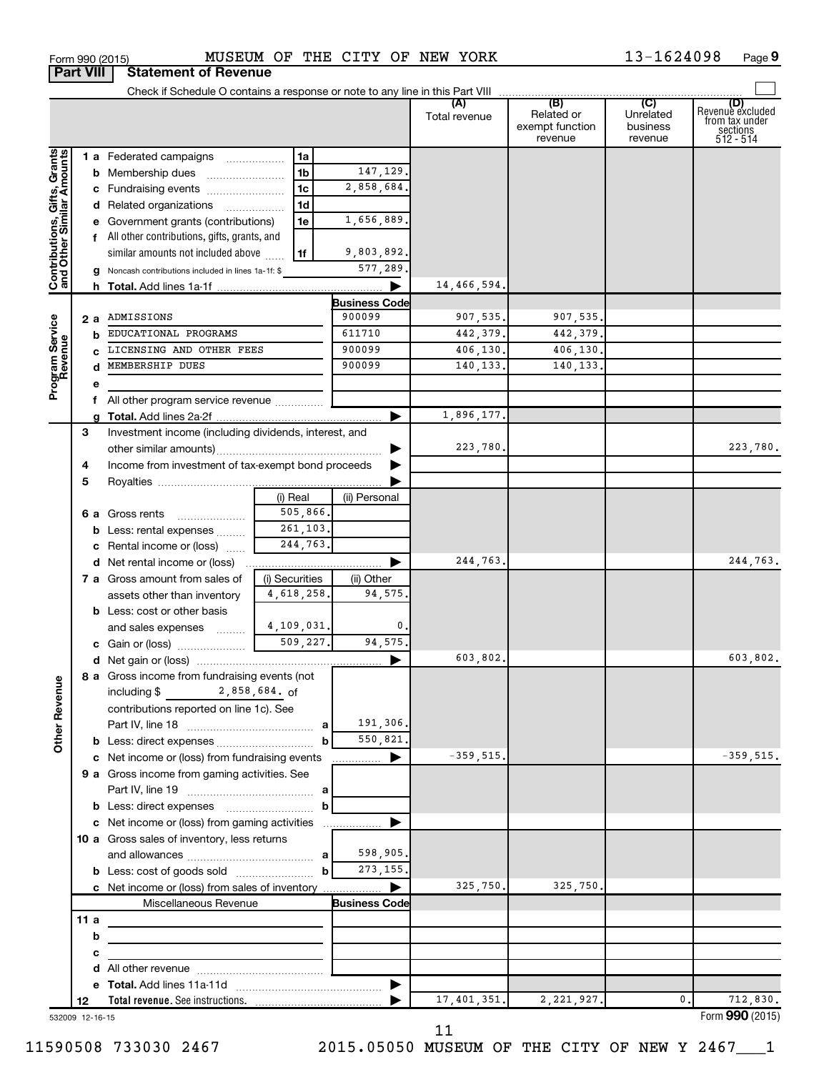Form 990 (2015) MUSEUM OF THE CITY OF NEW YORK 13-1624098 Page 9

**Part VIII Statement of Revenue**

Check if Schedule O contains a response or note to any line in this Part VIII

| | | | (A) Total revenue | (B) Related or exempt function revenue | (C) Unrelated business revenue | (D) Revenue excluded from tax under sections 512 - 514 |
|---|---|---|---|---|---|---|
| **Contributions, Gifts, Grants and Other Similar Amounts** | | | | | | |
| 1 a Federated campaigns | 1a | | | | | |
| b Membership dues | 1b | 147,129. | | | | |
| c Fundraising events | 1c | 2,858,684. | | | | |
| d Related organizations | 1d | | | | | |
| e Government grants (contributions) | 1e | 1,656,889. | | | | |
| f All other contributions, gifts, grants, and similar amounts not included above | 1f | 9,803,892. | | | | |
| g Noncash contributions included in lines 1a-1f: $ | | 577,289. | | | | |
| h **Total.** Add lines 1a-1f | | | 14,466,594. | | | |
| **Program Service Revenue** | | **Business Code** | | | | |
| 2 a ADMISSIONS | | 900099 | 907,535. | 907,535. | | |
| b EDUCATIONAL PROGRAMS | | 611710 | 442,379. | 442,379. | | |
| c LICENSING AND OTHER FEES | | 900099 | 406,130. | 406,130. | | |
| d MEMBERSHIP DUES | | 900099 | 140,133. | 140,133. | | |
| e | | | | | | |
| f All other program service revenue | | | | | | |
| g **Total.** Add lines 2a-2f | | | 1,896,177. | | | |
| **Other Revenue** | | | | | | |
| 3 Investment income (including dividends, interest, and other similar amounts) | | | 223,780. | | | 223,780. |
| 4 Income from investment of tax-exempt bond proceeds | | | | | | |
| 5 Royalties | | | | | | |
| | (i) Real | (ii) Personal | | | | |
| 6 a Gross rents | 505,866. | | | | | |
| b Less: rental expenses | 261,103. | | | | | |
| c Rental income or (loss) | 244,763. | | | | | |
| d Net rental income or (loss) | | | 244,763. | | | 244,763. |
| | (i) Securities | (ii) Other | | | | |
| 7 a Gross amount from sales of assets other than inventory | 4,618,258. | 94,575. | | | | |
| b Less: cost or other basis and sales expenses | 4,109,031. | 0. | | | | |
| c Gain or (loss) | 509,227. | 94,575. | | | | |
| d Net gain or (loss) | | | 603,802. | | | 603,802. |
| 8 a Gross income from fundraising events (not including $ 2,858,684. of contributions reported on line 1c). See Part IV, line 18 | a | 191,306. | | | | |
| b Less: direct expenses | b | 550,821. | | | | |
| c Net income or (loss) from fundraising events | | | -359,515. | | | -359,515. |
| 9 a Gross income from gaming activities. See Part IV, line 19 | a | | | | | |
| b Less: direct expenses | b | | | | | |
| c Net income or (loss) from gaming activities | | | | | | |
| 10 a Gross sales of inventory, less returns and allowances | a | 598,905. | | | | |
| b Less: cost of goods sold | b | 273,155. | | | | |
| c Net income or (loss) from sales of inventory | | | 325,750. | 325,750. | | |
| Miscellaneous Revenue | | **Business Code** | | | | |
| 11 a | | | | | | |
| b | | | | | | |
| c | | | | | | |
| d All other revenue | | | | | | |
| e **Total.** Add lines 11a-11d | | | | | | |
| 12 **Total revenue.** See instructions. | | | 17,401,351. | 2,221,927. | 0. | 712,830. |

532009 12-16-15

Form **990** (2015)

11590508 733030 2467 2015.05050 MUSEUM OF THE CITY OF NEW Y 2467___1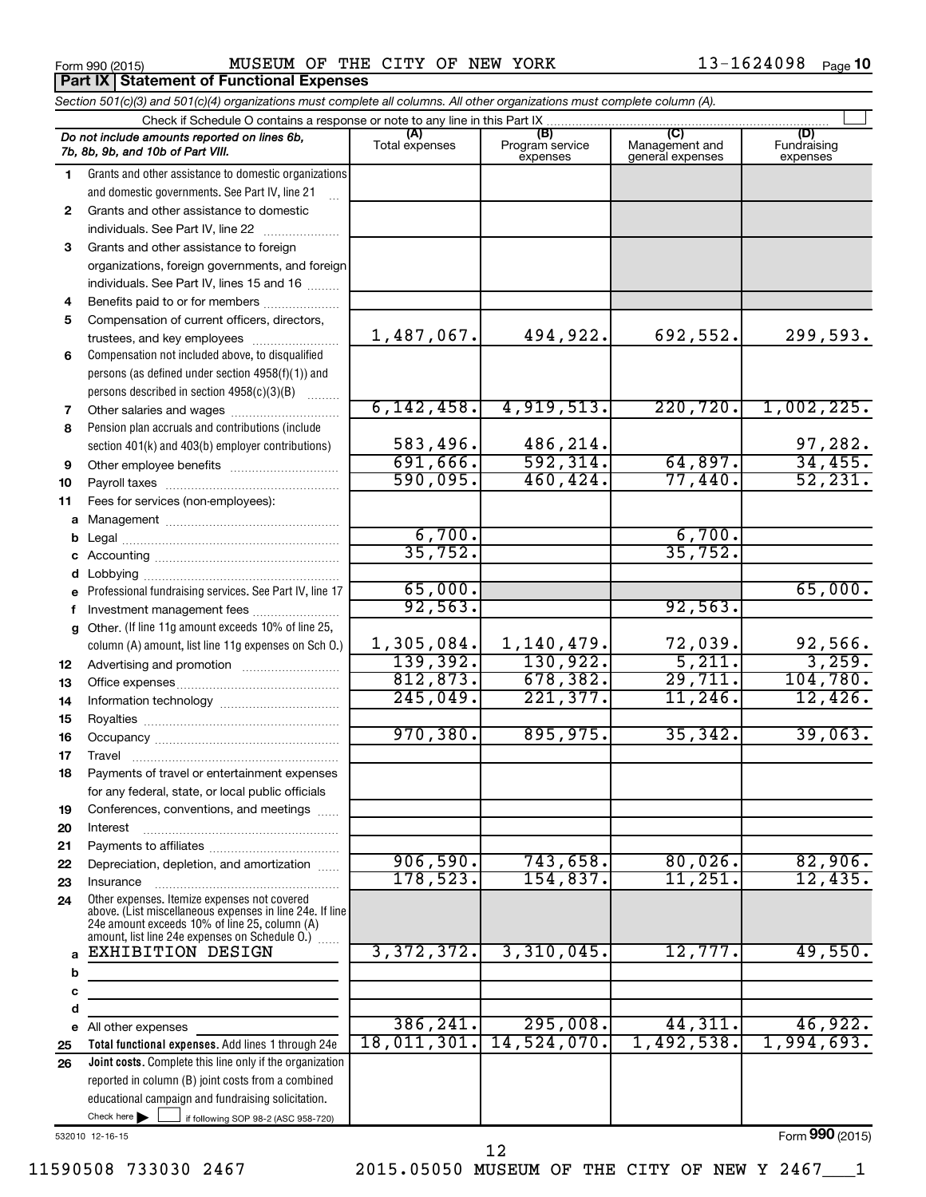Form 990 (2015) MUSEUM OF THE CITY OF NEW YORK 13-1624098 Page 10

**Part IX Statement of Functional Expenses**

*Section 501(c)(3) and 501(c)(4) organizations must complete all columns. All other organizations must complete column (A).*

Check if Schedule O contains a response or note to any line in this Part IX

| | *Do not include amounts reported on lines 6b, 7b, 8b, 9b, and 10b of Part VIII.* | (A) Total expenses | (B) Program service expenses | (C) Management and general expenses | (D) Fundraising expenses |
|---|---|---|---|---|---|
| 1 | Grants and other assistance to domestic organizations and domestic governments. See Part IV, line 21 | | | | |
| 2 | Grants and other assistance to domestic individuals. See Part IV, line 22 | | | | |
| 3 | Grants and other assistance to foreign organizations, foreign governments, and foreign individuals. See Part IV, lines 15 and 16 | | | | |
| 4 | Benefits paid to or for members | | | | |
| 5 | Compensation of current officers, directors, trustees, and key employees | 1,487,067. | 494,922. | 692,552. | 299,593. |
| 6 | Compensation not included above, to disqualified persons (as defined under section 4958(f)(1)) and persons described in section 4958(c)(3)(B) | | | | |
| 7 | Other salaries and wages | 6,142,458. | 4,919,513. | 220,720. | 1,002,225. |
| 8 | Pension plan accruals and contributions (include section 401(k) and 403(b) employer contributions) | 583,496. | 486,214. | | 97,282. |
| 9 | Other employee benefits | 691,666. | 592,314. | 64,897. | 34,455. |
| 10 | Payroll taxes | 590,095. | 460,424. | 77,440. | 52,231. |
| 11 | Fees for services (non-employees): | | | | |
| a | Management | | | | |
| b | Legal | 6,700. | | 6,700. | |
| c | Accounting | 35,752. | | 35,752. | |
| d | Lobbying | | | | |
| e | Professional fundraising services. See Part IV, line 17 | 65,000. | | | 65,000. |
| f | Investment management fees | 92,563. | | 92,563. | |
| g | Other. (If line 11g amount exceeds 10% of line 25, column (A) amount, list line 11g expenses on Sch O.) | 1,305,084. | 1,140,479. | 72,039. | 92,566. |
| 12 | Advertising and promotion | 139,392. | 130,922. | 5,211. | 3,259. |
| 13 | Office expenses | 812,873. | 678,382. | 29,711. | 104,780. |
| 14 | Information technology | 245,049. | 221,377. | 11,246. | 12,426. |
| 15 | Royalties | | | | |
| 16 | Occupancy | 970,380. | 895,975. | 35,342. | 39,063. |
| 17 | Travel | | | | |
| 18 | Payments of travel or entertainment expenses for any federal, state, or local public officials | | | | |
| 19 | Conferences, conventions, and meetings | | | | |
| 20 | Interest | | | | |
| 21 | Payments to affiliates | | | | |
| 22 | Depreciation, depletion, and amortization | 906,590. | 743,658. | 80,026. | 82,906. |
| 23 | Insurance | 178,523. | 154,837. | 11,251. | 12,435. |
| 24 | Other expenses. Itemize expenses not covered above. (List miscellaneous expenses in line 24e. If line 24e amount exceeds 10% of line 25, column (A) amount, list line 24e expenses on Schedule O.) | | | | |
| a | EXHIBITION DESIGN | 3,372,372. | 3,310,045. | 12,777. | 49,550. |
| b | | | | | |
| c | | | | | |
| d | | | | | |
| e | All other expenses | 386,241. | 295,008. | 44,311. | 46,922. |
| 25 | **Total functional expenses.** Add lines 1 through 24e | 18,011,301. | 14,524,070. | 1,492,538. | 1,994,693. |
| 26 | **Joint costs.** Complete this line only if the organization reported in column (B) joint costs from a combined educational campaign and fundraising solicitation. Check here ☐ if following SOP 98-2 (ASC 958-720) | | | | |

532010 12-16-15

Form **990** (2015)

11590508 733030 2467 2015.05050 MUSEUM OF THE CITY OF NEW Y 2467___1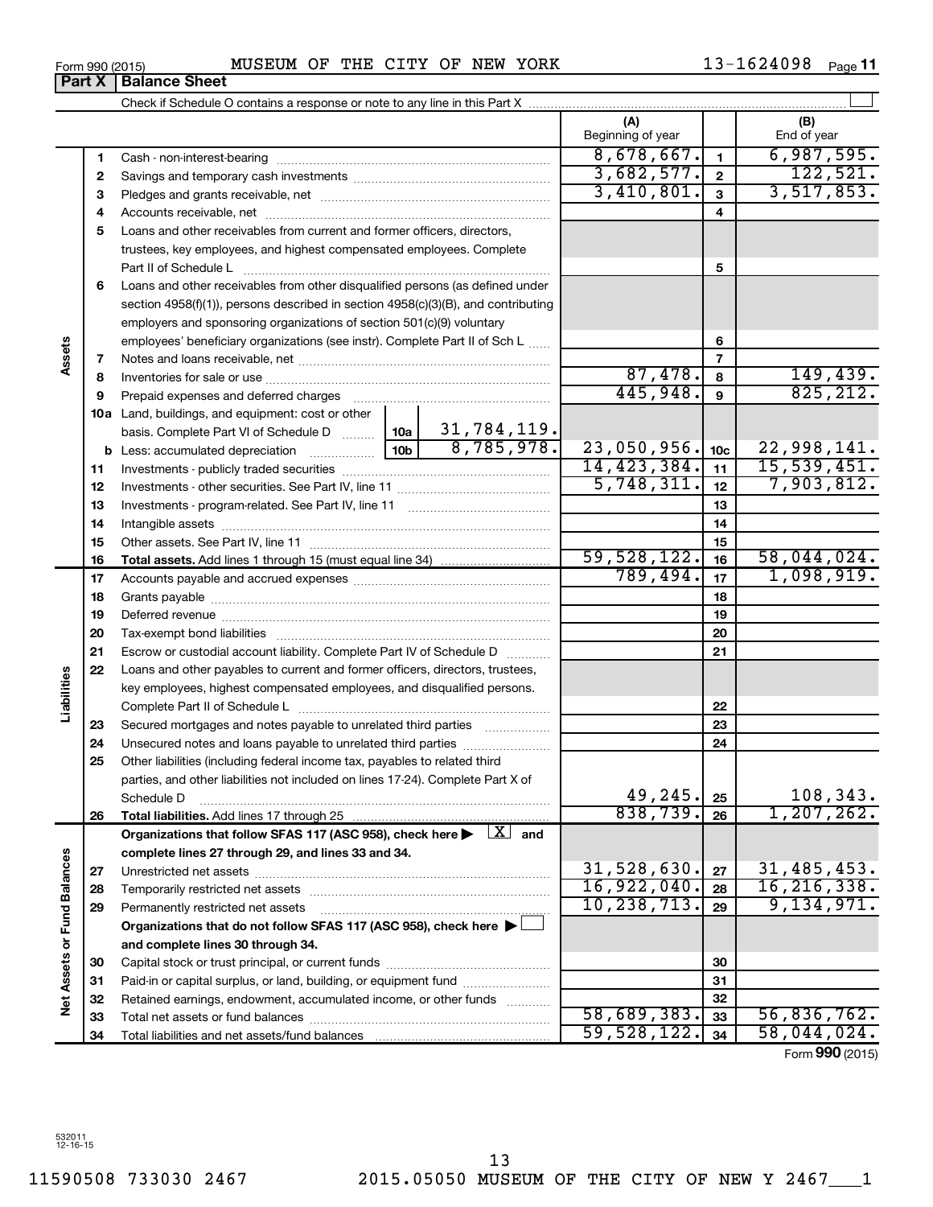Form 990 (2015) MUSEUM OF THE CITY OF NEW YORK 13-1624098 Page **11**

## Part X | Balance Sheet

Check if Schedule O contains a response or note to any line in this Part X

| | | | (A) Beginning of year | | (B) End of year |
|---|---|---|---|---|---|
| **Assets** | 1 | Cash - non-interest-bearing | 8,678,667. | 1 | 6,987,595. |
| | 2 | Savings and temporary cash investments | 3,682,577. | 2 | 122,521. |
| | 3 | Pledges and grants receivable, net | 3,410,801. | 3 | 3,517,853. |
| | 4 | Accounts receivable, net | | 4 | |
| | 5 | Loans and other receivables from current and former officers, directors, trustees, key employees, and highest compensated employees. Complete Part II of Schedule L | | 5 | |
| | 6 | Loans and other receivables from other disqualified persons (as defined under section 4958(f)(1)), persons described in section 4958(c)(3)(B), and contributing employers and sponsoring organizations of section 501(c)(9) voluntary employees' beneficiary organizations (see instr). Complete Part II of Sch L | | 6 | |
| | 7 | Notes and loans receivable, net | | 7 | |
| | 8 | Inventories for sale or use | 87,478. | 8 | 149,439. |
| | 9 | Prepaid expenses and deferred charges | 445,948. | 9 | 825,212. |
| | 10a | Land, buildings, and equipment: cost or other basis. Complete Part VI of Schedule D — 10a: 31,784,119. | | | |
| | b | Less: accumulated depreciation — 10b: 8,785,978. | 23,050,956. | 10c | 22,998,141. |
| | 11 | Investments - publicly traded securities | 14,423,384. | 11 | 15,539,451. |
| | 12 | Investments - other securities. See Part IV, line 11 | 5,748,311. | 12 | 7,903,812. |
| | 13 | Investments - program-related. See Part IV, line 11 | | 13 | |
| | 14 | Intangible assets | | 14 | |
| | 15 | Other assets. See Part IV, line 11 | | 15 | |
| | 16 | **Total assets.** Add lines 1 through 15 (must equal line 34) | 59,528,122. | 16 | 58,044,024. |
| **Liabilities** | 17 | Accounts payable and accrued expenses | 789,494. | 17 | 1,098,919. |
| | 18 | Grants payable | | 18 | |
| | 19 | Deferred revenue | | 19 | |
| | 20 | Tax-exempt bond liabilities | | 20 | |
| | 21 | Escrow or custodial account liability. Complete Part IV of Schedule D | | 21 | |
| | 22 | Loans and other payables to current and former officers, directors, trustees, key employees, highest compensated employees, and disqualified persons. Complete Part II of Schedule L | | 22 | |
| | 23 | Secured mortgages and notes payable to unrelated third parties | | 23 | |
| | 24 | Unsecured notes and loans payable to unrelated third parties | | 24 | |
| | 25 | Other liabilities (including federal income tax, payables to related third parties, and other liabilities not included on lines 17-24). Complete Part X of Schedule D | 49,245. | 25 | 108,343. |
| | 26 | **Total liabilities.** Add lines 17 through 25 | 838,739. | 26 | 1,207,262. |
| **Net Assets or Fund Balances** | | **Organizations that follow SFAS 117 (ASC 958), check here ▶ [X] and complete lines 27 through 29, and lines 33 and 34.** | | | |
| | 27 | Unrestricted net assets | 31,528,630. | 27 | 31,485,453. |
| | 28 | Temporarily restricted net assets | 16,922,040. | 28 | 16,216,338. |
| | 29 | Permanently restricted net assets | 10,238,713. | 29 | 9,134,971. |
| | | **Organizations that do not follow SFAS 117 (ASC 958), check here ▶ [ ] and complete lines 30 through 34.** | | | |
| | 30 | Capital stock or trust principal, or current funds | | 30 | |
| | 31 | Paid-in or capital surplus, or land, building, or equipment fund | | 31 | |
| | 32 | Retained earnings, endowment, accumulated income, or other funds | | 32 | |
| | 33 | Total net assets or fund balances | 58,689,383. | 33 | 56,836,762. |
| | 34 | Total liabilities and net assets/fund balances | 59,528,122. | 34 | 58,044,024. |

Form **990** (2015)

532011 12-16-15

11590508 733030 2467 2015.05050 MUSEUM OF THE CITY OF NEW Y 2467___1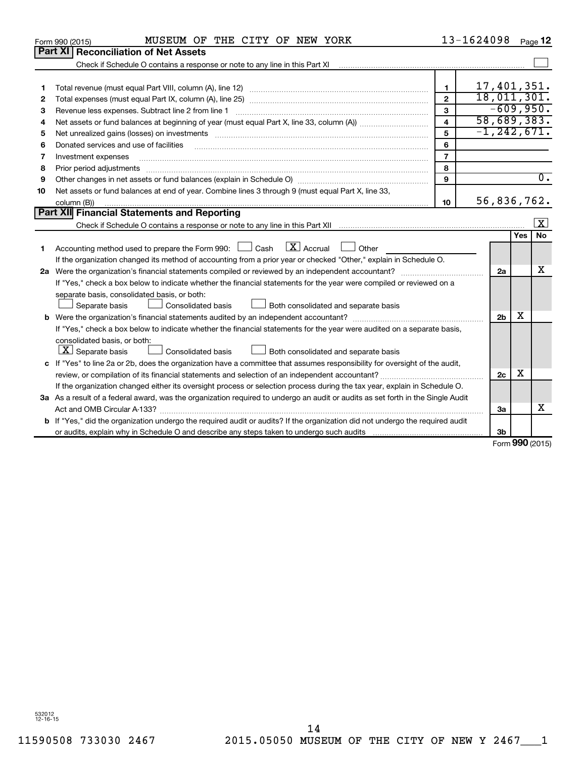Form 990 (2015) MUSEUM OF THE CITY OF NEW YORK 13-1624098 Page 12

## Part XI Reconciliation of Net Assets

Check if Schedule O contains a response or note to any line in this Part XI [ ]

| | | | |
|---|---|---|---|
| 1 | Total revenue (must equal Part VIII, column (A), line 12) | 1 | 17,401,351. |
| 2 | Total expenses (must equal Part IX, column (A), line 25) | 2 | 18,011,301. |
| 3 | Revenue less expenses. Subtract line 2 from line 1 | 3 | -609,950. |
| 4 | Net assets or fund balances at beginning of year (must equal Part X, line 33, column (A)) | 4 | 58,689,383. |
| 5 | Net unrealized gains (losses) on investments | 5 | -1,242,671. |
| 6 | Donated services and use of facilities | 6 | |
| 7 | Investment expenses | 7 | |
| 8 | Prior period adjustments | 8 | |
| 9 | Other changes in net assets or fund balances (explain in Schedule O) | 9 | 0. |
| 10 | Net assets or fund balances at end of year. Combine lines 3 through 9 (must equal Part X, line 33, column (B)) | 10 | 56,836,762. |

## Part XII Financial Statements and Reporting

Check if Schedule O contains a response or note to any line in this Part XII [X]

| | | | Yes | No |
|---|---|---|---|---|
| 1 | Accounting method used to prepare the Form 990: [ ] Cash [X] Accrual [ ] Other<br>If the organization changed its method of accounting from a prior year or checked "Other," explain in Schedule O. | | | |
| 2a | Were the organization's financial statements compiled or reviewed by an independent accountant?<br>If "Yes," check a box below to indicate whether the financial statements for the year were compiled or reviewed on a separate basis, consolidated basis, or both:<br>[ ] Separate basis [ ] Consolidated basis [ ] Both consolidated and separate basis | 2a | | X |
| b | Were the organization's financial statements audited by an independent accountant?<br>If "Yes," check a box below to indicate whether the financial statements for the year were audited on a separate basis, consolidated basis, or both:<br>[X] Separate basis [ ] Consolidated basis [ ] Both consolidated and separate basis | 2b | X | |
| c | If "Yes" to line 2a or 2b, does the organization have a committee that assumes responsibility for oversight of the audit, review, or compilation of its financial statements and selection of an independent accountant?<br>If the organization changed either its oversight process or selection process during the tax year, explain in Schedule O. | 2c | X | |
| 3a | As a result of a federal award, was the organization required to undergo an audit or audits as set forth in the Single Audit Act and OMB Circular A-133? | 3a | | X |
| b | If "Yes," did the organization undergo the required audit or audits? If the organization did not undergo the required audit or audits, explain why in Schedule O and describe any steps taken to undergo such audits | 3b | | |

Form 990 (2015)

532012 12-16-15

11590508 733030 2467 2015.05050 MUSEUM OF THE CITY OF NEW Y 2467___1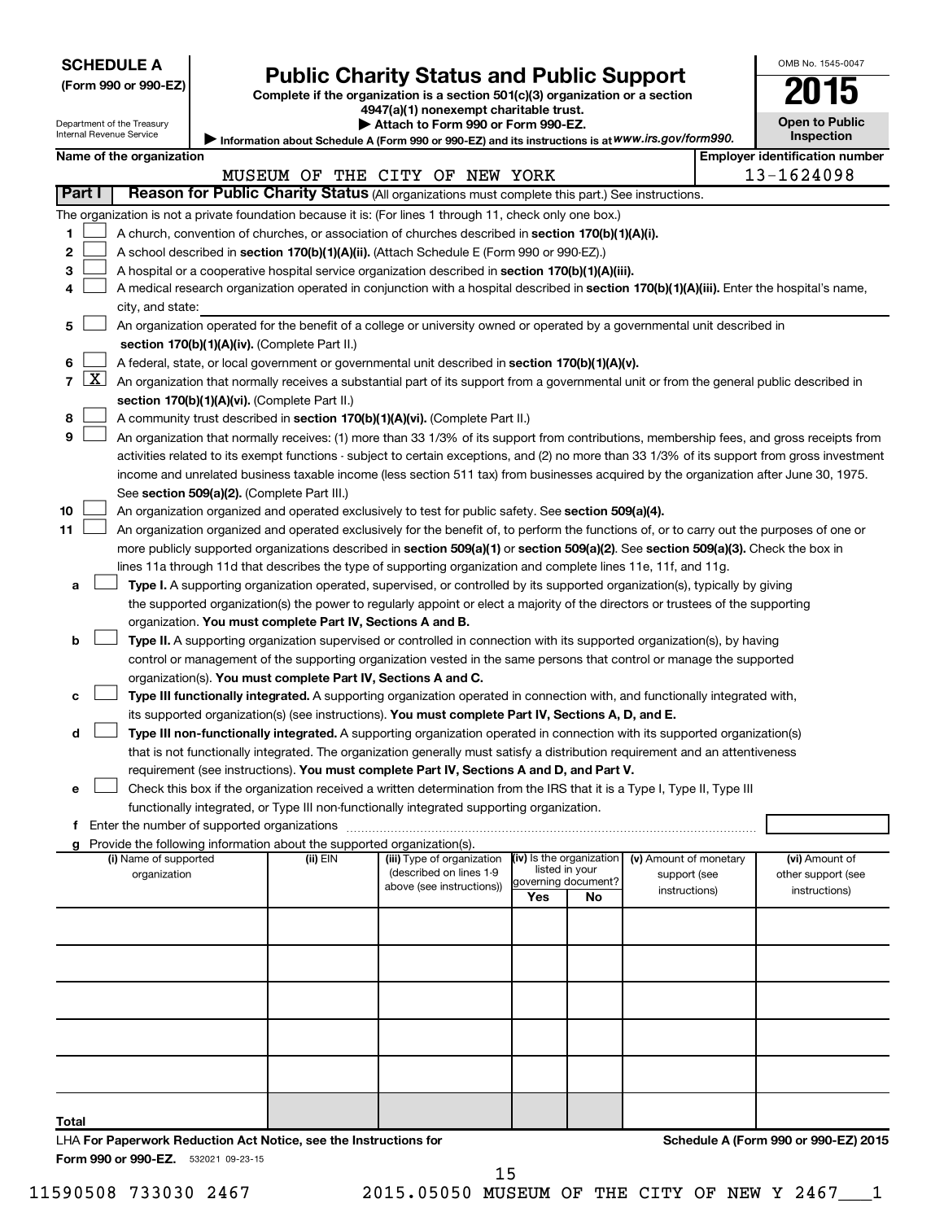**SCHEDULE A**
**(Form 990 or 990-EZ)**

Department of the Treasury
Internal Revenue Service

# Public Charity Status and Public Support

**Complete if the organization is a section 501(c)(3) organization or a section 4947(a)(1) nonexempt charitable trust.**
**▶ Attach to Form 990 or Form 990-EZ.**
▶ Information about Schedule A (Form 990 or 990-EZ) and its instructions is at *www.irs.gov/form990.*

OMB No. 1545-0047
**2015**
**Open to Public Inspection**

**Name of the organization:** MUSEUM OF THE CITY OF NEW YORK
**Employer identification number:** 13-1624098

**Part I — Reason for Public Charity Status** (All organizations must complete this part.) See instructions.

The organization is not a private foundation because it is: (For lines 1 through 11, check only one box.)

1 [ ] A church, convention of churches, or association of churches described in **section 170(b)(1)(A)(i).**

2 [ ] A school described in **section 170(b)(1)(A)(ii).** (Attach Schedule E (Form 990 or 990-EZ).)

3 [ ] A hospital or a cooperative hospital service organization described in **section 170(b)(1)(A)(iii).**

4 [ ] A medical research organization operated in conjunction with a hospital described in **section 170(b)(1)(A)(iii).** Enter the hospital's name, city, and state:

5 [ ] An organization operated for the benefit of a college or university owned or operated by a governmental unit described in **section 170(b)(1)(A)(iv).** (Complete Part II.)

6 [ ] A federal, state, or local government or governmental unit described in **section 170(b)(1)(A)(v).**

7 [X] An organization that normally receives a substantial part of its support from a governmental unit or from the general public described in **section 170(b)(1)(A)(vi).** (Complete Part II.)

8 [ ] A community trust described in **section 170(b)(1)(A)(vi).** (Complete Part II.)

9 [ ] An organization that normally receives: (1) more than 33 1/3% of its support from contributions, membership fees, and gross receipts from activities related to its exempt functions - subject to certain exceptions, and (2) no more than 33 1/3% of its support from gross investment income and unrelated business taxable income (less section 511 tax) from businesses acquired by the organization after June 30, 1975. See **section 509(a)(2).** (Complete Part III.)

10 [ ] An organization organized and operated exclusively to test for public safety. See **section 509(a)(4).**

11 [ ] An organization organized and operated exclusively for the benefit of, to perform the functions of, or to carry out the purposes of one or more publicly supported organizations described in **section 509(a)(1)** or **section 509(a)(2).** See **section 509(a)(3).** Check the box in lines 11a through 11d that describes the type of supporting organization and complete lines 11e, 11f, and 11g.

a [ ] **Type I.** A supporting organization operated, supervised, or controlled by its supported organization(s), typically by giving the supported organization(s) the power to regularly appoint or elect a majority of the directors or trustees of the supporting organization. **You must complete Part IV, Sections A and B.**

b [ ] **Type II.** A supporting organization supervised or controlled in connection with its supported organization(s), by having control or management of the supporting organization vested in the same persons that control or manage the supported organization(s). **You must complete Part IV, Sections A and C.**

c [ ] **Type III functionally integrated.** A supporting organization operated in connection with, and functionally integrated with, its supported organization(s) (see instructions). **You must complete Part IV, Sections A, D, and E.**

d [ ] **Type III non-functionally integrated.** A supporting organization operated in connection with its supported organization(s) that is not functionally integrated. The organization generally must satisfy a distribution requirement and an attentiveness requirement (see instructions). **You must complete Part IV, Sections A and D, and Part V.**

e [ ] Check this box if the organization received a written determination from the IRS that it is a Type I, Type II, Type III functionally integrated, or Type III non-functionally integrated supporting organization.

f Enter the number of supported organizations

g Provide the following information about the supported organization(s).

| (i) Name of supported organization | (ii) EIN | (iii) Type of organization (described on lines 1-9 above (see instructions)) | (iv) Is the organization listed in your governing document? Yes | No | (v) Amount of monetary support (see instructions) | (vi) Amount of other support (see instructions) |
|---|---|---|---|---|---|---|
| | | | | | | |
| | | | | | | |
| | | | | | | |
| | | | | | | |
| | | | | | | |
| **Total** | | | | | | |

LHA **For Paperwork Reduction Act Notice, see the Instructions for Form 990 or 990-EZ.** 532021 09-23-15

**Schedule A (Form 990 or 990-EZ) 2015**

11590508 733030 2467 2015.05050 MUSEUM OF THE CITY OF NEW Y 2467___1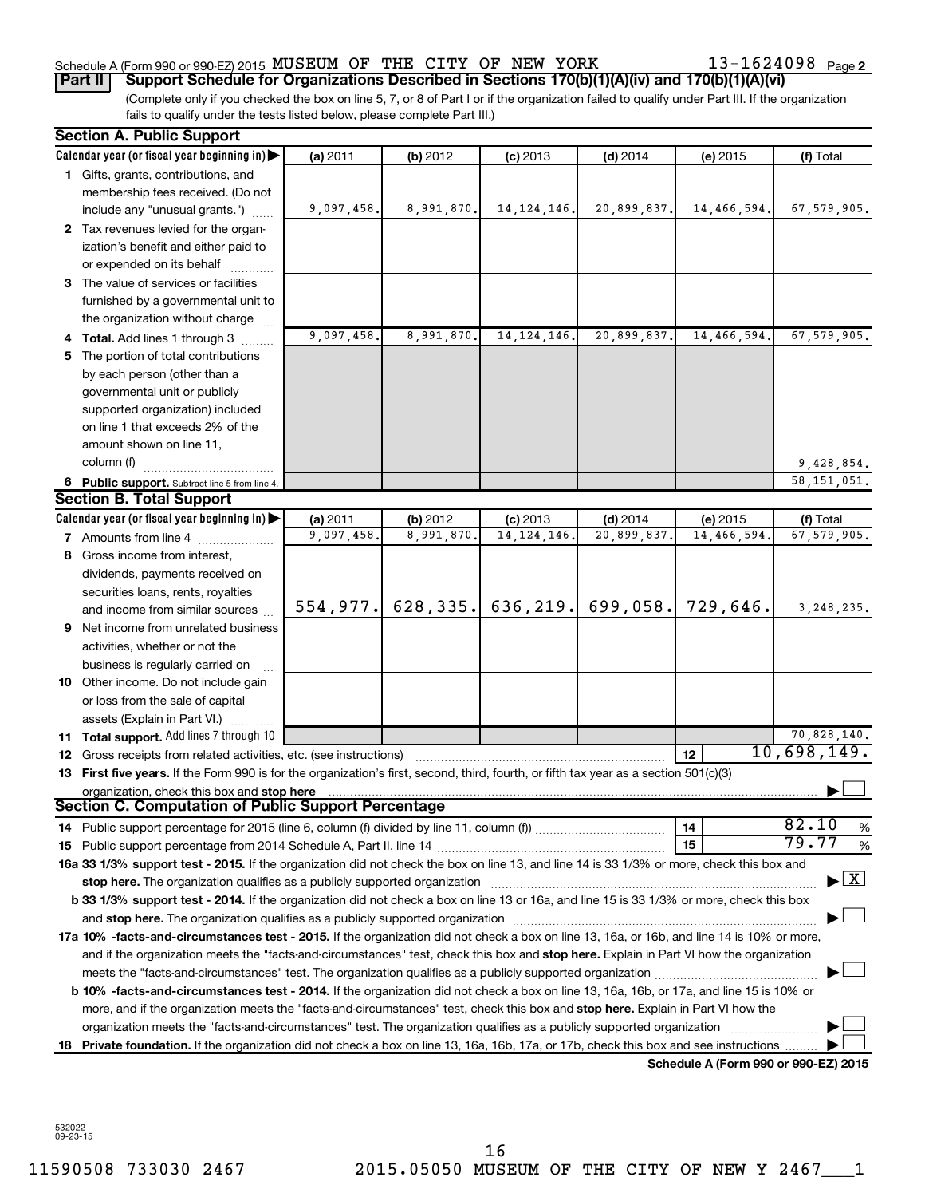Schedule A (Form 990 or 990-EZ) 2015 MUSEUM OF THE CITY OF NEW YORK 13-1624098 Page 2

**Part II Support Schedule for Organizations Described in Sections 170(b)(1)(A)(iv) and 170(b)(1)(A)(vi)**

(Complete only if you checked the box on line 5, 7, or 8 of Part I or if the organization failed to qualify under Part III. If the organization fails to qualify under the tests listed below, please complete Part III.)

**Section A. Public Support**

| Calendar year (or fiscal year beginning in) | (a) 2011 | (b) 2012 | (c) 2013 | (d) 2014 | (e) 2015 | (f) Total |
|---|---|---|---|---|---|---|
| 1 Gifts, grants, contributions, and membership fees received. (Do not include any "unusual grants.") | 9,097,458. | 8,991,870. | 14,124,146. | 20,899,837. | 14,466,594. | 67,579,905. |
| 2 Tax revenues levied for the organization's benefit and either paid to or expended on its behalf | | | | | | |
| 3 The value of services or facilities furnished by a governmental unit to the organization without charge | | | | | | |
| 4 **Total.** Add lines 1 through 3 | 9,097,458. | 8,991,870. | 14,124,146. | 20,899,837. | 14,466,594. | 67,579,905. |
| 5 The portion of total contributions by each person (other than a governmental unit or publicly supported organization) included on line 1 that exceeds 2% of the amount shown on line 11, column (f) | | | | | | 9,428,854. |
| 6 **Public support.** Subtract line 5 from line 4. | | | | | | 58,151,051. |

**Section B. Total Support**

| Calendar year (or fiscal year beginning in) | (a) 2011 | (b) 2012 | (c) 2013 | (d) 2014 | (e) 2015 | (f) Total |
|---|---|---|---|---|---|---|
| 7 Amounts from line 4 | 9,097,458. | 8,991,870. | 14,124,146. | 20,899,837. | 14,466,594. | 67,579,905. |
| 8 Gross income from interest, dividends, payments received on securities loans, rents, royalties and income from similar sources | 554,977. | 628,335. | 636,219. | 699,058. | 729,646. | 3,248,235. |
| 9 Net income from unrelated business activities, whether or not the business is regularly carried on | | | | | | |
| 10 Other income. Do not include gain or loss from the sale of capital assets (Explain in Part VI.) | | | | | | |
| 11 **Total support.** Add lines 7 through 10 | | | | | | 70,828,140. |

12 Gross receipts from related activities, etc. (see instructions) | 12 | 10,698,149.

13 **First five years.** If the Form 990 is for the organization's first, second, third, fourth, or fifth tax year as a section 501(c)(3) organization, check this box and **stop here** ☐

**Section C. Computation of Public Support Percentage**

14 Public support percentage for 2015 (line 6, column (f) divided by line 11, column (f)) | 14 | 82.10 %

15 Public support percentage from 2014 Schedule A, Part II, line 14 | 15 | 79.77 %

**16a 33 1/3% support test - 2015.** If the organization did not check the box on line 13, and line 14 is 33 1/3% or more, check this box and **stop here.** The organization qualifies as a publicly supported organization ☒

**b 33 1/3% support test - 2014.** If the organization did not check a box on line 13 or 16a, and line 15 is 33 1/3% or more, check this box and **stop here.** The organization qualifies as a publicly supported organization ☐

**17a 10% -facts-and-circumstances test - 2015.** If the organization did not check a box on line 13, 16a, or 16b, and line 14 is 10% or more, and if the organization meets the "facts-and-circumstances" test, check this box and **stop here.** Explain in Part VI how the organization meets the "facts-and-circumstances" test. The organization qualifies as a publicly supported organization ☐

**b 10% -facts-and-circumstances test - 2014.** If the organization did not check a box on line 13, 16a, 16b, or 17a, and line 15 is 10% or more, and if the organization meets the "facts-and-circumstances" test, check this box and **stop here.** Explain in Part VI how the organization meets the "facts-and-circumstances" test. The organization qualifies as a publicly supported organization ☐

**18 Private foundation.** If the organization did not check a box on line 13, 16a, 16b, 17a, or 17b, check this box and see instructions ☐

**Schedule A (Form 990 or 990-EZ) 2015**

532022 09-23-15

11590508 733030 2467 2015.05050 MUSEUM OF THE CITY OF NEW Y 2467___1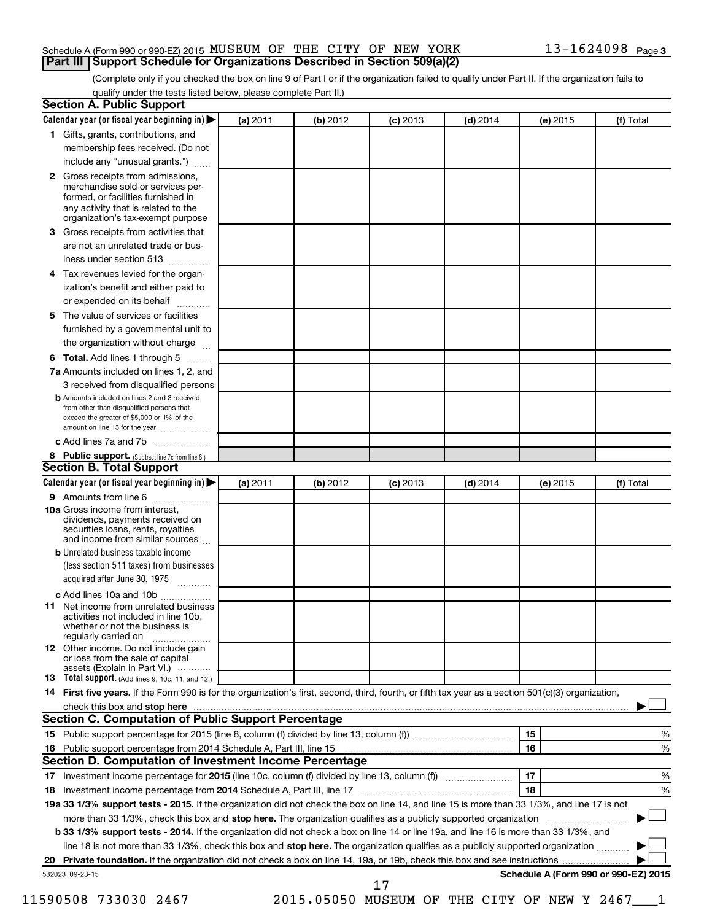Schedule A (Form 990 or 990-EZ) 2015 MUSEUM OF THE CITY OF NEW YORK 13-1624098 Page 3

## Part III Support Schedule for Organizations Described in Section 509(a)(2)

(Complete only if you checked the box on line 9 of Part I or if the organization failed to qualify under Part II. If the organization fails to qualify under the tests listed below, please complete Part II.)

### Section A. Public Support

| Calendar year (or fiscal year beginning in) ▶ | (a) 2011 | (b) 2012 | (c) 2013 | (d) 2014 | (e) 2015 | (f) Total |
|---|---|---|---|---|---|---|
| **1** Gifts, grants, contributions, and membership fees received. (Do not include any "unusual grants.") | | | | | | |
| **2** Gross receipts from admissions, merchandise sold or services performed, or facilities furnished in any activity that is related to the organization's tax-exempt purpose | | | | | | |
| **3** Gross receipts from activities that are not an unrelated trade or business under section 513 | | | | | | |
| **4** Tax revenues levied for the organization's benefit and either paid to or expended on its behalf | | | | | | |
| **5** The value of services or facilities furnished by a governmental unit to the organization without charge | | | | | | |
| **6 Total.** Add lines 1 through 5 | | | | | | |
| **7a** Amounts included on lines 1, 2, and 3 received from disqualified persons | | | | | | |
| **b** Amounts included on lines 2 and 3 received from other than disqualified persons that exceed the greater of $5,000 or 1% of the amount on line 13 for the year | | | | | | |
| **c** Add lines 7a and 7b | | | | | | |
| **8 Public support.** (Subtract line 7c from line 6.) | | | | | | |

### Section B. Total Support

| Calendar year (or fiscal year beginning in) ▶ | (a) 2011 | (b) 2012 | (c) 2013 | (d) 2014 | (e) 2015 | (f) Total |
|---|---|---|---|---|---|---|
| **9** Amounts from line 6 | | | | | | |
| **10a** Gross income from interest, dividends, payments received on securities loans, rents, royalties and income from similar sources | | | | | | |
| **b** Unrelated business taxable income (less section 511 taxes) from businesses acquired after June 30, 1975 | | | | | | |
| **c** Add lines 10a and 10b | | | | | | |
| **11** Net income from unrelated business activities not included in line 10b, whether or not the business is regularly carried on | | | | | | |
| **12** Other income. Do not include gain or loss from the sale of capital assets (Explain in Part VI.) | | | | | | |
| **13 Total support.** (Add lines 9, 10c, 11, and 12.) | | | | | | |

**14 First five years.** If the Form 990 is for the organization's first, second, third, fourth, or fifth tax year as a section 501(c)(3) organization, check this box and **stop here** ▶ ☐

### Section C. Computation of Public Support Percentage

| | | | |
|---|---|---|---|
| **15** | Public support percentage for 2015 (line 8, column (f) divided by line 13, column (f)) | 15 | % |
| **16** | Public support percentage from 2014 Schedule A, Part III, line 15 | 16 | % |

### Section D. Computation of Investment Income Percentage

| | | | |
|---|---|---|---|
| **17** | Investment income percentage for **2015** (line 10c, column (f) divided by line 13, column (f)) | 17 | % |
| **18** | Investment income percentage from **2014** Schedule A, Part III, line 17 | 18 | % |

**19a 33 1/3% support tests - 2015.** If the organization did not check the box on line 14, and line 15 is more than 33 1/3%, and line 17 is not more than 33 1/3%, check this box and **stop here.** The organization qualifies as a publicly supported organization ▶ ☐

**b 33 1/3% support tests - 2014.** If the organization did not check a box on line 14 or line 19a, and line 16 is more than 33 1/3%, and line 18 is not more than 33 1/3%, check this box and **stop here.** The organization qualifies as a publicly supported organization ▶ ☐

**20 Private foundation.** If the organization did not check a box on line 14, 19a, or 19b, check this box and see instructions ▶ ☐

532023 09-23-15 **Schedule A (Form 990 or 990-EZ) 2015**

11590508 733030 2467 2015.05050 MUSEUM OF THE CITY OF NEW Y 2467___1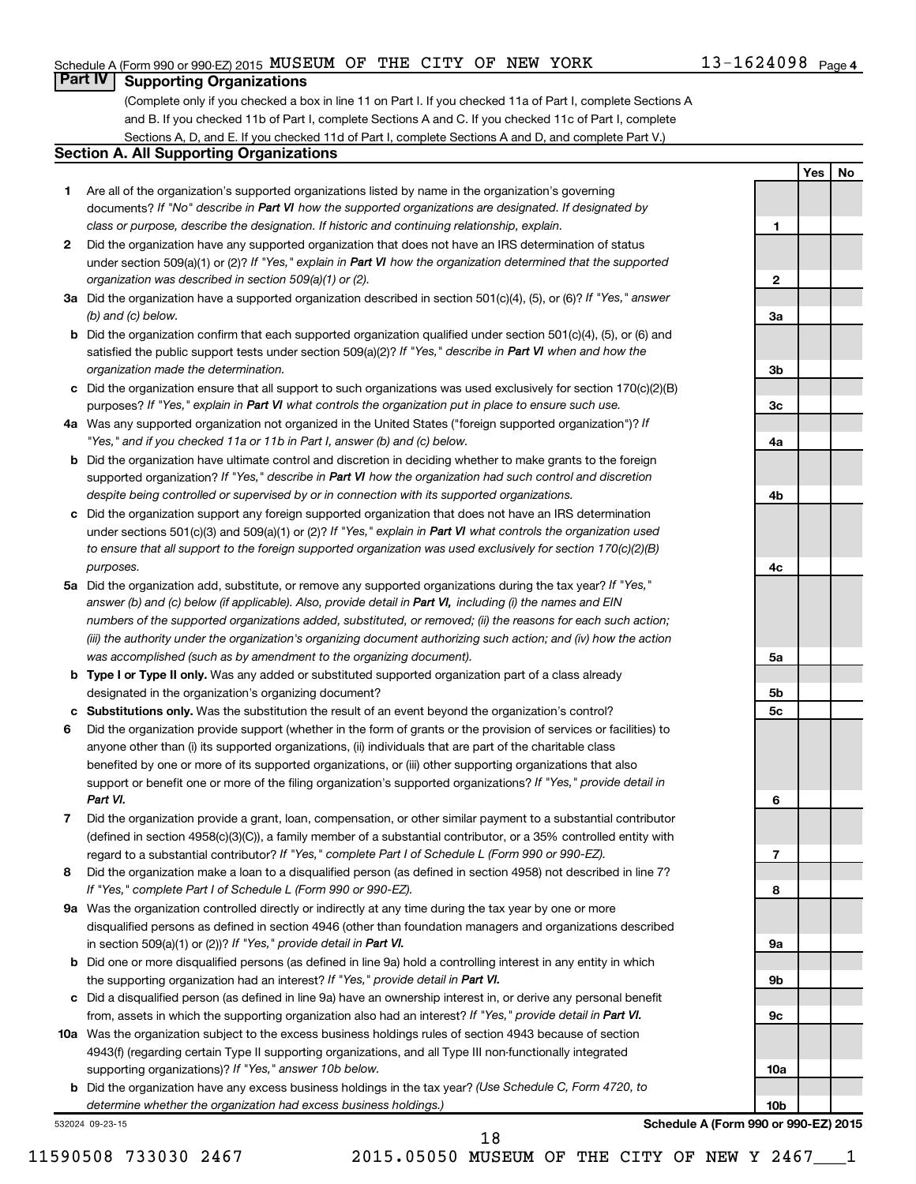## Part IV Supporting Organizations

(Complete only if you checked a box in line 11 on Part I. If you checked 11a of Part I, complete Sections A and B. If you checked 11b of Part I, complete Sections A and C. If you checked 11c of Part I, complete Sections A, D, and E. If you checked 11d of Part I, complete Sections A and D, and complete Part V.)

### Section A. All Supporting Organizations

| | | Line | Yes | No |
|---|---|---|---|---|
| **1** | Are all of the organization's supported organizations listed by name in the organization's governing documents? *If "No" describe in **Part VI** how the supported organizations are designated. If designated by class or purpose, describe the designation. If historic and continuing relationship, explain.* | 1 | | |
| **2** | Did the organization have any supported organization that does not have an IRS determination of status under section 509(a)(1) or (2)? *If "Yes," explain in **Part VI** how the organization determined that the supported organization was described in section 509(a)(1) or (2).* | 2 | | |
| **3a** | Did the organization have a supported organization described in section 501(c)(4), (5), or (6)? *If "Yes," answer (b) and (c) below.* | 3a | | |
| **b** | Did the organization confirm that each supported organization qualified under section 501(c)(4), (5), or (6) and satisfied the public support tests under section 509(a)(2)? *If "Yes," describe in **Part VI** when and how the organization made the determination.* | 3b | | |
| **c** | Did the organization ensure that all support to such organizations was used exclusively for section 170(c)(2)(B) purposes? *If "Yes," explain in **Part VI** what controls the organization put in place to ensure such use.* | 3c | | |
| **4a** | Was any supported organization not organized in the United States ("foreign supported organization")? *If "Yes," and if you checked 11a or 11b in Part I, answer (b) and (c) below.* | 4a | | |
| **b** | Did the organization have ultimate control and discretion in deciding whether to make grants to the foreign supported organization? *If "Yes," describe in **Part VI** how the organization had such control and discretion despite being controlled or supervised by or in connection with its supported organizations.* | 4b | | |
| **c** | Did the organization support any foreign supported organization that does not have an IRS determination under sections 501(c)(3) and 509(a)(1) or (2)? *If "Yes," explain in **Part VI** what controls the organization used to ensure that all support to the foreign supported organization was used exclusively for section 170(c)(2)(B) purposes.* | 4c | | |
| **5a** | Did the organization add, substitute, or remove any supported organizations during the tax year? *If "Yes," answer (b) and (c) below (if applicable). Also, provide detail in **Part VI,** including (i) the names and EIN numbers of the supported organizations added, substituted, or removed; (ii) the reasons for each such action; (iii) the authority under the organization's organizing document authorizing such action; and (iv) how the action was accomplished (such as by amendment to the organizing document).* | 5a | | |
| **b** | **Type I or Type II only.** Was any added or substituted supported organization part of a class already designated in the organization's organizing document? | 5b | | |
| **c** | **Substitutions only.** Was the substitution the result of an event beyond the organization's control? | 5c | | |
| **6** | Did the organization provide support (whether in the form of grants or the provision of services or facilities) to anyone other than (i) its supported organizations, (ii) individuals that are part of the charitable class benefited by one or more of its supported organizations, or (iii) other supporting organizations that also support or benefit one or more of the filing organization's supported organizations? *If "Yes," provide detail in **Part VI.*** | 6 | | |
| **7** | Did the organization provide a grant, loan, compensation, or other similar payment to a substantial contributor (defined in section 4958(c)(3)(C)), a family member of a substantial contributor, or a 35% controlled entity with regard to a substantial contributor? *If "Yes," complete Part I of Schedule L (Form 990 or 990-EZ).* | 7 | | |
| **8** | Did the organization make a loan to a disqualified person (as defined in section 4958) not described in line 7? *If "Yes," complete Part I of Schedule L (Form 990 or 990-EZ).* | 8 | | |
| **9a** | Was the organization controlled directly or indirectly at any time during the tax year by one or more disqualified persons as defined in section 4946 (other than foundation managers and organizations described in section 509(a)(1) or (2))? *If "Yes," provide detail in **Part VI.*** | 9a | | |
| **b** | Did one or more disqualified persons (as defined in line 9a) hold a controlling interest in any entity in which the supporting organization had an interest? *If "Yes," provide detail in **Part VI.*** | 9b | | |
| **c** | Did a disqualified person (as defined in line 9a) have an ownership interest in, or derive any personal benefit from, assets in which the supporting organization also had an interest? *If "Yes," provide detail in **Part VI.*** | 9c | | |
| **10a** | Was the organization subject to the excess business holdings rules of section 4943 because of section 4943(f) (regarding certain Type II supporting organizations, and all Type III non-functionally integrated supporting organizations)? *If "Yes," answer 10b below.* | 10a | | |
| **b** | Did the organization have any excess business holdings in the tax year? *(Use Schedule C, Form 4720, to determine whether the organization had excess business holdings.)* | 10b | | |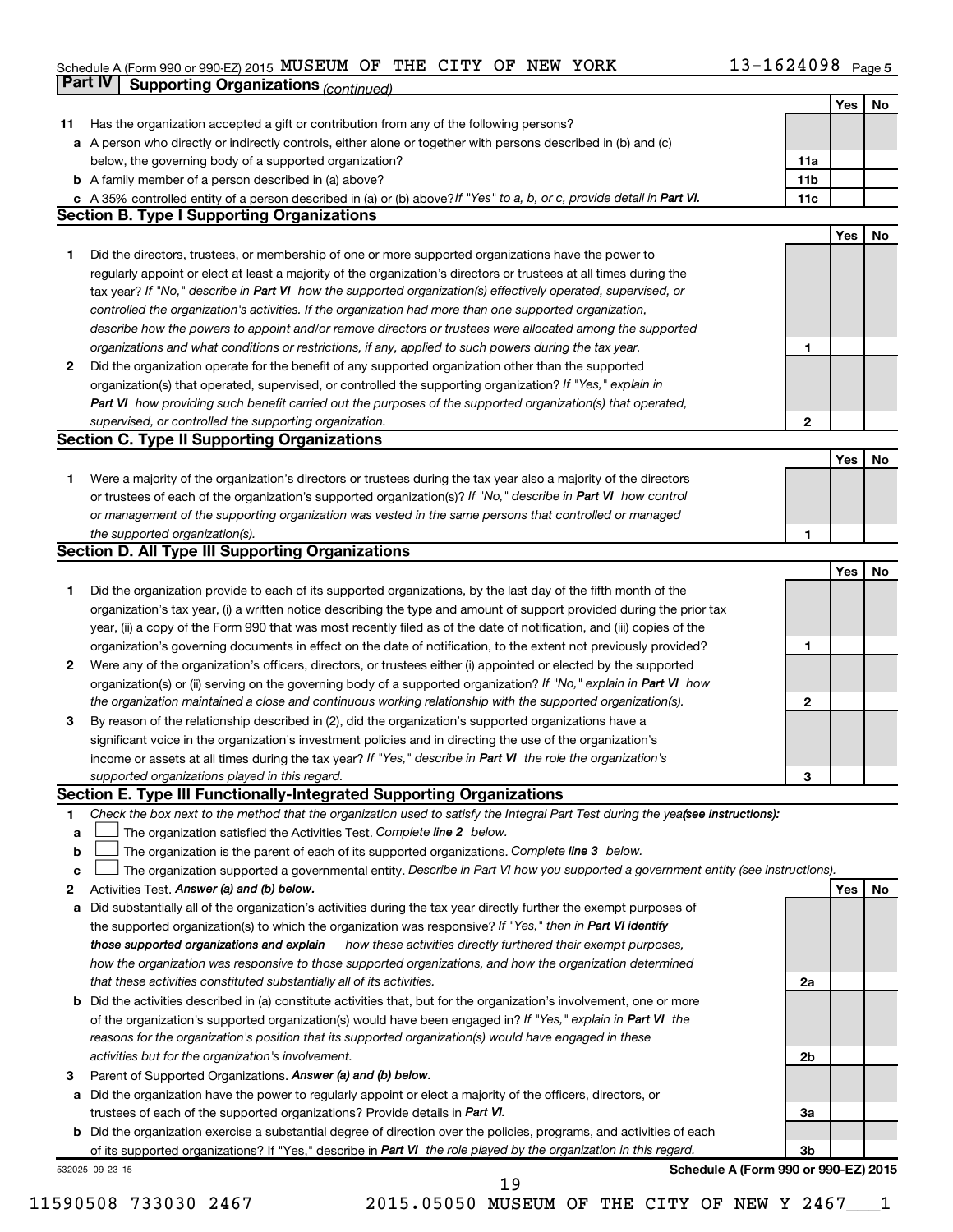Schedule A (Form 990 or 990-EZ) 2015 MUSEUM OF THE CITY OF NEW YORK 13-1624098 Page 5

**Part IV | Supporting Organizations** *(continued)*

| | | | Yes | No |
|---|---|---|---|---|
| **11** | Has the organization accepted a gift or contribution from any of the following persons? | | | |
| **a** | A person who directly or indirectly controls, either alone or together with persons described in (b) and (c) below, the governing body of a supported organization? | **11a** | | |
| **b** | A family member of a person described in (a) above? | **11b** | | |
| **c** | A 35% controlled entity of a person described in (a) or (b) above? *If "Yes" to a, b, or c, provide detail in* ***Part VI.*** | **11c** | | |

**Section B. Type I Supporting Organizations**

| | | | Yes | No |
|---|---|---|---|---|
| **1** | Did the directors, trustees, or membership of one or more supported organizations have the power to regularly appoint or elect at least a majority of the organization's directors or trustees at all times during the tax year? *If "No," describe in* ***Part VI*** *how the supported organization(s) effectively operated, supervised, or controlled the organization's activities. If the organization had more than one supported organization, describe how the powers to appoint and/or remove directors or trustees were allocated among the supported organizations and what conditions or restrictions, if any, applied to such powers during the tax year.* | **1** | | |
| **2** | Did the organization operate for the benefit of any supported organization other than the supported organization(s) that operated, supervised, or controlled the supporting organization? *If "Yes," explain in* ***Part VI*** *how providing such benefit carried out the purposes of the supported organization(s) that operated, supervised, or controlled the supporting organization.* | **2** | | |

**Section C. Type II Supporting Organizations**

| | | | Yes | No |
|---|---|---|---|---|
| **1** | Were a majority of the organization's directors or trustees during the tax year also a majority of the directors or trustees of each of the organization's supported organization(s)? *If "No," describe in* ***Part VI*** *how control or management of the supporting organization was vested in the same persons that controlled or managed the supported organization(s).* | **1** | | |

**Section D. All Type III Supporting Organizations**

| | | | Yes | No |
|---|---|---|---|---|
| **1** | Did the organization provide to each of its supported organizations, by the last day of the fifth month of the organization's tax year, (i) a written notice describing the type and amount of support provided during the prior tax year, (ii) a copy of the Form 990 that was most recently filed as of the date of notification, and (iii) copies of the organization's governing documents in effect on the date of notification, to the extent not previously provided? | **1** | | |
| **2** | Were any of the organization's officers, directors, or trustees either (i) appointed or elected by the supported organization(s) or (ii) serving on the governing body of a supported organization? *If "No," explain in* ***Part VI*** *how the organization maintained a close and continuous working relationship with the supported organization(s).* | **2** | | |
| **3** | By reason of the relationship described in (2), did the organization's supported organizations have a significant voice in the organization's investment policies and in directing the use of the organization's income or assets at all times during the tax year? *If "Yes," describe in* ***Part VI*** *the role the organization's supported organizations played in this regard.* | **3** | | |

**Section E. Type III Functionally-Integrated Supporting Organizations**

**1** *Check the box next to the method that the organization used to satisfy the Integral Part Test during the year* ***(see instructions):***

- **a** ☐ The organization satisfied the Activities Test. *Complete* ***line 2*** *below.*
- **b** ☐ The organization is the parent of each of its supported organizations. *Complete* ***line 3*** *below.*
- **c** ☐ The organization supported a governmental entity. *Describe in Part VI how you supported a government entity (see instructions).*

| | | | Yes | No |
|---|---|---|---|---|
| **2** | Activities Test. ***Answer (a) and (b) below.*** | | | |
| **a** | Did substantially all of the organization's activities during the tax year directly further the exempt purposes of the supported organization(s) to which the organization was responsive? *If "Yes," then in* ***Part VI identify those supported organizations and explain*** *how these activities directly furthered their exempt purposes, how the organization was responsive to those supported organizations, and how the organization determined that these activities constituted substantially all of its activities.* | **2a** | | |
| **b** | Did the activities described in (a) constitute activities that, but for the organization's involvement, one or more of the organization's supported organization(s) would have been engaged in? *If "Yes," explain in* ***Part VI*** *the reasons for the organization's position that its supported organization(s) would have engaged in these activities but for the organization's involvement.* | **2b** | | |
| **3** | Parent of Supported Organizations. ***Answer (a) and (b) below.*** | | | |
| **a** | Did the organization have the power to regularly appoint or elect a majority of the officers, directors, or trustees of each of the supported organizations? Provide details in ***Part VI.*** | **3a** | | |
| **b** | Did the organization exercise a substantial degree of direction over the policies, programs, and activities of each of its supported organizations? If "Yes," describe in ***Part VI*** *the role played by the organization in this regard.* | **3b** | | |

532025 09-23-15 **Schedule A (Form 990 or 990-EZ) 2015**

11590508 733030 2467 2015.05050 MUSEUM OF THE CITY OF NEW Y 2467___1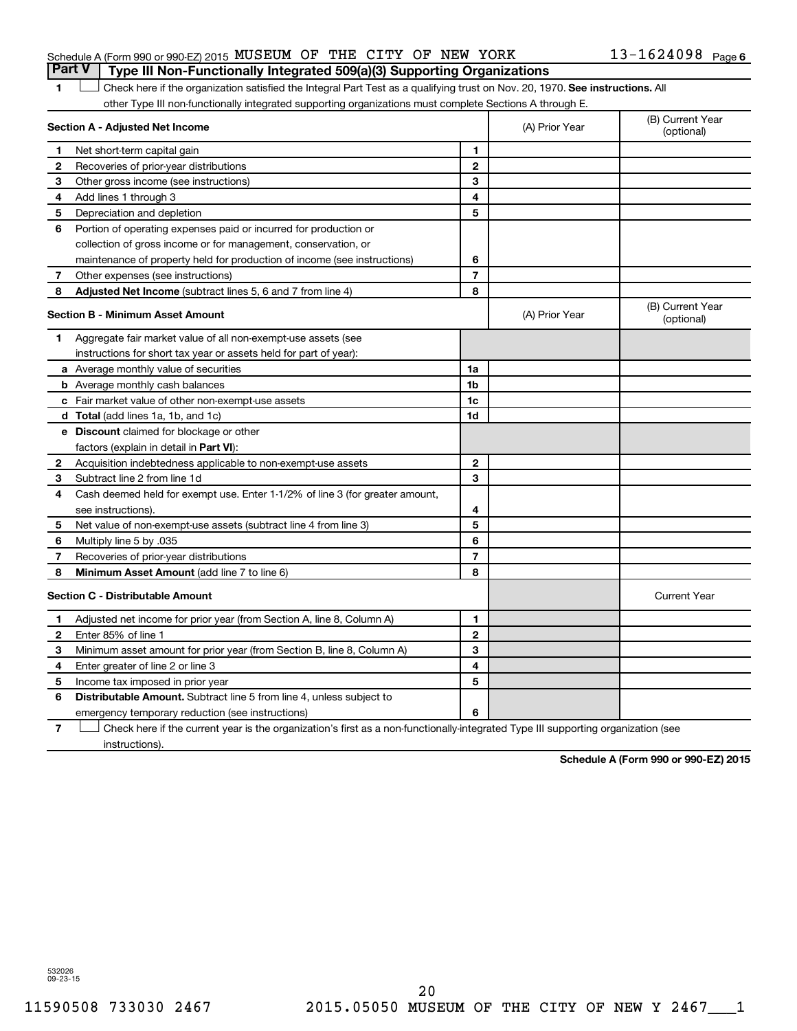Schedule A (Form 990 or 990-EZ) 2015 MUSEUM OF THE CITY OF NEW YORK 13-1624098 Page 6

## Part V Type III Non-Functionally Integrated 509(a)(3) Supporting Organizations

1 ☐ Check here if the organization satisfied the Integral Part Test as a qualifying trust on Nov. 20, 1970. **See instructions.** All other Type III non-functionally integrated supporting organizations must complete Sections A through E.

| **Section A - Adjusted Net Income** | | (A) Prior Year | (B) Current Year (optional) |
|---|---|---|---|
| **1** Net short-term capital gain | 1 | | |
| **2** Recoveries of prior-year distributions | 2 | | |
| **3** Other gross income (see instructions) | 3 | | |
| **4** Add lines 1 through 3 | 4 | | |
| **5** Depreciation and depletion | 5 | | |
| **6** Portion of operating expenses paid or incurred for production or collection of gross income or for management, conservation, or maintenance of property held for production of income (see instructions) | 6 | | |
| **7** Other expenses (see instructions) | 7 | | |
| **8** **Adjusted Net Income** (subtract lines 5, 6 and 7 from line 4) | 8 | | |

| **Section B - Minimum Asset Amount** | | (A) Prior Year | (B) Current Year (optional) |
|---|---|---|---|
| **1** Aggregate fair market value of all non-exempt-use assets (see instructions for short tax year or assets held for part of year): | | | |
| **a** Average monthly value of securities | 1a | | |
| **b** Average monthly cash balances | 1b | | |
| **c** Fair market value of other non-exempt-use assets | 1c | | |
| **d** **Total** (add lines 1a, 1b, and 1c) | 1d | | |
| **e** **Discount** claimed for blockage or other factors (explain in detail in **Part VI**): | | | |
| **2** Acquisition indebtedness applicable to non-exempt-use assets | 2 | | |
| **3** Subtract line 2 from line 1d | 3 | | |
| **4** Cash deemed held for exempt use. Enter 1-1/2% of line 3 (for greater amount, see instructions). | 4 | | |
| **5** Net value of non-exempt-use assets (subtract line 4 from line 3) | 5 | | |
| **6** Multiply line 5 by .035 | 6 | | |
| **7** Recoveries of prior-year distributions | 7 | | |
| **8** **Minimum Asset Amount** (add line 7 to line 6) | 8 | | |

| **Section C - Distributable Amount** | | | Current Year |
|---|---|---|---|
| **1** Adjusted net income for prior year (from Section A, line 8, Column A) | 1 | | |
| **2** Enter 85% of line 1 | 2 | | |
| **3** Minimum asset amount for prior year (from Section B, line 8, Column A) | 3 | | |
| **4** Enter greater of line 2 or line 3 | 4 | | |
| **5** Income tax imposed in prior year | 5 | | |
| **6** **Distributable Amount.** Subtract line 5 from line 4, unless subject to emergency temporary reduction (see instructions) | 6 | | |

7 ☐ Check here if the current year is the organization's first as a non-functionally-integrated Type III supporting organization (see instructions).

**Schedule A (Form 990 or 990-EZ) 2015**

532026
09-23-15

11590508 733030 2467 2015.05050 MUSEUM OF THE CITY OF NEW Y 2467___1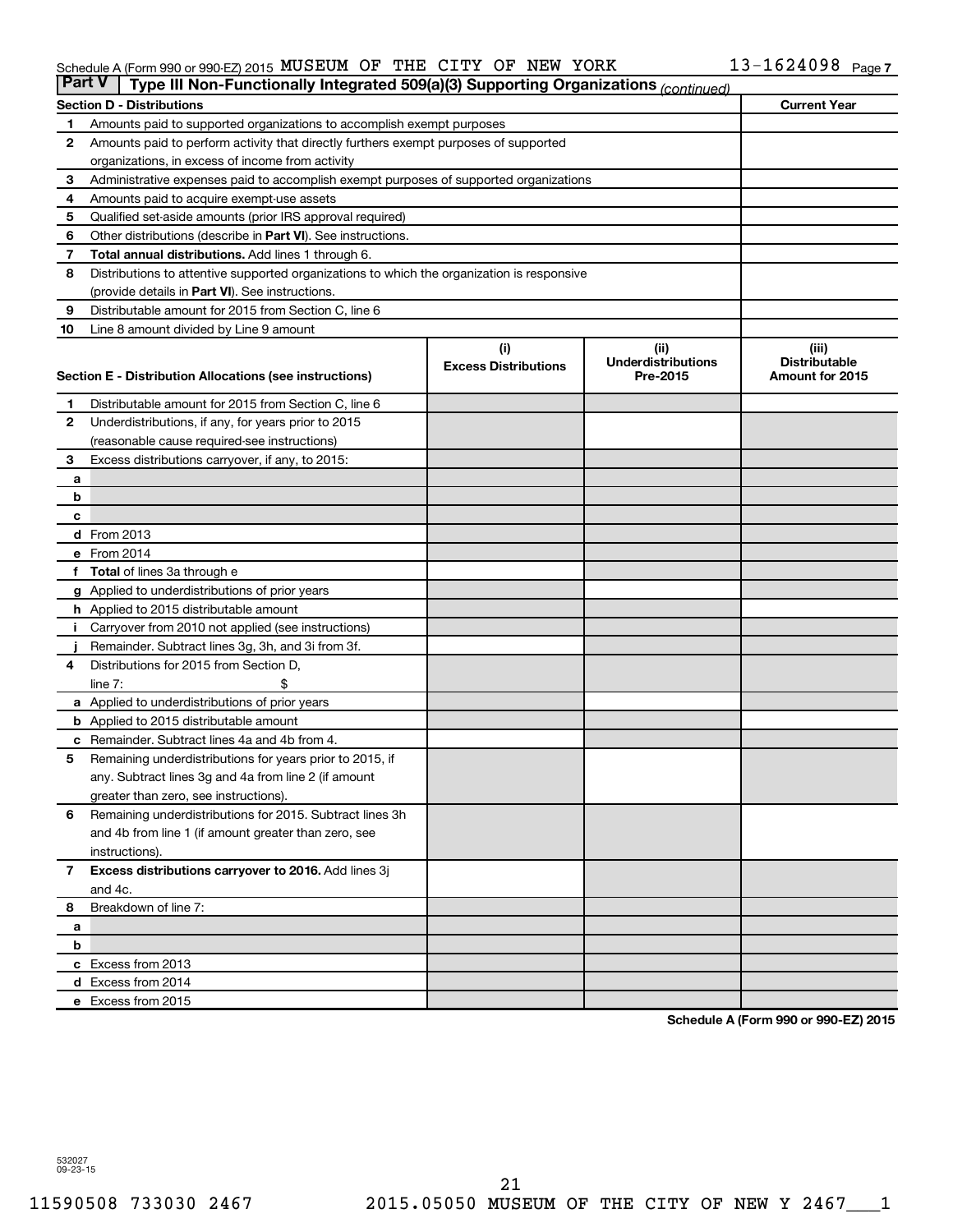Schedule A (Form 990 or 990-EZ) 2015 MUSEUM OF THE CITY OF NEW YORK 13-1624098 Page 7

## Part V Type III Non-Functionally Integrated 509(a)(3) Supporting Organizations *(continued)*

| Section D - Distributions | | Current Year |
|---|---|---|
| 1 | Amounts paid to supported organizations to accomplish exempt purposes | |
| 2 | Amounts paid to perform activity that directly furthers exempt purposes of supported organizations, in excess of income from activity | |
| 3 | Administrative expenses paid to accomplish exempt purposes of supported organizations | |
| 4 | Amounts paid to acquire exempt-use assets | |
| 5 | Qualified set-aside amounts (prior IRS approval required) | |
| 6 | Other distributions (describe in **Part VI**). See instructions. | |
| 7 | **Total annual distributions.** Add lines 1 through 6. | |
| 8 | Distributions to attentive supported organizations to which the organization is responsive (provide details in **Part VI**). See instructions. | |
| 9 | Distributable amount for 2015 from Section C, line 6 | |
| 10 | Line 8 amount divided by Line 9 amount | |

| Section E - Distribution Allocations (see instructions) | | (i) Excess Distributions | (ii) Underdistributions Pre-2015 | (iii) Distributable Amount for 2015 |
|---|---|---|---|---|
| 1 | Distributable amount for 2015 from Section C, line 6 | | | |
| 2 | Underdistributions, if any, for years prior to 2015 (reasonable cause required-see instructions) | | | |
| 3 | Excess distributions carryover, if any, to 2015: | | | |
| a | | | | |
| b | | | | |
| c | | | | |
| d | From 2013 | | | |
| e | From 2014 | | | |
| f | **Total** of lines 3a through e | | | |
| g | Applied to underdistributions of prior years | | | |
| h | Applied to 2015 distributable amount | | | |
| i | Carryover from 2010 not applied (see instructions) | | | |
| j | Remainder. Subtract lines 3g, 3h, and 3i from 3f. | | | |
| 4 | Distributions for 2015 from Section D, line 7: $ | | | |
| a | Applied to underdistributions of prior years | | | |
| b | Applied to 2015 distributable amount | | | |
| c | Remainder. Subtract lines 4a and 4b from 4. | | | |
| 5 | Remaining underdistributions for years prior to 2015, if any. Subtract lines 3g and 4a from line 2 (if amount greater than zero, see instructions). | | | |
| 6 | Remaining underdistributions for 2015. Subtract lines 3h and 4b from line 1 (if amount greater than zero, see instructions). | | | |
| 7 | **Excess distributions carryover to 2016.** Add lines 3j and 4c. | | | |
| 8 | Breakdown of line 7: | | | |
| a | | | | |
| b | | | | |
| c | Excess from 2013 | | | |
| d | Excess from 2014 | | | |
| e | Excess from 2015 | | | |

**Schedule A (Form 990 or 990-EZ) 2015**

532027 09-23-15

11590508 733030 2467 2015.05050 MUSEUM OF THE CITY OF NEW Y 2467___1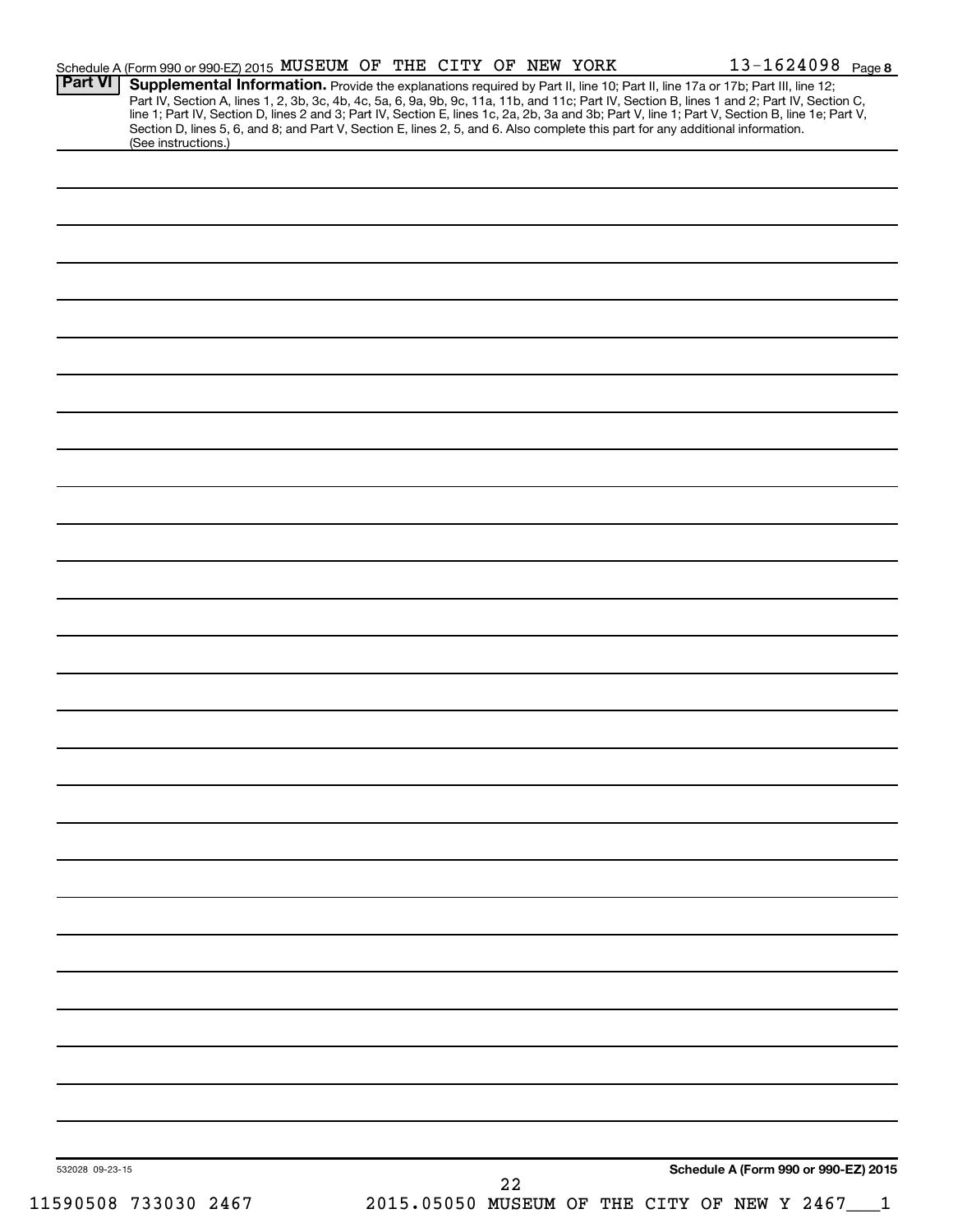Schedule A (Form 990 or 990-EZ) 2015 MUSEUM OF THE CITY OF NEW YORK 13-1624098 Page 8

**Part VI** **Supplemental Information.** Provide the explanations required by Part II, line 10; Part II, line 17a or 17b; Part III, line 12; Part IV, Section A, lines 1, 2, 3b, 3c, 4b, 4c, 5a, 6, 9a, 9b, 9c, 11a, 11b, and 11c; Part IV, Section B, lines 1 and 2; Part IV, Section C, line 1; Part IV, Section D, lines 2 and 3; Part IV, Section E, lines 1c, 2a, 2b, 3a and 3b; Part V, line 1; Part V, Section B, line 1e; Part V, Section D, lines 5, 6, and 8; and Part V, Section E, lines 2, 5, and 6. Also complete this part for any additional information. (See instructions.)

532028 09-23-15

**Schedule A (Form 990 or 990-EZ) 2015**

11590508 733030 2467 2015.05050 MUSEUM OF THE CITY OF NEW Y 2467___1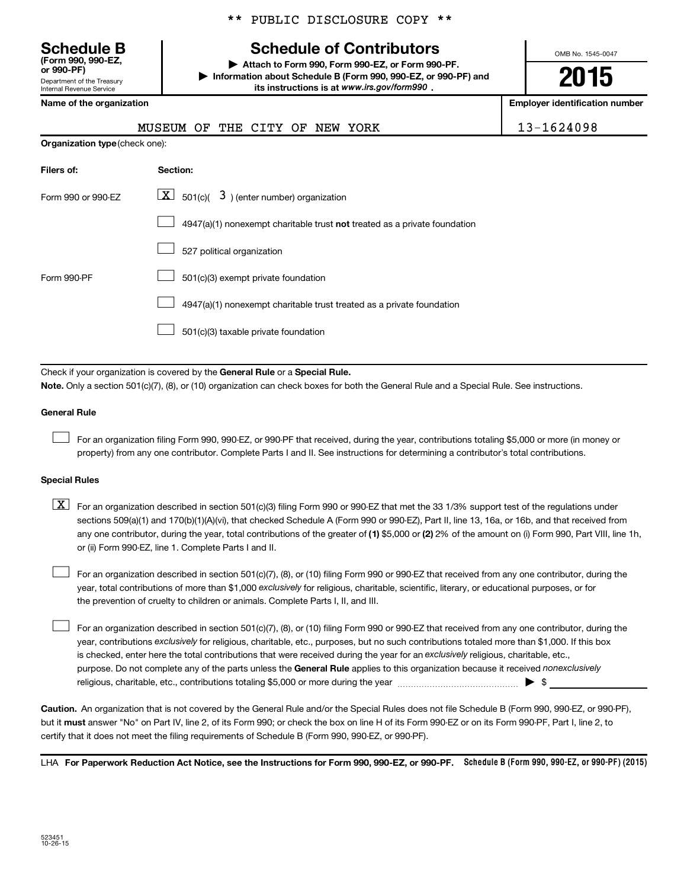** PUBLIC DISCLOSURE COPY **

**Schedule B** (Form 990, 990-EZ, or 990-PF)
Department of the Treasury
Internal Revenue Service

# Schedule of Contributors

▶ Attach to Form 990, Form 990-EZ, or Form 990-PF.
▶ Information about Schedule B (Form 990, 990-EZ, or 990-PF) and its instructions is at *www.irs.gov/form990*.

OMB No. 1545-0047

**2015**

| **Name of the organization** | **Employer identification number** |
|---|---|
| MUSEUM OF THE CITY OF NEW YORK | 13-1624098 |

**Organization type** (check one):

| **Filers of:** | **Section:** |
|---|---|
| Form 990 or 990-EZ | [X] 501(c)( 3 ) (enter number) organization |
| | [ ] 4947(a)(1) nonexempt charitable trust **not** treated as a private foundation |
| | [ ] 527 political organization |
| Form 990-PF | [ ] 501(c)(3) exempt private foundation |
| | [ ] 4947(a)(1) nonexempt charitable trust treated as a private foundation |
| | [ ] 501(c)(3) taxable private foundation |

Check if your organization is covered by the **General Rule** or a **Special Rule.**

**Note.** Only a section 501(c)(7), (8), or (10) organization can check boxes for both the General Rule and a Special Rule. See instructions.

**General Rule**

[ ] For an organization filing Form 990, 990-EZ, or 990-PF that received, during the year, contributions totaling $5,000 or more (in money or property) from any one contributor. Complete Parts I and II. See instructions for determining a contributor's total contributions.

**Special Rules**

[X] For an organization described in section 501(c)(3) filing Form 990 or 990-EZ that met the 33 1/3% support test of the regulations under sections 509(a)(1) and 170(b)(1)(A)(vi), that checked Schedule A (Form 990 or 990-EZ), Part II, line 13, 16a, or 16b, and that received from any one contributor, during the year, total contributions of the greater of **(1)** $5,000 or **(2)** 2% of the amount on (i) Form 990, Part VIII, line 1h, or (ii) Form 990-EZ, line 1. Complete Parts I and II.

[ ] For an organization described in section 501(c)(7), (8), or (10) filing Form 990 or 990-EZ that received from any one contributor, during the year, total contributions of more than $1,000 *exclusively* for religious, charitable, scientific, literary, or educational purposes, or for the prevention of cruelty to children or animals. Complete Parts I, II, and III.

[ ] For an organization described in section 501(c)(7), (8), or (10) filing Form 990 or 990-EZ that received from any one contributor, during the year, contributions *exclusively* for religious, charitable, etc., purposes, but no such contributions totaled more than $1,000. If this box is checked, enter here the total contributions that were received during the year for an *exclusively* religious, charitable, etc., purpose. Do not complete any of the parts unless the **General Rule** applies to this organization because it received *nonexclusively* religious, charitable, etc., contributions totaling $5,000 or more during the year ▶ $ ________

**Caution.** An organization that is not covered by the General Rule and/or the Special Rules does not file Schedule B (Form 990, 990-EZ, or 990-PF), but it **must** answer "No" on Part IV, line 2, of its Form 990; or check the box on line H of its Form 990-EZ or on its Form 990-PF, Part I, line 2, to certify that it does not meet the filing requirements of Schedule B (Form 990, 990-EZ, or 990-PF).

LHA **For Paperwork Reduction Act Notice, see the Instructions for Form 990, 990-EZ, or 990-PF.** **Schedule B (Form 990, 990-EZ, or 990-PF) (2015)**

523451
10-26-15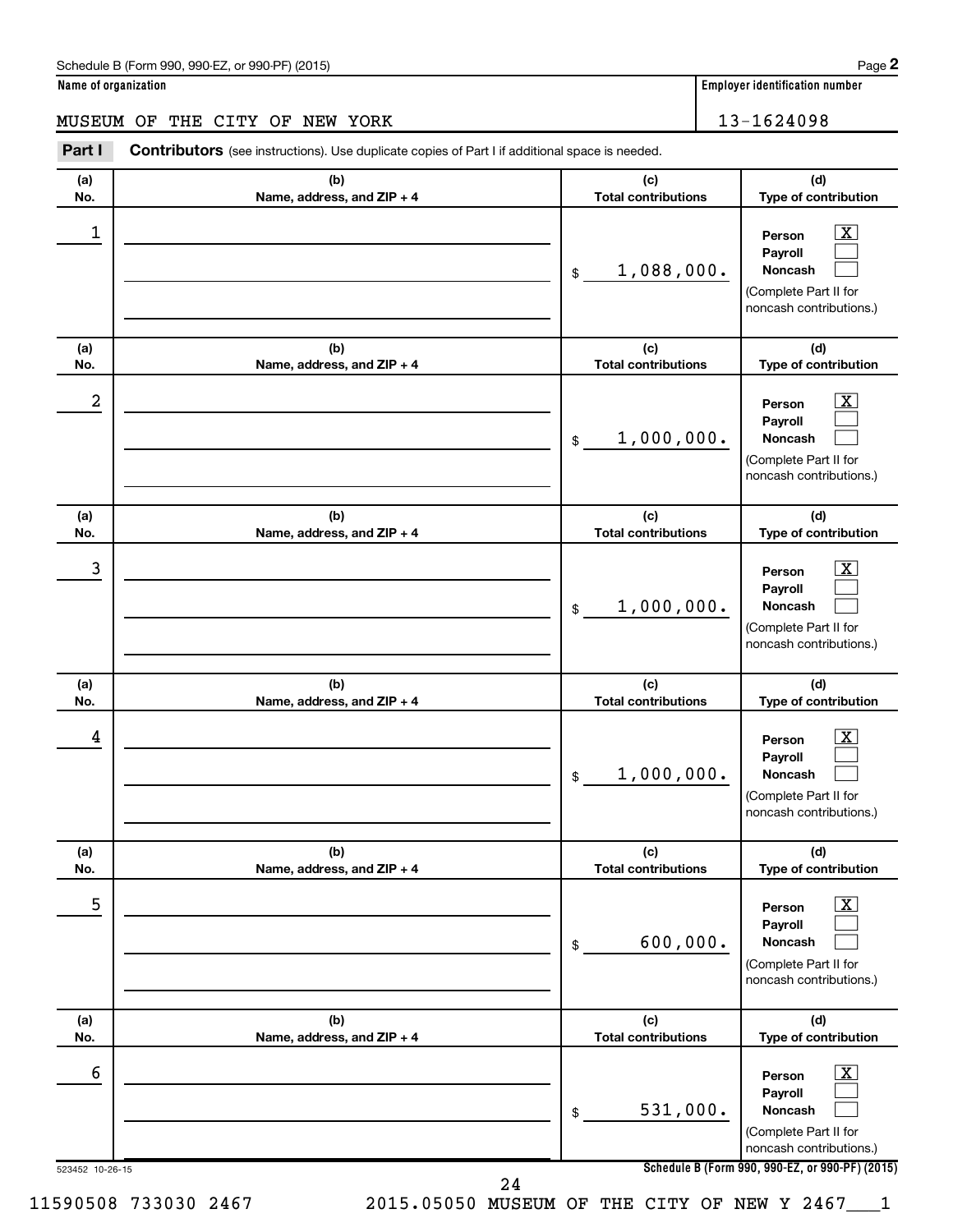Schedule B (Form 990, 990-EZ, or 990-PF) (2015)

**Name of organization**

MUSEUM OF THE CITY OF NEW YORK

**Employer identification number**

13-1624098

**Part I** **Contributors** (see instructions). Use duplicate copies of Part I if additional space is needed.

| (a) No. | (b) Name, address, and ZIP + 4 | (c) Total contributions | (d) Type of contribution |
|---|---|---|---|
| 1 | | $ 1,088,000. | Person [X] Payroll [ ] Noncash [ ] (Complete Part II for noncash contributions.) |
| 2 | | $ 1,000,000. | Person [X] Payroll [ ] Noncash [ ] (Complete Part II for noncash contributions.) |
| 3 | | $ 1,000,000. | Person [X] Payroll [ ] Noncash [ ] (Complete Part II for noncash contributions.) |
| 4 | | $ 1,000,000. | Person [X] Payroll [ ] Noncash [ ] (Complete Part II for noncash contributions.) |
| 5 | | $ 600,000. | Person [X] Payroll [ ] Noncash [ ] (Complete Part II for noncash contributions.) |
| 6 | | $ 531,000. | Person [X] Payroll [ ] Noncash [ ] (Complete Part II for noncash contributions.) |

523452 10-26-15

Schedule B (Form 990, 990-EZ, or 990-PF) (2015)

11590508 733030 2467 2015.05050 MUSEUM OF THE CITY OF NEW Y 2467___1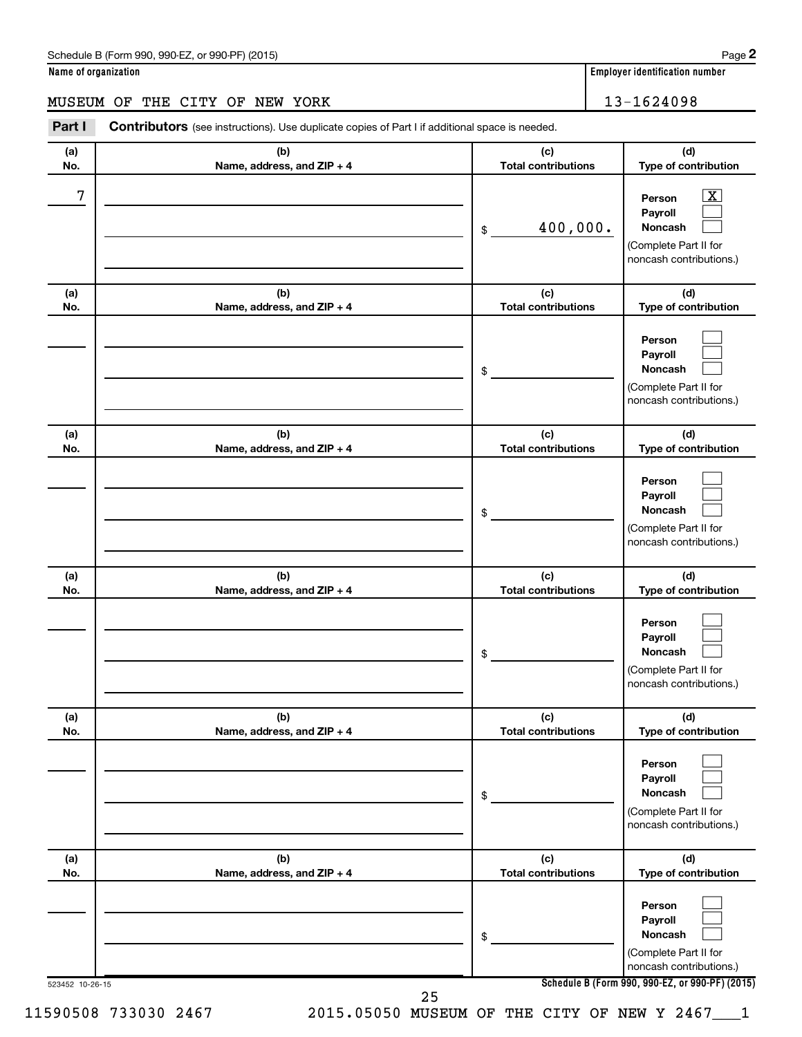Schedule B (Form 990, 990-EZ, or 990-PF) (2015)

**Name of organization**

MUSEUM OF THE CITY OF NEW YORK

**Employer identification number**

13-1624098

**Part I** **Contributors** (see instructions). Use duplicate copies of Part I if additional space is needed.

| (a) No. | (b) Name, address, and ZIP + 4 | (c) Total contributions | (d) Type of contribution |
|---|---|---|---|
| 7 | | $ 400,000. | Person [X] Payroll [ ] Noncash [ ] (Complete Part II for noncash contributions.) |
| | | $ | Person [ ] Payroll [ ] Noncash [ ] (Complete Part II for noncash contributions.) |
| | | $ | Person [ ] Payroll [ ] Noncash [ ] (Complete Part II for noncash contributions.) |
| | | $ | Person [ ] Payroll [ ] Noncash [ ] (Complete Part II for noncash contributions.) |
| | | $ | Person [ ] Payroll [ ] Noncash [ ] (Complete Part II for noncash contributions.) |
| | | $ | Person [ ] Payroll [ ] Noncash [ ] (Complete Part II for noncash contributions.) |

523452 10-26-15

**Schedule B (Form 990, 990-EZ, or 990-PF) (2015)**

11590508 733030 2467 2015.05050 MUSEUM OF THE CITY OF NEW Y 2467___1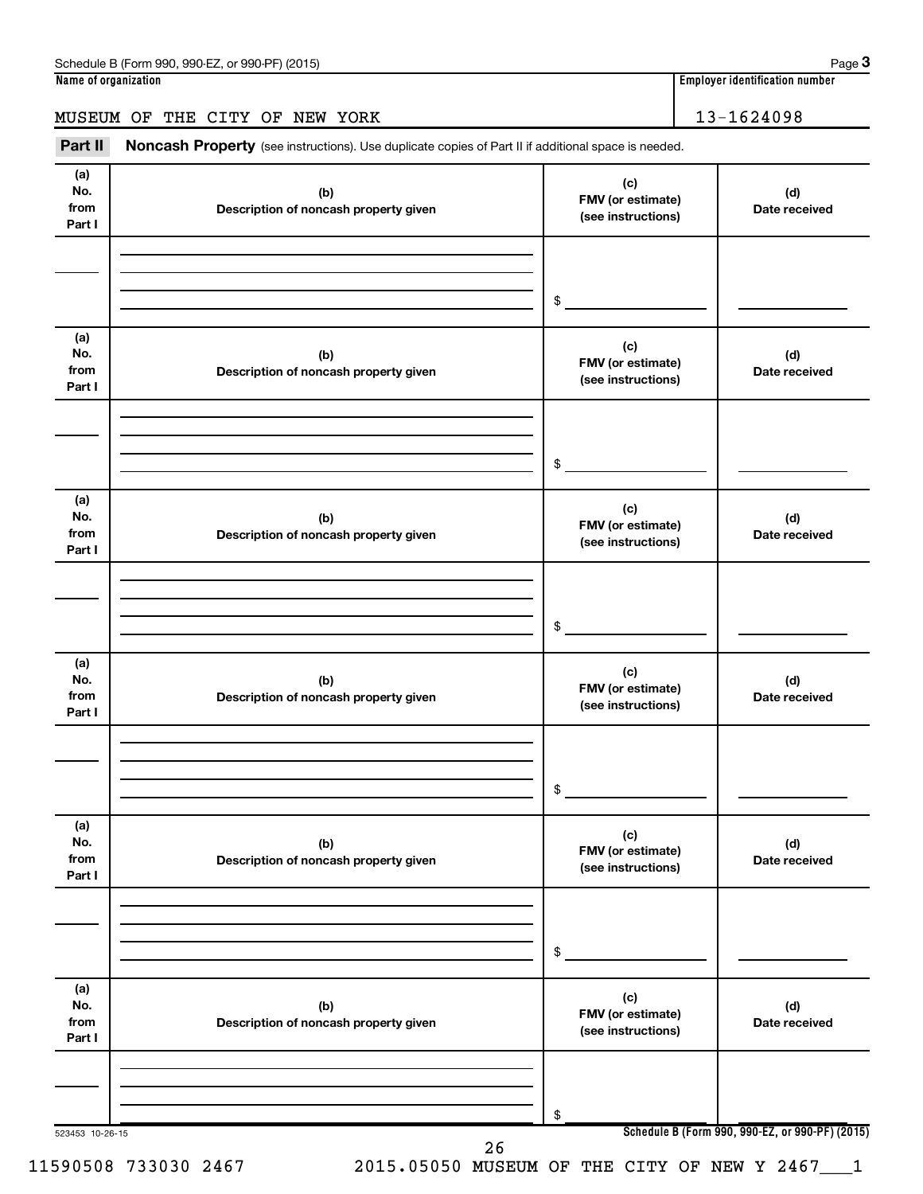Schedule B (Form 990, 990-EZ, or 990-PF) (2015) Page **3**

| Name of organization | Employer identification number |
|---|---|
| MUSEUM OF THE CITY OF NEW YORK | 13-1624098 |

**Part II** **Noncash Property** (see instructions). Use duplicate copies of Part II if additional space is needed.

| (a) No. from Part I | (b) Description of noncash property given | (c) FMV (or estimate) (see instructions) | (d) Date received |
|---|---|---|---|
| | | $ | |

| (a) No. from Part I | (b) Description of noncash property given | (c) FMV (or estimate) (see instructions) | (d) Date received |
|---|---|---|---|
| | | $ | |

| (a) No. from Part I | (b) Description of noncash property given | (c) FMV (or estimate) (see instructions) | (d) Date received |
|---|---|---|---|
| | | $ | |

| (a) No. from Part I | (b) Description of noncash property given | (c) FMV (or estimate) (see instructions) | (d) Date received |
|---|---|---|---|
| | | $ | |

| (a) No. from Part I | (b) Description of noncash property given | (c) FMV (or estimate) (see instructions) | (d) Date received |
|---|---|---|---|
| | | $ | |

| (a) No. from Part I | (b) Description of noncash property given | (c) FMV (or estimate) (see instructions) | (d) Date received |
|---|---|---|---|
| | | $ | |

523453 10-26-15

**Schedule B (Form 990, 990-EZ, or 990-PF) (2015)**

11590508 733030 2467 2015.05050 MUSEUM OF THE CITY OF NEW Y 2467___1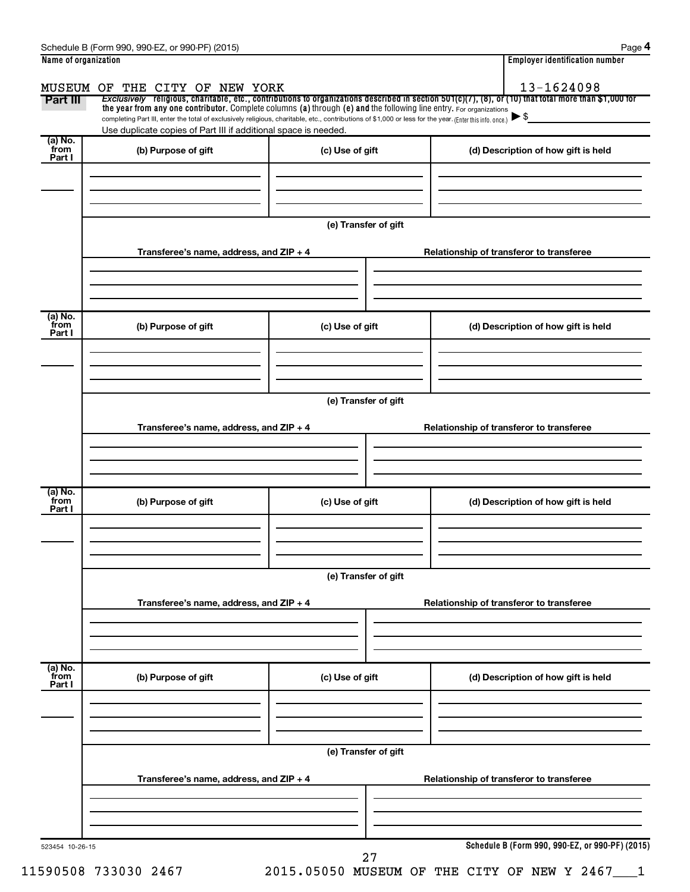Schedule B (Form 990, 990-EZ, or 990-PF) (2015) Page **4**

**Name of organization**

MUSEUM OF THE CITY OF NEW YORK

**Employer identification number**

13-1624098

**Part III** *Exclusively* **religious, charitable, etc., contributions to organizations described in section 501(c)(7), (8), or (10) that total more than $1,000 for the year from any one contributor.** Complete columns **(a)** through **(e) and** the following line entry. For organizations completing Part III, enter the total of exclusively religious, charitable, etc., contributions of $1,000 or less for the year. (Enter this info. once.) ▶ $ ______

Use duplicate copies of Part III if additional space is needed.

| (a) No. from Part I | (b) Purpose of gift | (c) Use of gift | (d) Description of how gift is held |
|---|---|---|---|
| | | | |

**(e) Transfer of gift**

| Transferee's name, address, and ZIP + 4 | Relationship of transferor to transferee |
|---|---|
| | |

| (a) No. from Part I | (b) Purpose of gift | (c) Use of gift | (d) Description of how gift is held |
|---|---|---|---|
| | | | |

**(e) Transfer of gift**

| Transferee's name, address, and ZIP + 4 | Relationship of transferor to transferee |
|---|---|
| | |

| (a) No. from Part I | (b) Purpose of gift | (c) Use of gift | (d) Description of how gift is held |
|---|---|---|---|
| | | | |

**(e) Transfer of gift**

| Transferee's name, address, and ZIP + 4 | Relationship of transferor to transferee |
|---|---|
| | |

| (a) No. from Part I | (b) Purpose of gift | (c) Use of gift | (d) Description of how gift is held |
|---|---|---|---|
| | | | |

**(e) Transfer of gift**

| Transferee's name, address, and ZIP + 4 | Relationship of transferor to transferee |
|---|---|
| | |

523454 10-26-15

**Schedule B (Form 990, 990-EZ, or 990-PF) (2015)**

11590508 733030 2467 2015.05050 MUSEUM OF THE CITY OF NEW Y 2467___1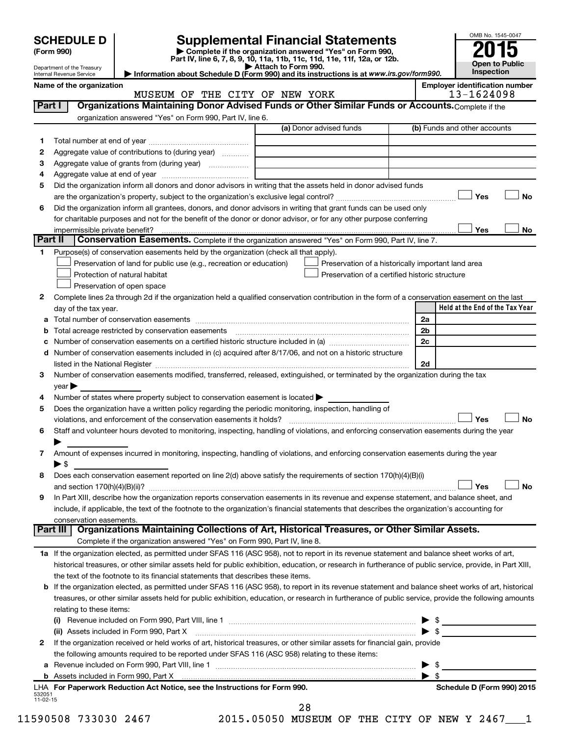# SCHEDULE D (Form 990)

Department of the Treasury
Internal Revenue Service

## Supplemental Financial Statements

▶ Complete if the organization answered "Yes" on Form 990, Part IV, line 6, 7, 8, 9, 10, 11a, 11b, 11c, 11d, 11e, 11f, 12a, or 12b.
▶ Attach to Form 990.
▶ Information about Schedule D (Form 990) and its instructions is at www.irs.gov/form990.

OMB No. 1545-0047
2015
Open to Public Inspection

Name of the organization: MUSEUM OF THE CITY OF NEW YORK

Employer identification number: 13-1624098

### Part I Organizations Maintaining Donor Advised Funds or Other Similar Funds or Accounts. Complete if the organization answered "Yes" on Form 990, Part IV, line 6.

| | | (a) Donor advised funds | (b) Funds and other accounts |
|---|---|---|---|
| 1 | Total number at end of year | | |
| 2 | Aggregate value of contributions to (during year) | | |
| 3 | Aggregate value of grants from (during year) | | |
| 4 | Aggregate value at end of year | | |

5 Did the organization inform all donors and donor advisors in writing that the assets held in donor advised funds are the organization's property, subject to the organization's exclusive legal control? ☐ Yes ☐ No

6 Did the organization inform all grantees, donors, and donor advisors in writing that grant funds can be used only for charitable purposes and not for the benefit of the donor or donor advisor, or for any other purpose conferring impermissible private benefit? ☐ Yes ☐ No

### Part II Conservation Easements. Complete if the organization answered "Yes" on Form 990, Part IV, line 7.

1 Purpose(s) of conservation easements held by the organization (check all that apply).

☐ Preservation of land for public use (e.g., recreation or education)
☐ Protection of natural habitat
☐ Preservation of open space
☐ Preservation of a historically important land area
☐ Preservation of a certified historic structure

2 Complete lines 2a through 2d if the organization held a qualified conservation contribution in the form of a conservation easement on the last day of the tax year.

| | | | Held at the End of the Tax Year |
|---|---|---|---|
| a | Total number of conservation easements | 2a | |
| b | Total acreage restricted by conservation easements | 2b | |
| c | Number of conservation easements on a certified historic structure included in (a) | 2c | |
| d | Number of conservation easements included in (c) acquired after 8/17/06, and not on a historic structure listed in the National Register | 2d | |

3 Number of conservation easements modified, transferred, released, extinguished, or terminated by the organization during the tax year ▶

4 Number of states where property subject to conservation easement is located ▶

5 Does the organization have a written policy regarding the periodic monitoring, inspection, handling of violations, and enforcement of the conservation easements it holds? ☐ Yes ☐ No

6 Staff and volunteer hours devoted to monitoring, inspecting, handling of violations, and enforcing conservation easements during the year ▶

7 Amount of expenses incurred in monitoring, inspecting, handling of violations, and enforcing conservation easements during the year ▶ $

8 Does each conservation easement reported on line 2(d) above satisfy the requirements of section 170(h)(4)(B)(i) and section 170(h)(4)(B)(ii)? ☐ Yes ☐ No

9 In Part XIII, describe how the organization reports conservation easements in its revenue and expense statement, and balance sheet, and include, if applicable, the text of the footnote to the organization's financial statements that describes the organization's accounting for conservation easements.

### Part III Organizations Maintaining Collections of Art, Historical Treasures, or Other Similar Assets.

Complete if the organization answered "Yes" on Form 990, Part IV, line 8.

1a If the organization elected, as permitted under SFAS 116 (ASC 958), not to report in its revenue statement and balance sheet works of art, historical treasures, or other similar assets held for public exhibition, education, or research in furtherance of public service, provide, in Part XIII, the text of the footnote to its financial statements that describes these items.

b If the organization elected, as permitted under SFAS 116 (ASC 958), to report in its revenue statement and balance sheet works of art, historical treasures, or other similar assets held for public exhibition, education, or research in furtherance of public service, provide the following amounts relating to these items:

(i) Revenue included on Form 990, Part VIII, line 1 ▶ $

(ii) Assets included in Form 990, Part X ▶ $

2 If the organization received or held works of art, historical treasures, or other similar assets for financial gain, provide the following amounts required to be reported under SFAS 116 (ASC 958) relating to these items:

a Revenue included on Form 990, Part VIII, line 1 ▶ $

b Assets included in Form 990, Part X ▶ $

LHA For Paperwork Reduction Act Notice, see the Instructions for Form 990. Schedule D (Form 990) 2015

532051 11-02-15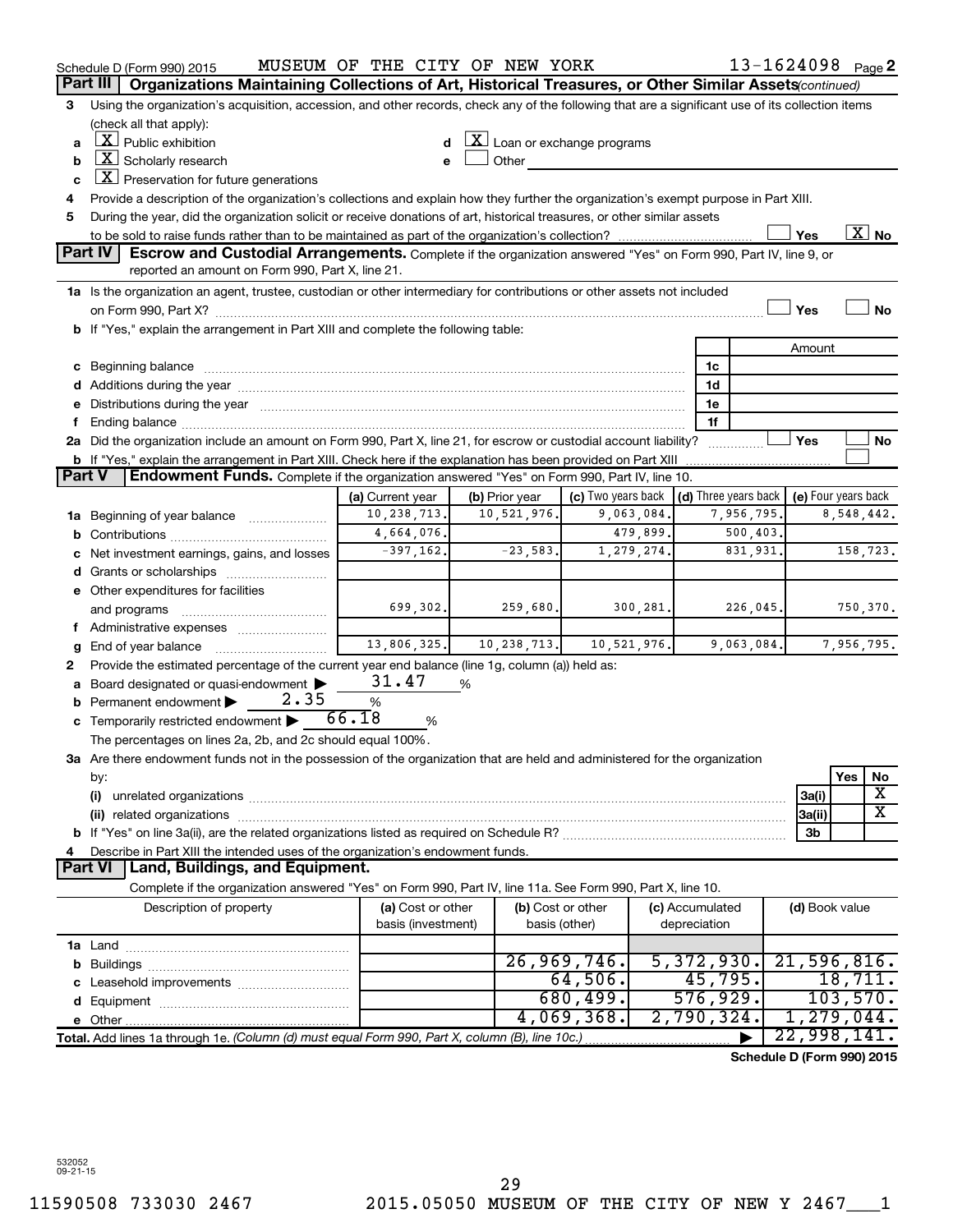Schedule D (Form 990) 2015 MUSEUM OF THE CITY OF NEW YORK 13-1624098 Page 2

## Part III Organizations Maintaining Collections of Art, Historical Treasures, or Other Similar Assets *(continued)*

**3** Using the organization's acquisition, accession, and other records, check any of the following that are a significant use of its collection items (check all that apply):

- **a** [X] Public exhibition
- **b** [X] Scholarly research
- **c** [X] Preservation for future generations
- **d** [X] Loan or exchange programs
- **e** [ ] Other

**4** Provide a description of the organization's collections and explain how they further the organization's exempt purpose in Part XIII.

**5** During the year, did the organization solicit or receive donations of art, historical treasures, or other similar assets to be sold to raise funds rather than to be maintained as part of the organization's collection? [ ] Yes [X] No

## Part IV Escrow and Custodial Arrangements.

Complete if the organization answered "Yes" on Form 990, Part IV, line 9, or reported an amount on Form 990, Part X, line 21.

**1a** Is the organization an agent, trustee, custodian or other intermediary for contributions or other assets not included on Form 990, Part X? [ ] Yes [ ] No

**b** If "Yes," explain the arrangement in Part XIII and complete the following table:

| | | | Amount |
|---|---|---|---|
| **c** | Beginning balance | 1c | |
| **d** | Additions during the year | 1d | |
| **e** | Distributions during the year | 1e | |
| **f** | Ending balance | 1f | |

**2a** Did the organization include an amount on Form 990, Part X, line 21, for escrow or custodial account liability? [ ] Yes [ ] No

**b** If "Yes," explain the arrangement in Part XIII. Check here if the explanation has been provided on Part XIII [ ]

## Part V Endowment Funds.

Complete if the organization answered "Yes" on Form 990, Part IV, line 10.

| | (a) Current year | (b) Prior year | (c) Two years back | (d) Three years back | (e) Four years back |
|---|---|---|---|---|---|
| **1a** Beginning of year balance | 10,238,713. | 10,521,976. | 9,063,084. | 7,956,795. | 8,548,442. |
| **b** Contributions | 4,664,076. | | 479,899. | 500,403. | |
| **c** Net investment earnings, gains, and losses | -397,162. | -23,583. | 1,279,274. | 831,931. | 158,723. |
| **d** Grants or scholarships | | | | | |
| **e** Other expenditures for facilities and programs | 699,302. | 259,680. | 300,281. | 226,045. | 750,370. |
| **f** Administrative expenses | | | | | |
| **g** End of year balance | 13,806,325. | 10,238,713. | 10,521,976. | 9,063,084. | 7,956,795. |

**2** Provide the estimated percentage of the current year end balance (line 1g, column (a)) held as:

- **a** Board designated or quasi-endowment ▶ 31.47 %
- **b** Permanent endowment ▶ 2.35 %
- **c** Temporarily restricted endowment ▶ 66.18 %

The percentages on lines 2a, 2b, and 2c should equal 100%.

**3a** Are there endowment funds not in the possession of the organization that are held and administered for the organization by:

| | | Yes | No |
|---|---|---|---|
| (i) unrelated organizations | 3a(i) | | X |
| (ii) related organizations | 3a(ii) | | X |
| **b** If "Yes" on line 3a(ii), are the related organizations listed as required on Schedule R? | 3b | | |

**4** Describe in Part XIII the intended uses of the organization's endowment funds.

## Part VI Land, Buildings, and Equipment.

Complete if the organization answered "Yes" on Form 990, Part IV, line 11a. See Form 990, Part X, line 10.

| Description of property | (a) Cost or other basis (investment) | (b) Cost or other basis (other) | (c) Accumulated depreciation | (d) Book value |
|---|---|---|---|---|
| **1a** Land | | | | |
| **b** Buildings | | 26,969,746. | 5,372,930. | 21,596,816. |
| **c** Leasehold improvements | | 64,506. | 45,795. | 18,711. |
| **d** Equipment | | 680,499. | 576,929. | 103,570. |
| **e** Other | | 4,069,368. | 2,790,324. | 1,279,044. |
| **Total.** Add lines 1a through 1e. *(Column (d) must equal Form 990, Part X, column (B), line 10c.)* | | | ▶ | 22,998,141. |

Schedule D (Form 990) 2015

532052 09-21-15

11590508 733030 2467 2015.05050 MUSEUM OF THE CITY OF NEW Y 2467___1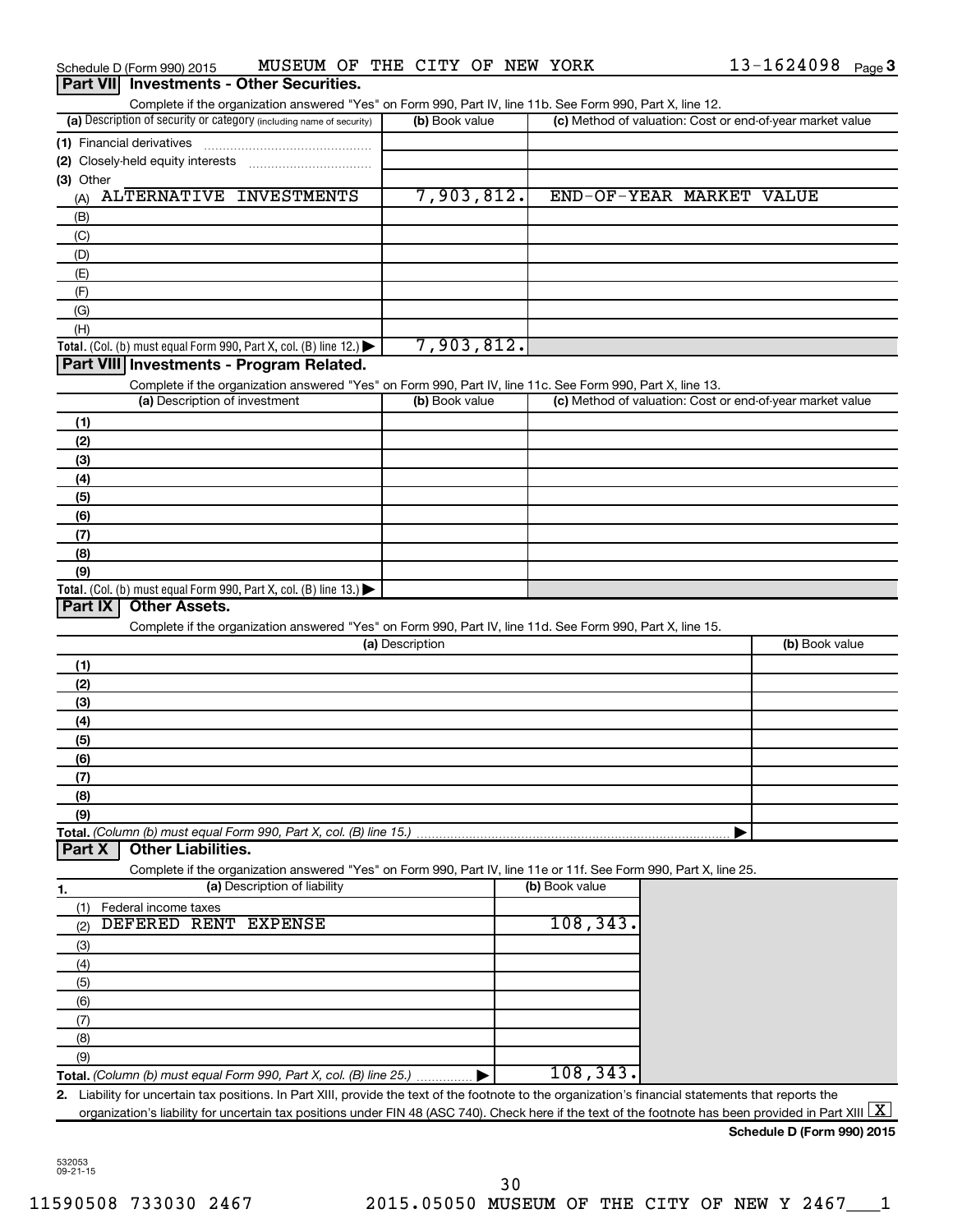Schedule D (Form 990) 2015 MUSEUM OF THE CITY OF NEW YORK 13-1624098 Page 3

## Part VII Investments - Other Securities.

Complete if the organization answered "Yes" on Form 990, Part IV, line 11b. See Form 990, Part X, line 12.

| (a) Description of security or category (including name of security) | (b) Book value | (c) Method of valuation: Cost or end-of-year market value |
|---|---|---|
| (1) Financial derivatives | | |
| (2) Closely-held equity interests | | |
| (3) Other | | |
| (A) ALTERNATIVE INVESTMENTS | 7,903,812. | END-OF-YEAR MARKET VALUE |
| (B) | | |
| (C) | | |
| (D) | | |
| (E) | | |
| (F) | | |
| (G) | | |
| (H) | | |
| **Total.** (Col. (b) must equal Form 990, Part X, col. (B) line 12.) | 7,903,812. | |

## Part VIII Investments - Program Related.

Complete if the organization answered "Yes" on Form 990, Part IV, line 11c. See Form 990, Part X, line 13.

| (a) Description of investment | (b) Book value | (c) Method of valuation: Cost or end-of-year market value |
|---|---|---|
| (1) | | |
| (2) | | |
| (3) | | |
| (4) | | |
| (5) | | |
| (6) | | |
| (7) | | |
| (8) | | |
| (9) | | |
| **Total.** (Col. (b) must equal Form 990, Part X, col. (B) line 13.) | | |

## Part IX Other Assets.

Complete if the organization answered "Yes" on Form 990, Part IV, line 11d. See Form 990, Part X, line 15.

| (a) Description | (b) Book value |
|---|---|
| (1) | |
| (2) | |
| (3) | |
| (4) | |
| (5) | |
| (6) | |
| (7) | |
| (8) | |
| (9) | |
| **Total.** *(Column (b) must equal Form 990, Part X, col. (B) line 15.)* | |

## Part X Other Liabilities.

Complete if the organization answered "Yes" on Form 990, Part IV, line 11e or 11f. See Form 990, Part X, line 25.

| 1. (a) Description of liability | (b) Book value |
|---|---|
| (1) Federal income taxes | |
| (2) DEFERED RENT EXPENSE | 108,343. |
| (3) | |
| (4) | |
| (5) | |
| (6) | |
| (7) | |
| (8) | |
| (9) | |
| **Total.** *(Column (b) must equal Form 990, Part X, col. (B) line 25.)* | 108,343. |

2. Liability for uncertain tax positions. In Part XIII, provide the text of the footnote to the organization's financial statements that reports the organization's liability for uncertain tax positions under FIN 48 (ASC 740). Check here if the text of the footnote has been provided in Part XIII [X]

**Schedule D (Form 990) 2015**

532053 09-21-15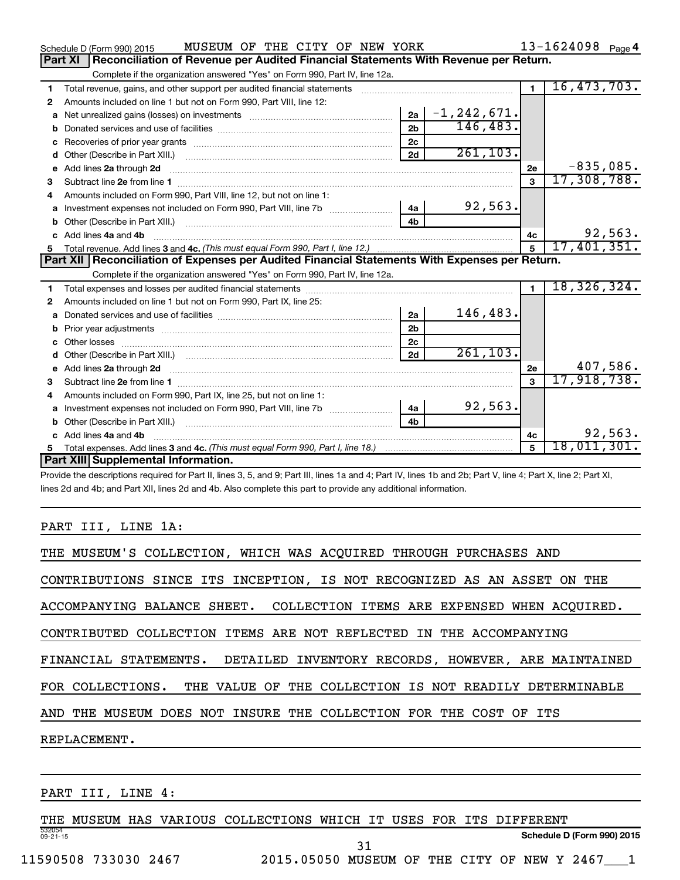Schedule D (Form 990) 2015 MUSEUM OF THE CITY OF NEW YORK 13-1624098 Page 4

## Part XI Reconciliation of Revenue per Audited Financial Statements With Revenue per Return.

Complete if the organization answered "Yes" on Form 990, Part IV, line 12a.

| | | | | | |
|---|---|---|---|---|---|
| 1 | Total revenue, gains, and other support per audited financial statements | | | 1 | 16,473,703. |
| 2 | Amounts included on line 1 but not on Form 990, Part VIII, line 12: | | | | |
| a | Net unrealized gains (losses) on investments | 2a | -1,242,671. | | |
| b | Donated services and use of facilities | 2b | 146,483. | | |
| c | Recoveries of prior year grants | 2c | | | |
| d | Other (Describe in Part XIII.) | 2d | 261,103. | | |
| e | Add lines 2a through 2d | | | 2e | -835,085. |
| 3 | Subtract line 2e from line 1 | | | 3 | 17,308,788. |
| 4 | Amounts included on Form 990, Part VIII, line 12, but not on line 1: | | | | |
| a | Investment expenses not included on Form 990, Part VIII, line 7b | 4a | 92,563. | | |
| b | Other (Describe in Part XIII.) | 4b | | | |
| c | Add lines 4a and 4b | | | 4c | 92,563. |
| 5 | Total revenue. Add lines 3 and 4c. *(This must equal Form 990, Part I, line 12.)* | | | 5 | 17,401,351. |

## Part XII Reconciliation of Expenses per Audited Financial Statements With Expenses per Return.

Complete if the organization answered "Yes" on Form 990, Part IV, line 12a.

| | | | | | |
|---|---|---|---|---|---|
| 1 | Total expenses and losses per audited financial statements | | | 1 | 18,326,324. |
| 2 | Amounts included on line 1 but not on Form 990, Part IX, line 25: | | | | |
| a | Donated services and use of facilities | 2a | 146,483. | | |
| b | Prior year adjustments | 2b | | | |
| c | Other losses | 2c | | | |
| d | Other (Describe in Part XIII.) | 2d | 261,103. | | |
| e | Add lines 2a through 2d | | | 2e | 407,586. |
| 3 | Subtract line 2e from line 1 | | | 3 | 17,918,738. |
| 4 | Amounts included on Form 990, Part IX, line 25, but not on line 1: | | | | |
| a | Investment expenses not included on Form 990, Part VIII, line 7b | 4a | 92,563. | | |
| b | Other (Describe in Part XIII.) | 4b | | | |
| c | Add lines 4a and 4b | | | 4c | 92,563. |
| 5 | Total expenses. Add lines 3 and 4c. *(This must equal Form 990, Part I, line 18.)* | | | 5 | 18,011,301. |

## Part XIII Supplemental Information.

Provide the descriptions required for Part II, lines 3, 5, and 9; Part III, lines 1a and 4; Part IV, lines 1b and 2b; Part V, line 4; Part X, line 2; Part XI, lines 2d and 4b; and Part XII, lines 2d and 4b. Also complete this part to provide any additional information.

PART III, LINE 1A:

THE MUSEUM'S COLLECTION, WHICH WAS ACQUIRED THROUGH PURCHASES AND CONTRIBUTIONS SINCE ITS INCEPTION, IS NOT RECOGNIZED AS AN ASSET ON THE ACCOMPANYING BALANCE SHEET. COLLECTION ITEMS ARE EXPENSED WHEN ACQUIRED. CONTRIBUTED COLLECTION ITEMS ARE NOT REFLECTED IN THE ACCOMPANYING FINANCIAL STATEMENTS. DETAILED INVENTORY RECORDS, HOWEVER, ARE MAINTAINED FOR COLLECTIONS. THE VALUE OF THE COLLECTION IS NOT READILY DETERMINABLE AND THE MUSEUM DOES NOT INSURE THE COLLECTION FOR THE COST OF ITS REPLACEMENT.

PART III, LINE 4:

THE MUSEUM HAS VARIOUS COLLECTIONS WHICH IT USES FOR ITS DIFFERENT

Schedule D (Form 990) 2015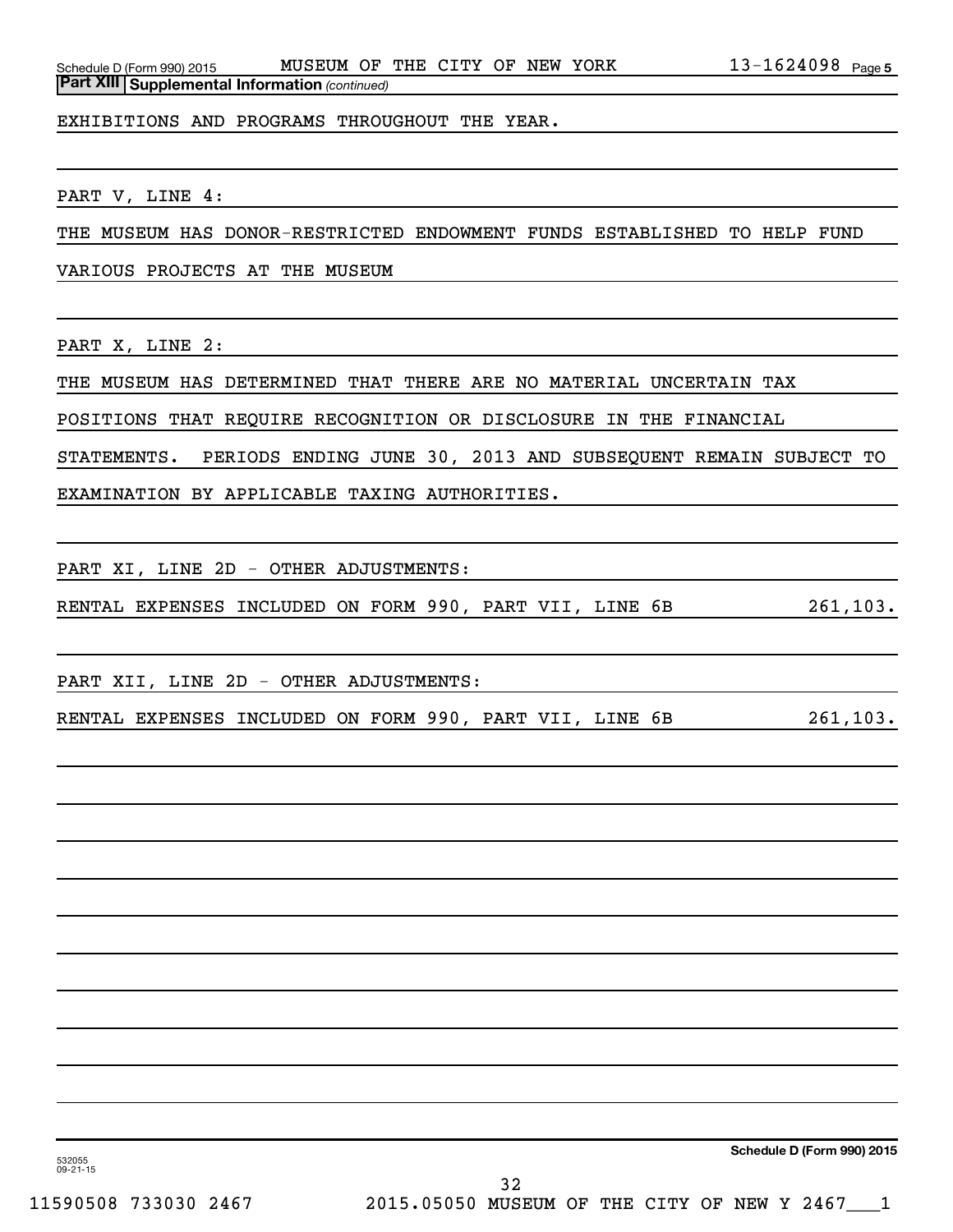**Part XIII Supplemental Information** *(continued)*

EXHIBITIONS AND PROGRAMS THROUGHOUT THE YEAR.

PART V, LINE 4:

THE MUSEUM HAS DONOR-RESTRICTED ENDOWMENT FUNDS ESTABLISHED TO HELP FUND VARIOUS PROJECTS AT THE MUSEUM

PART X, LINE 2:

THE MUSEUM HAS DETERMINED THAT THERE ARE NO MATERIAL UNCERTAIN TAX POSITIONS THAT REQUIRE RECOGNITION OR DISCLOSURE IN THE FINANCIAL STATEMENTS. PERIODS ENDING JUNE 30, 2013 AND SUBSEQUENT REMAIN SUBJECT TO EXAMINATION BY APPLICABLE TAXING AUTHORITIES.

PART XI, LINE 2D - OTHER ADJUSTMENTS:

| | |
|---|---|
| RENTAL EXPENSES INCLUDED ON FORM 990, PART VII, LINE 6B | 261,103. |

PART XII, LINE 2D - OTHER ADJUSTMENTS:

| | |
|---|---|
| RENTAL EXPENSES INCLUDED ON FORM 990, PART VII, LINE 6B | 261,103. |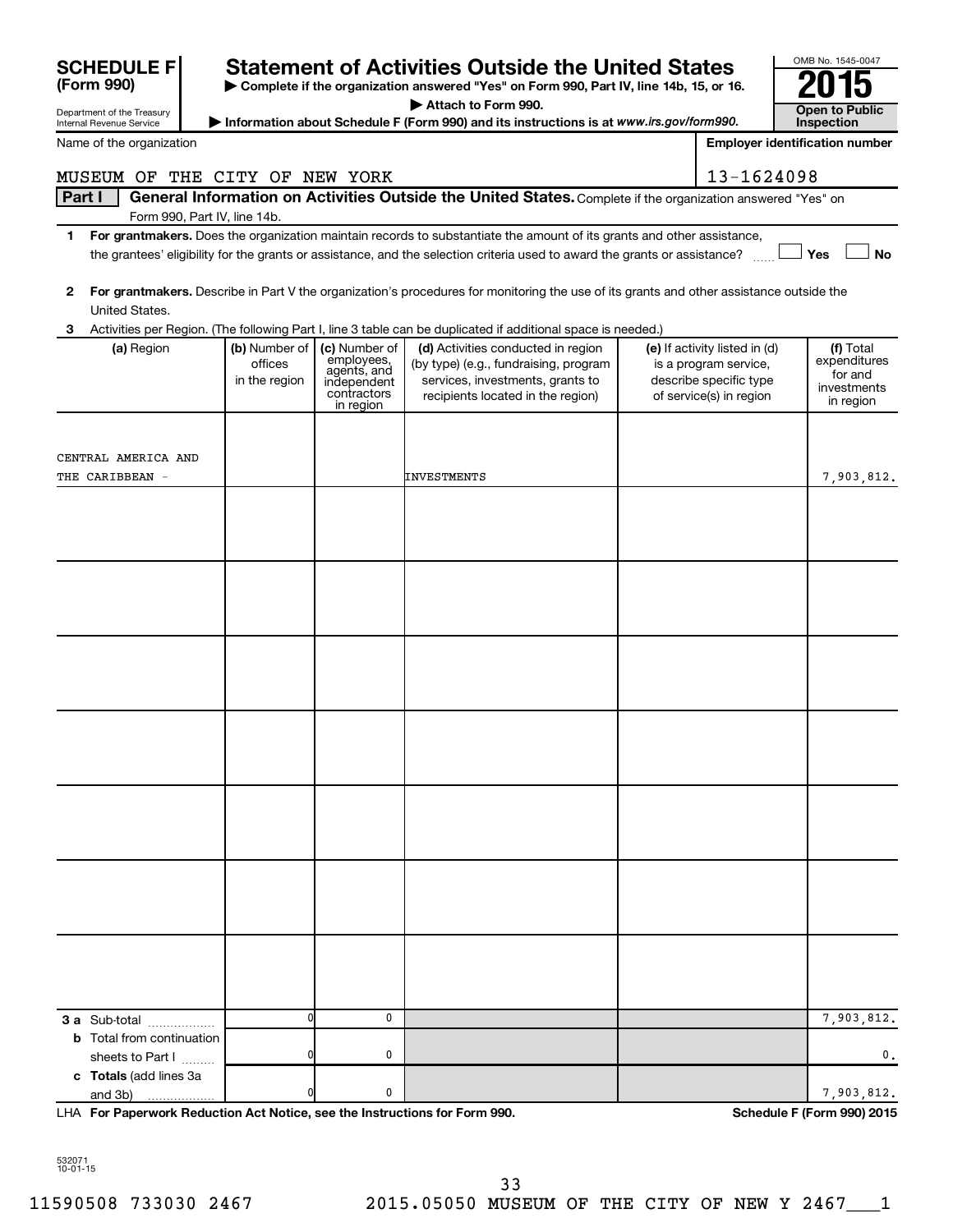**SCHEDULE F (Form 990)**

Department of the Treasury
Internal Revenue Service

# Statement of Activities Outside the United States

▶ Complete if the organization answered "Yes" on Form 990, Part IV, line 14b, 15, or 16.

▶ Attach to Form 990.

▶ Information about Schedule F (Form 990) and its instructions is at *www.irs.gov/form990.*

OMB No. 1545-0047

**2015**

**Open to Public Inspection**

Name of the organization: MUSEUM OF THE CITY OF NEW YORK

Employer identification number: 13-1624098

## Part I General Information on Activities Outside the United States.

Complete if the organization answered "Yes" on Form 990, Part IV, line 14b.

**1** **For grantmakers.** Does the organization maintain records to substantiate the amount of its grants and other assistance, the grantees' eligibility for the grants or assistance, and the selection criteria used to award the grants or assistance? ☐ Yes ☐ No

**2** **For grantmakers.** Describe in Part V the organization's procedures for monitoring the use of its grants and other assistance outside the United States.

**3** Activities per Region. (The following Part I, line 3 table can be duplicated if additional space is needed.)

| (a) Region | (b) Number of offices in the region | (c) Number of employees, agents, and independent contractors in region | (d) Activities conducted in region (by type) (e.g., fundraising, program services, investments, grants to recipients located in the region) | (e) If activity listed in (d) is a program service, describe specific type of service(s) in region | (f) Total expenditures for and investments in region |
|---|---|---|---|---|---|
| CENTRAL AMERICA AND THE CARIBBEAN - | | | INVESTMENTS | | 7,903,812. |
| | | | | | |
| | | | | | |
| | | | | | |
| | | | | | |
| | | | | | |
| | | | | | |
| | | | | | |
| **3 a** Sub-total | 0 | 0 | | | 7,903,812. |
| **b** Total from continuation sheets to Part I | 0 | 0 | | | 0. |
| **c Totals** (add lines 3a and 3b) | 0 | 0 | | | 7,903,812. |

LHA **For Paperwork Reduction Act Notice, see the Instructions for Form 990.** **Schedule F (Form 990) 2015**

532071
10-01-15

11590508 733030 2467 2015.05050 MUSEUM OF THE CITY OF NEW Y 2467___1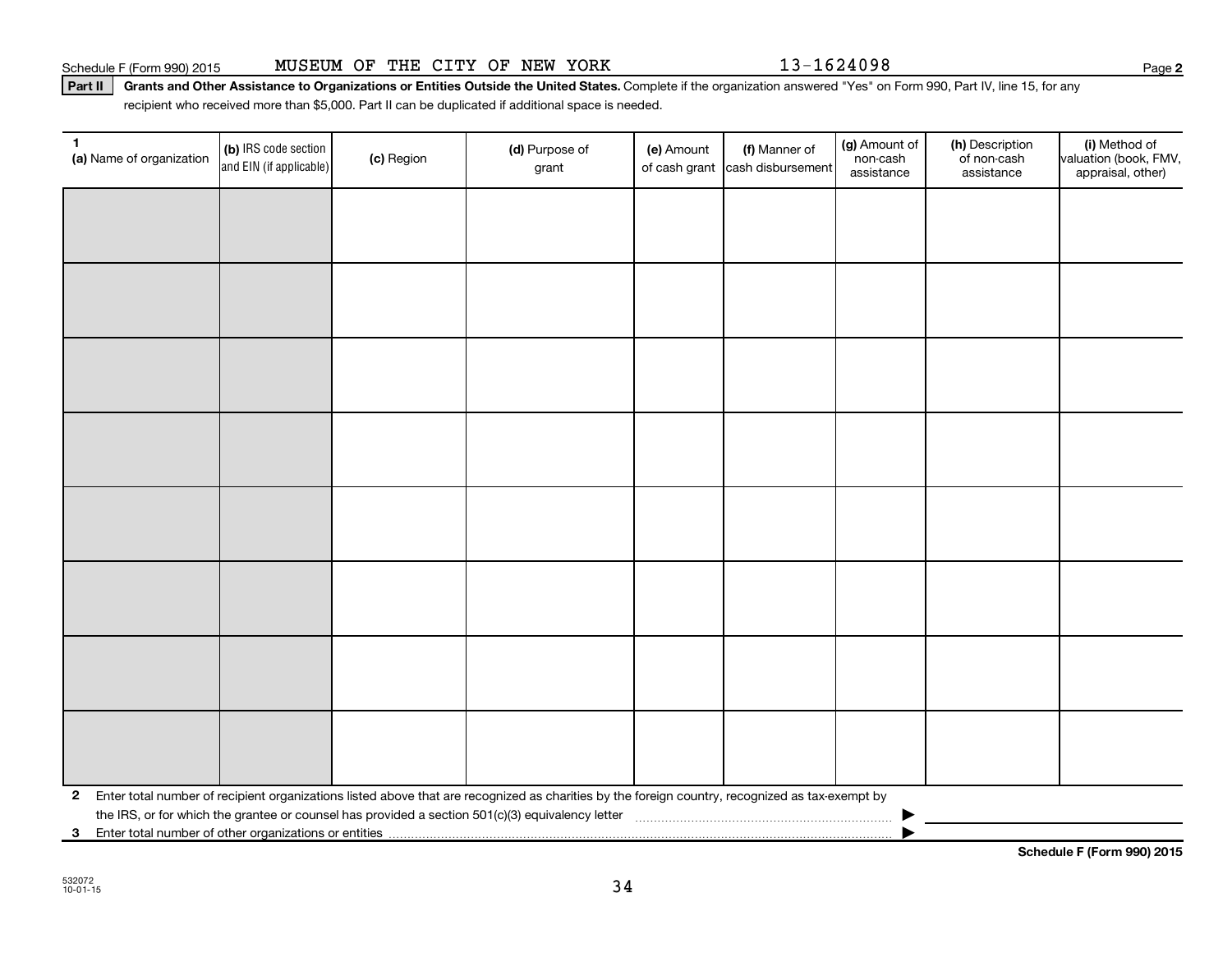Schedule F (Form 990) 2015 MUSEUM OF THE CITY OF NEW YORK 13-1624098

**Part II** **Grants and Other Assistance to Organizations or Entities Outside the United States.** Complete if the organization answered "Yes" on Form 990, Part IV, line 15, for any recipient who received more than $5,000. Part II can be duplicated if additional space is needed.

| 1 (a) Name of organization | (b) IRS code section and EIN (if applicable) | (c) Region | (d) Purpose of grant | (e) Amount of cash grant | (f) Manner of cash disbursement | (g) Amount of non-cash assistance | (h) Description of non-cash assistance | (i) Method of valuation (book, FMV, appraisal, other) |
|---|---|---|---|---|---|---|---|---|
| | | | | | | | | |
| | | | | | | | | |
| | | | | | | | | |
| | | | | | | | | |
| | | | | | | | | |
| | | | | | | | | |
| | | | | | | | | |
| | | | | | | | | |

**2** Enter total number of recipient organizations listed above that are recognized as charities by the foreign country, recognized as tax-exempt by the IRS, or for which the grantee or counsel has provided a section 501(c)(3) equivalency letter ▶

**3** Enter total number of other organizations or entities ▶

**Schedule F (Form 990) 2015**

532072
10-01-15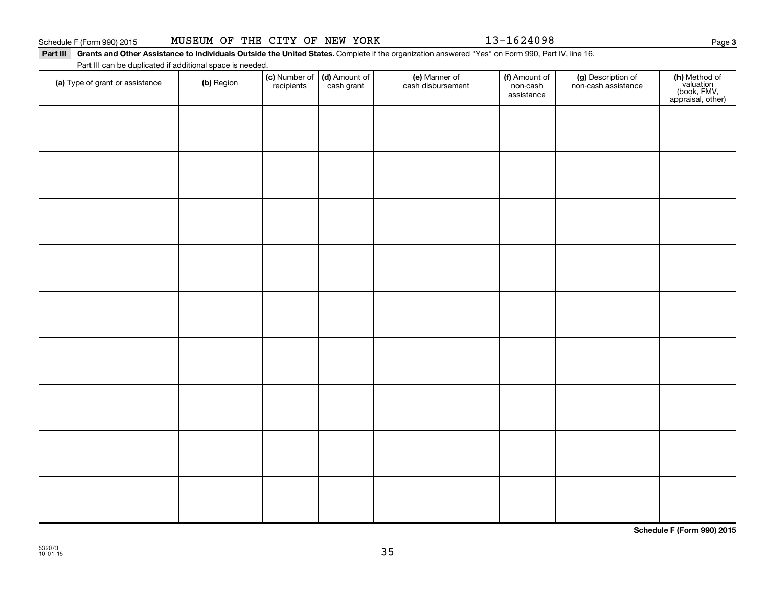Schedule F (Form 990) 2015 MUSEUM OF THE CITY OF NEW YORK 13-1624098 Page 3

**Part III Grants and Other Assistance to Individuals Outside the United States.** Complete if the organization answered "Yes" on Form 990, Part IV, line 16.

Part III can be duplicated if additional space is needed.

| (a) Type of grant or assistance | (b) Region | (c) Number of recipients | (d) Amount of cash grant | (e) Manner of cash disbursement | (f) Amount of non-cash assistance | (g) Description of non-cash assistance | (h) Method of valuation (book, FMV, appraisal, other) |
|---|---|---|---|---|---|---|---|
| | | | | | | | |
| | | | | | | | |
| | | | | | | | |
| | | | | | | | |
| | | | | | | | |
| | | | | | | | |
| | | | | | | | |
| | | | | | | | |
| | | | | | | | |

**Schedule F (Form 990) 2015**

532073
10-01-15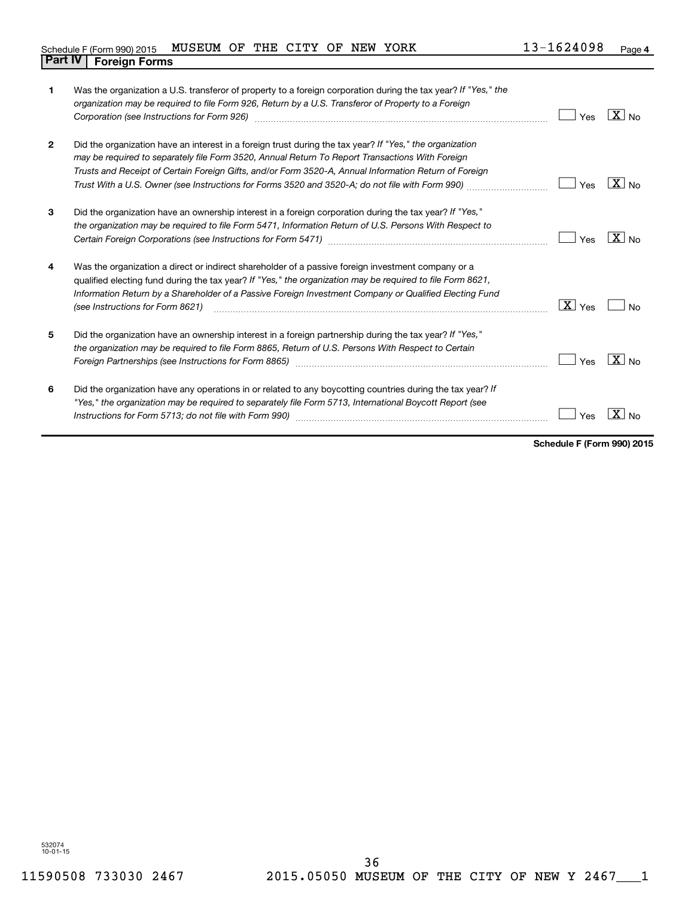Schedule F (Form 990) 2015 MUSEUM OF THE CITY OF NEW YORK 13-1624098 Page 4

## Part IV Foreign Forms

| | | Yes | No |
|---|---|---|---|
| 1 | Was the organization a U.S. transferor of property to a foreign corporation during the tax year? *If "Yes," the organization may be required to file Form 926, Return by a U.S. Transferor of Property to a Foreign Corporation (see Instructions for Form 926)* | | X |
| 2 | Did the organization have an interest in a foreign trust during the tax year? *If "Yes," the organization may be required to separately file Form 3520, Annual Return To Report Transactions With Foreign Trusts and Receipt of Certain Foreign Gifts, and/or Form 3520-A, Annual Information Return of Foreign Trust With a U.S. Owner (see Instructions for Forms 3520 and 3520-A; do not file with Form 990)* | | X |
| 3 | Did the organization have an ownership interest in a foreign corporation during the tax year? *If "Yes," the organization may be required to file Form 5471, Information Return of U.S. Persons With Respect to Certain Foreign Corporations (see Instructions for Form 5471)* | | X |
| 4 | Was the organization a direct or indirect shareholder of a passive foreign investment company or a qualified electing fund during the tax year? *If "Yes," the organization may be required to file Form 8621, Information Return by a Shareholder of a Passive Foreign Investment Company or Qualified Electing Fund (see Instructions for Form 8621)* | X | |
| 5 | Did the organization have an ownership interest in a foreign partnership during the tax year? *If "Yes," the organization may be required to file Form 8865, Return of U.S. Persons With Respect to Certain Foreign Partnerships (see Instructions for Form 8865)* | | X |
| 6 | Did the organization have any operations in or related to any boycotting countries during the tax year? *If "Yes," the organization may be required to separately file Form 5713, International Boycott Report (see Instructions for Form 5713; do not file with Form 990)* | | X |

**Schedule F (Form 990) 2015**

532074
10-01-15

11590508 733030 2467 2015.05050 MUSEUM OF THE CITY OF NEW Y 2467___1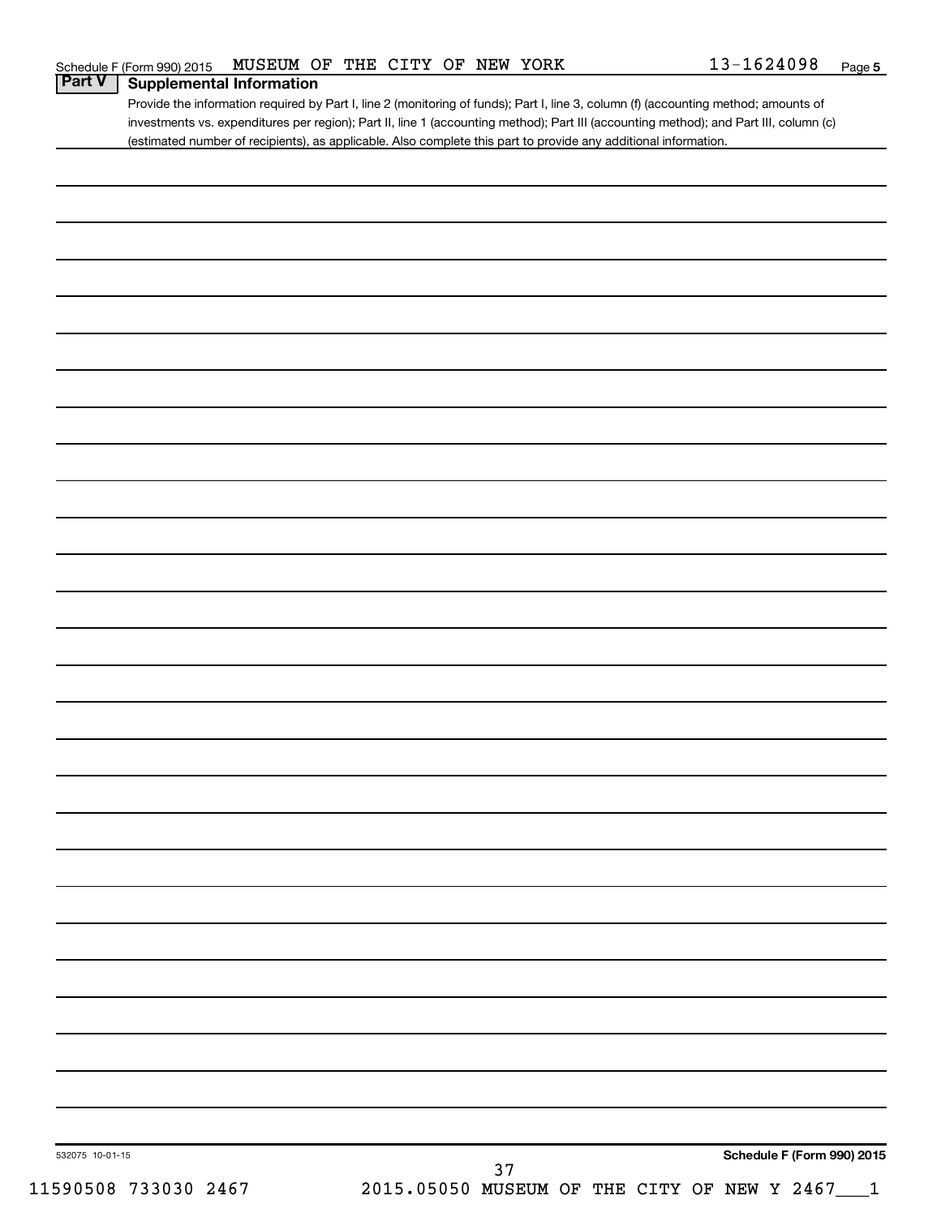Schedule F (Form 990) 2015 MUSEUM OF THE CITY OF NEW YORK 13-1624098 Page 5

## Part V Supplemental Information

Provide the information required by Part I, line 2 (monitoring of funds); Part I, line 3, column (f) (accounting method; amounts of investments vs. expenditures per region); Part II, line 1 (accounting method); Part III (accounting method); and Part III, column (c) (estimated number of recipients), as applicable. Also complete this part to provide any additional information.

532075 10-01-15 **Schedule F (Form 990) 2015**

11590508 733030 2467 2015.05050 MUSEUM OF THE CITY OF NEW Y 2467___1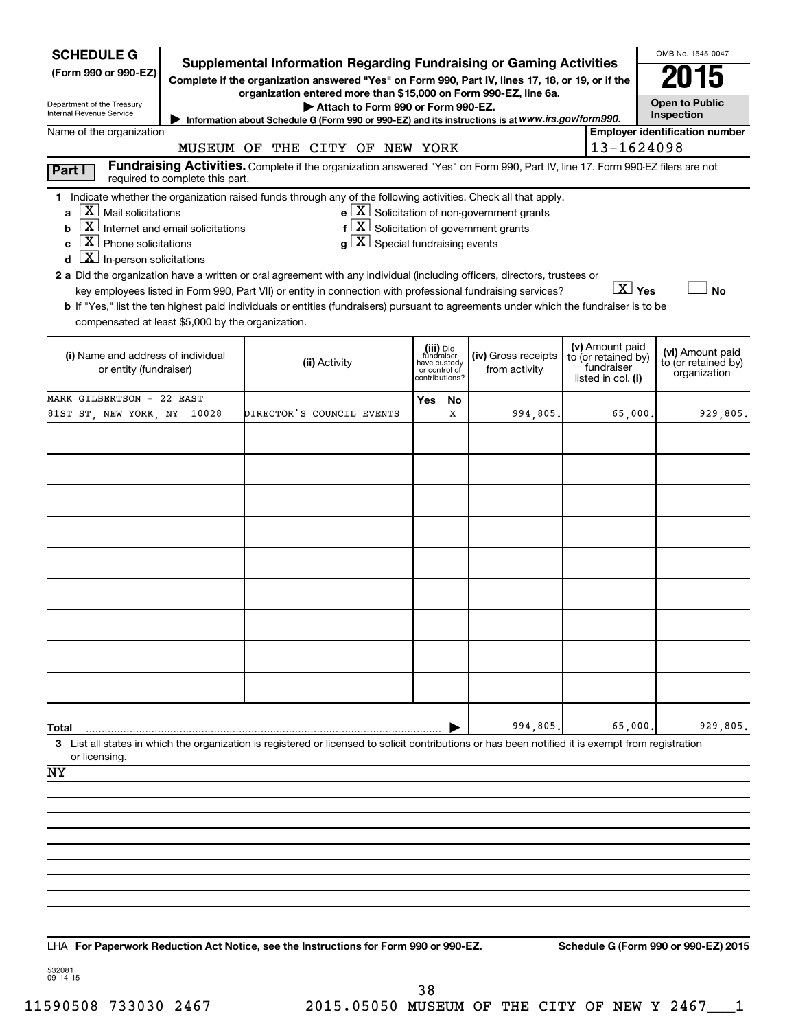**SCHEDULE G**
**(Form 990 or 990-EZ)**

Department of the Treasury
Internal Revenue Service

# Supplemental Information Regarding Fundraising or Gaming Activities

**Complete if the organization answered "Yes" on Form 990, Part IV, lines 17, 18, or 19, or if the organization entered more than $15,000 on Form 990-EZ, line 6a.**

▶ **Attach to Form 990 or Form 990-EZ.**

▶ Information about Schedule G (Form 990 or 990-EZ) and its instructions is at *www.irs.gov/form990.*

OMB No. 1545-0047

**2015**

**Open to Public Inspection**

Name of the organization: MUSEUM OF THE CITY OF NEW YORK

**Employer identification number:** 13-1624098

**Part I** **Fundraising Activities.** Complete if the organization answered "Yes" on Form 990, Part IV, line 17. Form 990-EZ filers are not required to complete this part.

**1** Indicate whether the organization raised funds through any of the following activities. Check all that apply.

- **a** [X] Mail solicitations
- **b** [X] Internet and email solicitations
- **c** [X] Phone solicitations
- **d** [X] In-person solicitations
- **e** [X] Solicitation of non-government grants
- **f** [X] Solicitation of government grants
- **g** [X] Special fundraising events

**2 a** Did the organization have a written or oral agreement with any individual (including officers, directors, trustees or key employees listed in Form 990, Part VII) or entity in connection with professional fundraising services? [X] **Yes** [ ] **No**

**b** If "Yes," list the ten highest paid individuals or entities (fundraisers) pursuant to agreements under which the fundraiser is to be compensated at least $5,000 by the organization.

| (i) Name and address of individual or entity (fundraiser) | (ii) Activity | (iii) Did fundraiser have custody or control of contributions? Yes | No | (iv) Gross receipts from activity | (v) Amount paid to (or retained by) fundraiser listed in col. (i) | (vi) Amount paid to (or retained by) organization |
|---|---|---|---|---|---|---|
| MARK GILBERTSON - 22 EAST 81ST ST, NEW YORK, NY 10028 | DIRECTOR'S COUNCIL EVENTS | | X | 994,805. | 65,000. | 929,805. |
| | | | | | | |
| | | | | | | |
| | | | | | | |
| | | | | | | |
| | | | | | | |
| | | | | | | |
| | | | | | | |
| | | | | | | |
| | | | | | | |
| **Total** ▶ | | | | 994,805. | 65,000. | 929,805. |

**3** List all states in which the organization is registered or licensed to solicit contributions or has been notified it is exempt from registration or licensing.

NY

LHA **For Paperwork Reduction Act Notice, see the Instructions for Form 990 or 990-EZ.** **Schedule G (Form 990 or 990-EZ) 2015**

532081
09-14-15

11590508 733030 2467 2015.05050 MUSEUM OF THE CITY OF NEW Y 2467___1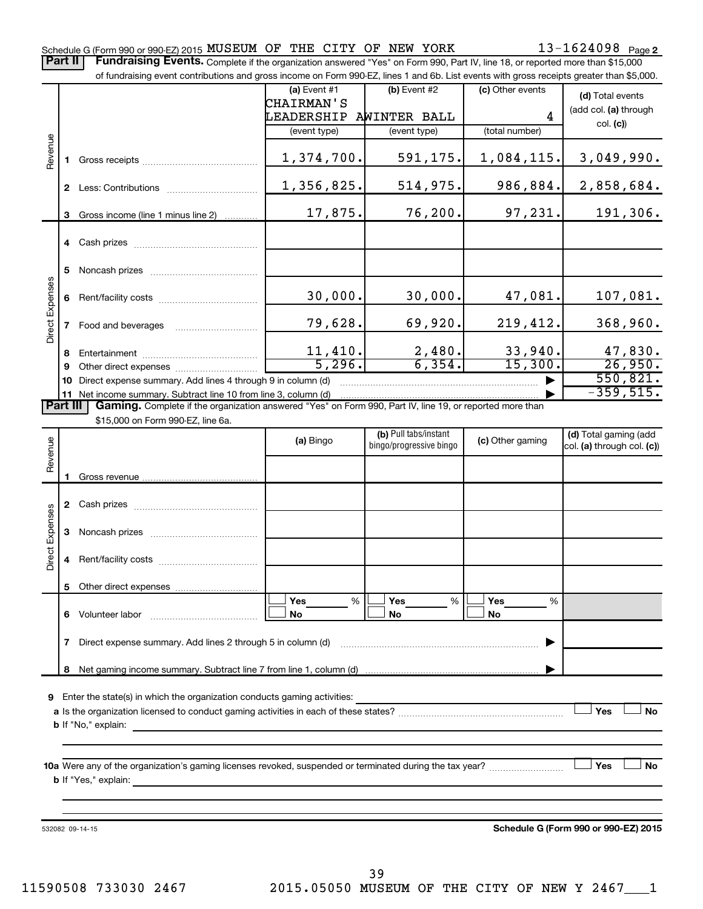Schedule G (Form 990 or 990-EZ) 2015 MUSEUM OF THE CITY OF NEW YORK 13-1624098 Page 2

**Part II** **Fundraising Events.** Complete if the organization answered "Yes" on Form 990, Part IV, line 18, or reported more than $15,000 of fundraising event contributions and gross income on Form 990-EZ, lines 1 and 6b. List events with gross receipts greater than $5,000.

| | | (a) Event #1 CHAIRMAN'S LEADERSHIP A (event type) | (b) Event #2 WINTER BALL (event type) | (c) Other events 4 (total number) | (d) Total events (add col. (a) through col. (c)) |
|---|---|---|---|---|---|
| Revenue | 1 Gross receipts | 1,374,700. | 591,175. | 1,084,115. | 3,049,990. |
| | 2 Less: Contributions | 1,356,825. | 514,975. | 986,884. | 2,858,684. |
| | 3 Gross income (line 1 minus line 2) | 17,875. | 76,200. | 97,231. | 191,306. |
| Direct Expenses | 4 Cash prizes | | | | |
| | 5 Noncash prizes | | | | |
| | 6 Rent/facility costs | 30,000. | 30,000. | 47,081. | 107,081. |
| | 7 Food and beverages | 79,628. | 69,920. | 219,412. | 368,960. |
| | 8 Entertainment | 11,410. | 2,480. | 33,940. | 47,830. |
| | 9 Other direct expenses | 5,296. | 6,354. | 15,300. | 26,950. |
| | 10 Direct expense summary. Add lines 4 through 9 in column (d) | | | ▶ | 550,821. |
| | 11 Net income summary. Subtract line 10 from line 3, column (d) | | | ▶ | -359,515. |

**Part III** **Gaming.** Complete if the organization answered "Yes" on Form 990, Part IV, line 19, or reported more than $15,000 on Form 990-EZ, line 6a.

| | | (a) Bingo | (b) Pull tabs/instant bingo/progressive bingo | (c) Other gaming | (d) Total gaming (add col. (a) through col. (c)) |
|---|---|---|---|---|---|
| Revenue | 1 Gross revenue | | | | |
| Direct Expenses | 2 Cash prizes | | | | |
| | 3 Noncash prizes | | | | |
| | 4 Rent/facility costs | | | | |
| | 5 Other direct expenses | | | | |
| | 6 Volunteer labor | ☐ Yes ___ % ☐ No | ☐ Yes ___ % ☐ No | ☐ Yes ___ % ☐ No | |
| | 7 Direct expense summary. Add lines 2 through 5 in column (d) | | | ▶ | |
| | 8 Net gaming income summary. Subtract line 7 from line 1, column (d) | | | ▶ | |

9 Enter the state(s) in which the organization conducts gaming activities: ____________

a Is the organization licensed to conduct gaming activities in each of these states? ☐ Yes ☐ No

b If "No," explain: ____________

10a Were any of the organization's gaming licenses revoked, suspended or terminated during the tax year? ☐ Yes ☐ No

b If "Yes," explain: ____________

532082 09-14-15 **Schedule G (Form 990 or 990-EZ) 2015**

11590508 733030 2467 2015.05050 MUSEUM OF THE CITY OF NEW Y 2467___1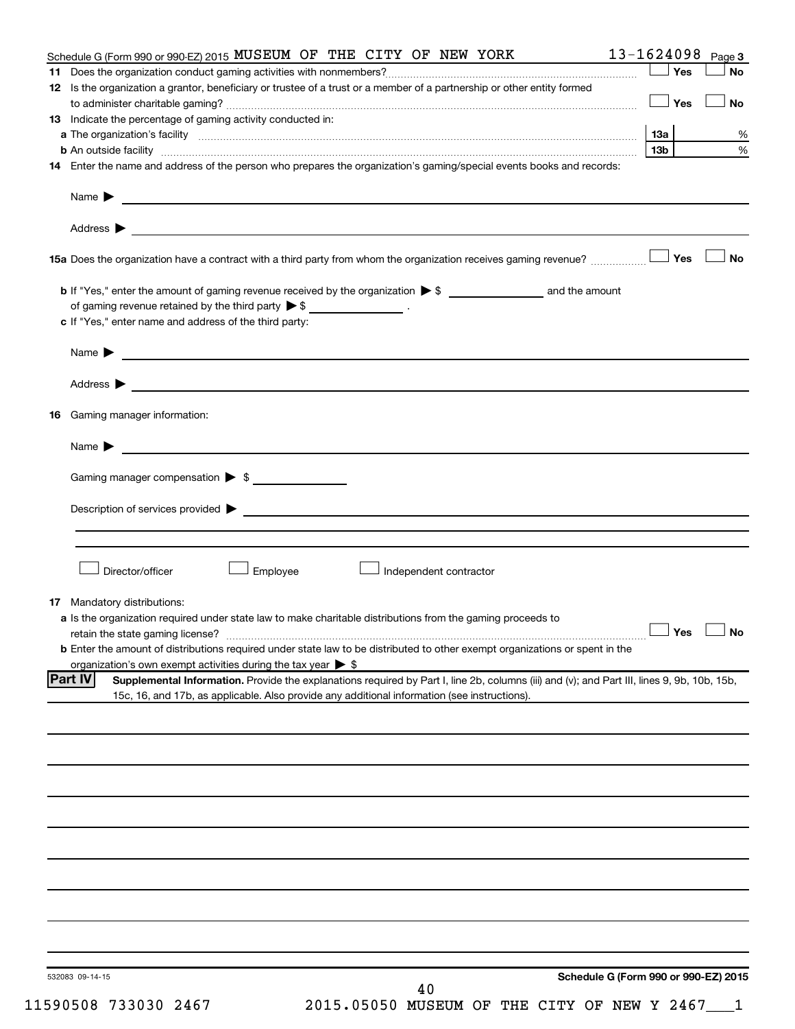Schedule G (Form 990 or 990-EZ) 2015 MUSEUM OF THE CITY OF NEW YORK 13-1624098 Page 3

**11** Does the organization conduct gaming activities with nonmembers? ☐ Yes ☐ No

**12** Is the organization a grantor, beneficiary or trustee of a trust or a member of a partnership or other entity formed to administer charitable gaming? ☐ Yes ☐ No

**13** Indicate the percentage of gaming activity conducted in:

**a** The organization's facility **13a** %

**b** An outside facility **13b** %

**14** Enter the name and address of the person who prepares the organization's gaming/special events books and records:

Name ▶

Address ▶

**15a** Does the organization have a contract with a third party from whom the organization receives gaming revenue? ☐ Yes ☐ No

**b** If "Yes," enter the amount of gaming revenue received by the organization ▶ $ ________ and the amount of gaming revenue retained by the third party ▶ $ ________ .

**c** If "Yes," enter name and address of the third party:

Name ▶

Address ▶

**16** Gaming manager information:

Name ▶

Gaming manager compensation ▶ $

Description of services provided ▶

☐ Director/officer ☐ Employee ☐ Independent contractor

**17** Mandatory distributions:

**a** Is the organization required under state law to make charitable distributions from the gaming proceeds to retain the state gaming license? ☐ Yes ☐ No

**b** Enter the amount of distributions required under state law to be distributed to other exempt organizations or spent in the organization's own exempt activities during the tax year ▶ $

**Part IV** **Supplemental Information.** Provide the explanations required by Part I, line 2b, columns (iii) and (v); and Part III, lines 9, 9b, 10b, 15b, 15c, 16, and 17b, as applicable. Also provide any additional information (see instructions).

532083 09-14-15

**Schedule G (Form 990 or 990-EZ) 2015**

11590508 733030 2467 2015.05050 MUSEUM OF THE CITY OF NEW Y 2467___1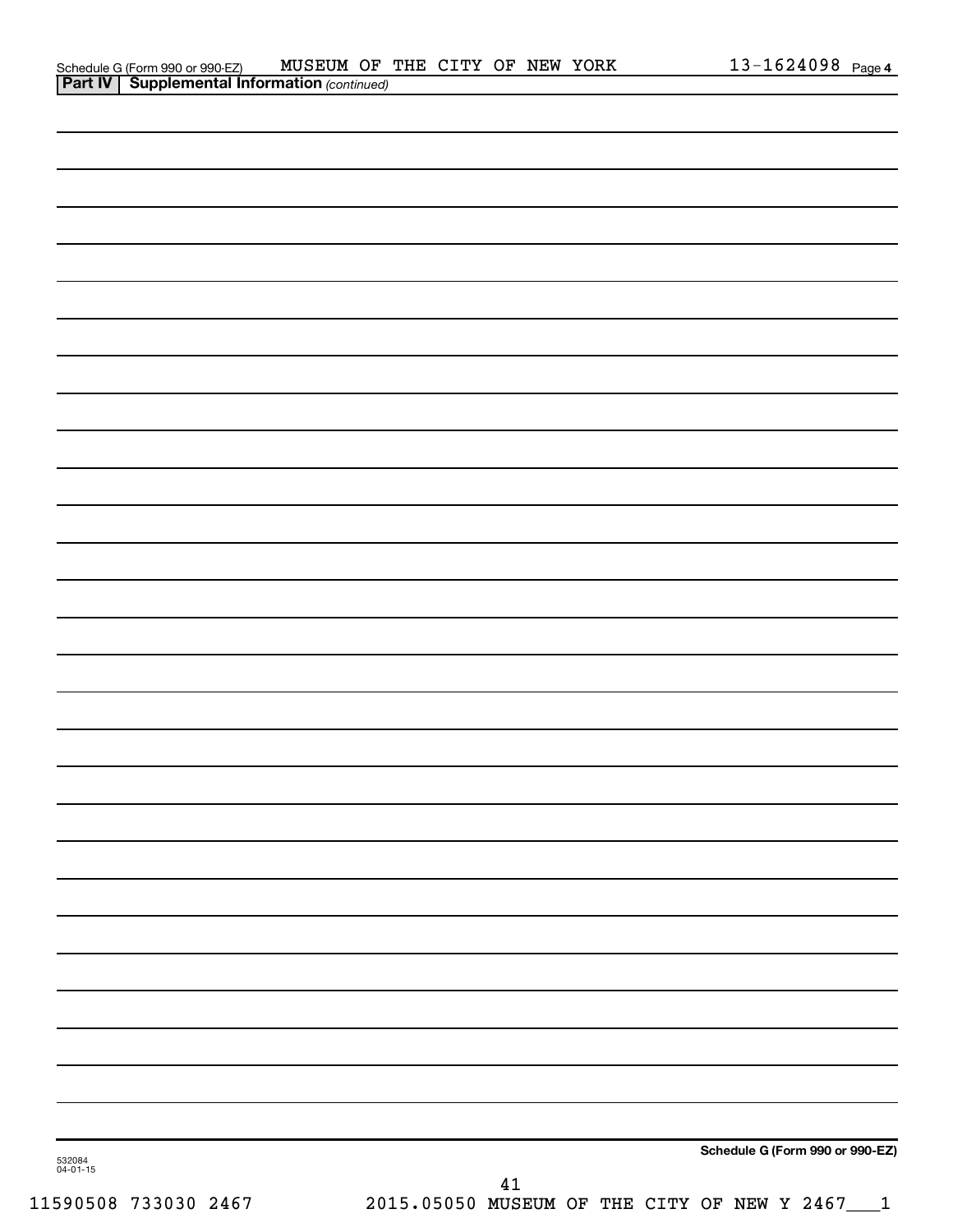Schedule G (Form 990 or 990-EZ) MUSEUM OF THE CITY OF NEW YORK 13-1624098 Page 4

**Part IV | Supplemental Information** *(continued)*

**Schedule G (Form 990 or 990-EZ)**

532084
04-01-15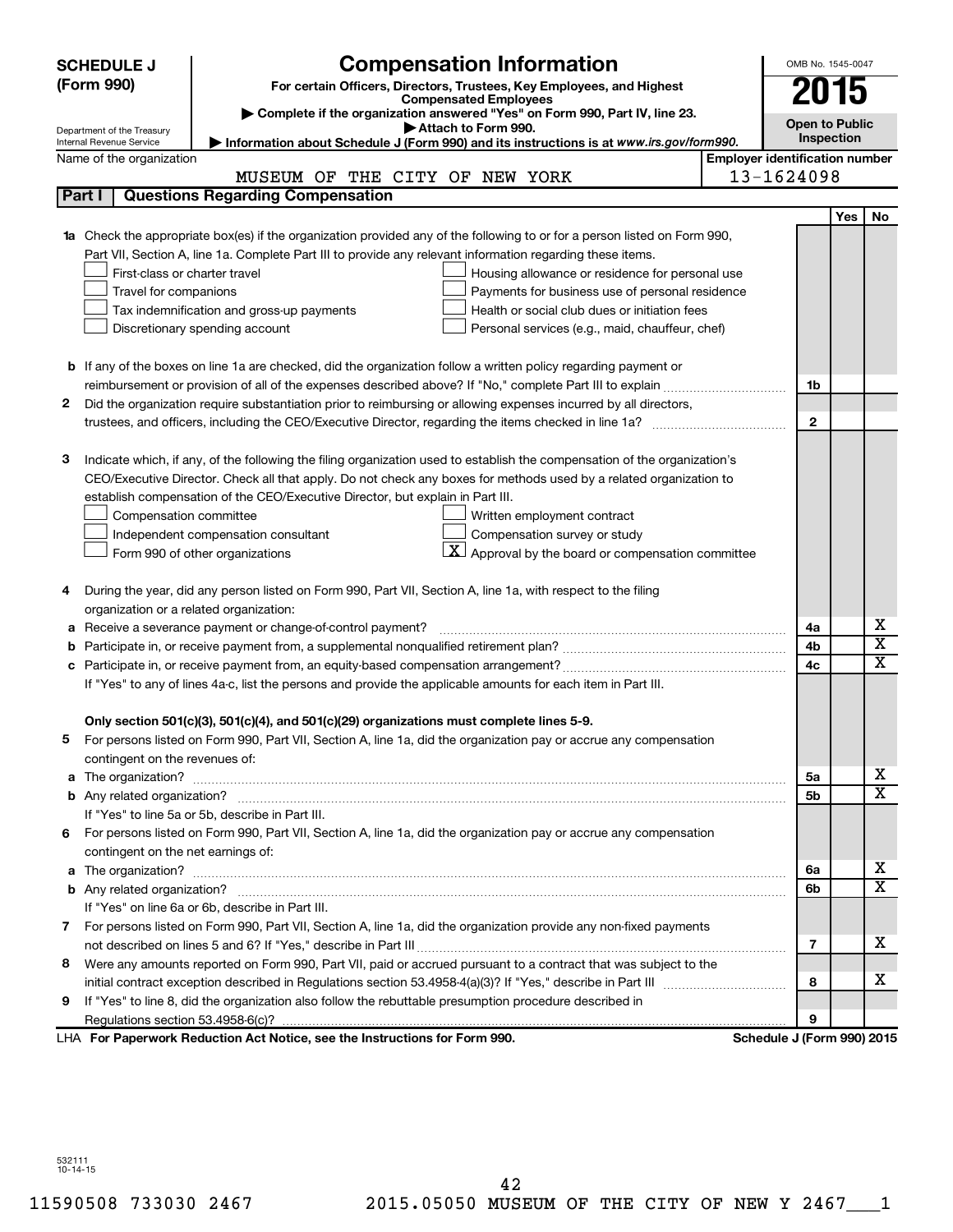**SCHEDULE J (Form 990)**

# Compensation Information

**For certain Officers, Directors, Trustees, Key Employees, and Highest Compensated Employees**

▶ Complete if the organization answered "Yes" on Form 990, Part IV, line 23.
▶ Attach to Form 990.
▶ Information about Schedule J (Form 990) and its instructions is at *www.irs.gov/form990.*

Department of the Treasury
Internal Revenue Service

OMB No. 1545-0047

**2015**

**Open to Public Inspection**

Name of the organization: MUSEUM OF THE CITY OF NEW YORK

Employer identification number: 13-1624098

## Part I | Questions Regarding Compensation

| | | | Yes | No |
|---|---|---|---|---|
| **1a** | Check the appropriate box(es) if the organization provided any of the following to or for a person listed on Form 990, Part VII, Section A, line 1a. Complete Part III to provide any relevant information regarding these items.<br>☐ First-class or charter travel ☐ Housing allowance or residence for personal use<br>☐ Travel for companions ☐ Payments for business use of personal residence<br>☐ Tax indemnification and gross-up payments ☐ Health or social club dues or initiation fees<br>☐ Discretionary spending account ☐ Personal services (e.g., maid, chauffeur, chef) | | | |
| **b** | If any of the boxes on line 1a are checked, did the organization follow a written policy regarding payment or reimbursement or provision of all of the expenses described above? If "No," complete Part III to explain | 1b | | |
| **2** | Did the organization require substantiation prior to reimbursing or allowing expenses incurred by all directors, trustees, and officers, including the CEO/Executive Director, regarding the items checked in line 1a? | 2 | | |
| **3** | Indicate which, if any, of the following the filing organization used to establish the compensation of the organization's CEO/Executive Director. Check all that apply. Do not check any boxes for methods used by a related organization to establish compensation of the CEO/Executive Director, but explain in Part III.<br>☐ Compensation committee ☐ Written employment contract<br>☐ Independent compensation consultant ☐ Compensation survey or study<br>☐ Form 990 of other organizations ☒ Approval by the board or compensation committee | | | |
| **4** | During the year, did any person listed on Form 990, Part VII, Section A, line 1a, with respect to the filing organization or a related organization: | | | |
| **a** | Receive a severance payment or change-of-control payment? | 4a | | X |
| **b** | Participate in, or receive payment from, a supplemental nonqualified retirement plan? | 4b | | X |
| **c** | Participate in, or receive payment from, an equity-based compensation arrangement? | 4c | | X |
| | If "Yes" to any of lines 4a-c, list the persons and provide the applicable amounts for each item in Part III. | | | |
| | **Only section 501(c)(3), 501(c)(4), and 501(c)(29) organizations must complete lines 5-9.** | | | |
| **5** | For persons listed on Form 990, Part VII, Section A, line 1a, did the organization pay or accrue any compensation contingent on the revenues of: | | | |
| **a** | The organization? | 5a | | X |
| **b** | Any related organization? | 5b | | X |
| | If "Yes" to line 5a or 5b, describe in Part III. | | | |
| **6** | For persons listed on Form 990, Part VII, Section A, line 1a, did the organization pay or accrue any compensation contingent on the net earnings of: | | | |
| **a** | The organization? | 6a | | X |
| **b** | Any related organization? | 6b | | X |
| | If "Yes" on line 6a or 6b, describe in Part III. | | | |
| **7** | For persons listed on Form 990, Part VII, Section A, line 1a, did the organization provide any non-fixed payments not described on lines 5 and 6? If "Yes," describe in Part III | 7 | | X |
| **8** | Were any amounts reported on Form 990, Part VII, paid or accrued pursuant to a contract that was subject to the initial contract exception described in Regulations section 53.4958-4(a)(3)? If "Yes," describe in Part III | 8 | | X |
| **9** | If "Yes" to line 8, did the organization also follow the rebuttable presumption procedure described in Regulations section 53.4958-6(c)? | 9 | | |

LHA **For Paperwork Reduction Act Notice, see the Instructions for Form 990.** **Schedule J (Form 990) 2015**

532111 10-14-15

11590508 733030 2467 2015.05050 MUSEUM OF THE CITY OF NEW Y 2467___1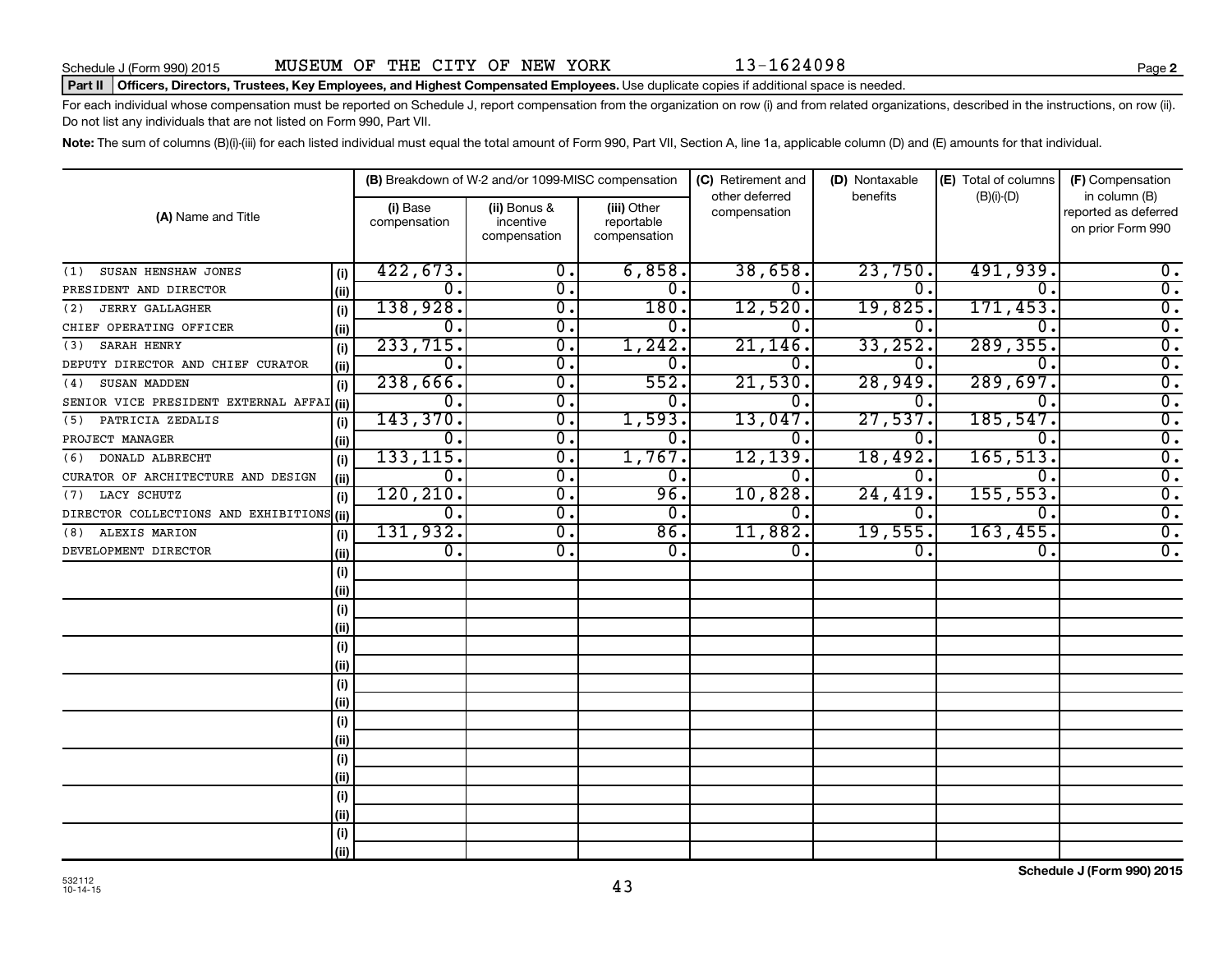Schedule J (Form 990) 2015 MUSEUM OF THE CITY OF NEW YORK 13-1624098 Page **2**

**Part II** **Officers, Directors, Trustees, Key Employees, and Highest Compensated Employees.** Use duplicate copies if additional space is needed.

For each individual whose compensation must be reported on Schedule J, report compensation from the organization on row (i) and from related organizations, described in the instructions, on row (ii). Do not list any individuals that are not listed on Form 990, Part VII.

**Note:** The sum of columns (B)(i)-(iii) for each listed individual must equal the total amount of Form 990, Part VII, Section A, line 1a, applicable column (D) and (E) amounts for that individual.

| (A) Name and Title | | (B) Breakdown of W-2 and/or 1099-MISC compensation | | | (C) Retirement and other deferred compensation | (D) Nontaxable benefits | (E) Total of columns (B)(i)-(D) | (F) Compensation in column (B) reported as deferred on prior Form 990 |
|---|---|---|---|---|---|---|---|---|
| | | (i) Base compensation | (ii) Bonus & incentive compensation | (iii) Other reportable compensation | | | | |
| (1) SUSAN HENSHAW JONES | (i) | 422,673. | 0. | 6,858. | 38,658. | 23,750. | 491,939. | 0. |
| PRESIDENT AND DIRECTOR | (ii) | 0. | 0. | 0. | 0. | 0. | 0. | 0. |
| (2) JERRY GALLAGHER | (i) | 138,928. | 0. | 180. | 12,520. | 19,825. | 171,453. | 0. |
| CHIEF OPERATING OFFICER | (ii) | 0. | 0. | 0. | 0. | 0. | 0. | 0. |
| (3) SARAH HENRY | (i) | 233,715. | 0. | 1,242. | 21,146. | 33,252. | 289,355. | 0. |
| DEPUTY DIRECTOR AND CHIEF CURATOR | (ii) | 0. | 0. | 0. | 0. | 0. | 0. | 0. |
| (4) SUSAN MADDEN | (i) | 238,666. | 0. | 552. | 21,530. | 28,949. | 289,697. | 0. |
| SENIOR VICE PRESIDENT EXTERNAL AFFAI | (ii) | 0. | 0. | 0. | 0. | 0. | 0. | 0. |
| (5) PATRICIA ZEDALIS | (i) | 143,370. | 0. | 1,593. | 13,047. | 27,537. | 185,547. | 0. |
| PROJECT MANAGER | (ii) | 0. | 0. | 0. | 0. | 0. | 0. | 0. |
| (6) DONALD ALBRECHT | (i) | 133,115. | 0. | 1,767. | 12,139. | 18,492. | 165,513. | 0. |
| CURATOR OF ARCHITECTURE AND DESIGN | (ii) | 0. | 0. | 0. | 0. | 0. | 0. | 0. |
| (7) LACY SCHUTZ | (i) | 120,210. | 0. | 96. | 10,828. | 24,419. | 155,553. | 0. |
| DIRECTOR COLLECTIONS AND EXHIBITIONS | (ii) | 0. | 0. | 0. | 0. | 0. | 0. | 0. |
| (8) ALEXIS MARION | (i) | 131,932. | 0. | 86. | 11,882. | 19,555. | 163,455. | 0. |
| DEVELOPMENT DIRECTOR | (ii) | 0. | 0. | 0. | 0. | 0. | 0. | 0. |
| | (i) | | | | | | | |
| | (ii) | | | | | | | |
| | (i) | | | | | | | |
| | (ii) | | | | | | | |
| | (i) | | | | | | | |
| | (ii) | | | | | | | |
| | (i) | | | | | | | |
| | (ii) | | | | | | | |
| | (i) | | | | | | | |
| | (ii) | | | | | | | |
| | (i) | | | | | | | |
| | (ii) | | | | | | | |
| | (i) | | | | | | | |
| | (ii) | | | | | | | |
| | (i) | | | | | | | |
| | (ii) | | | | | | | |

532112 10-14-15

**Schedule J (Form 990) 2015**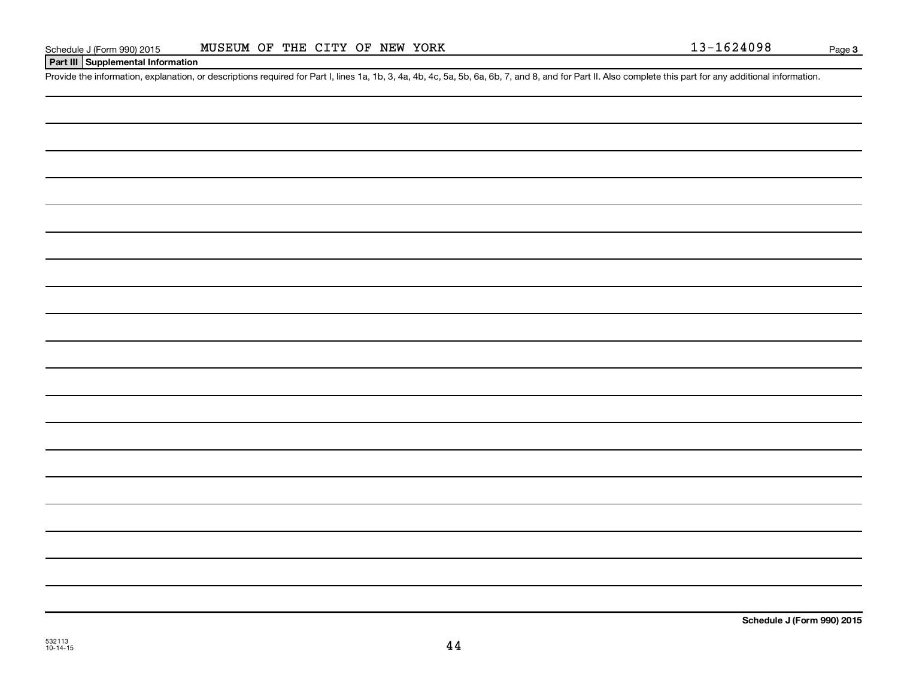**Part III Supplemental Information**

Provide the information, explanation, or descriptions required for Part I, lines 1a, 1b, 3, 4a, 4b, 4c, 5a, 5b, 6a, 6b, 7, and 8, and for Part II. Also complete this part for any additional information.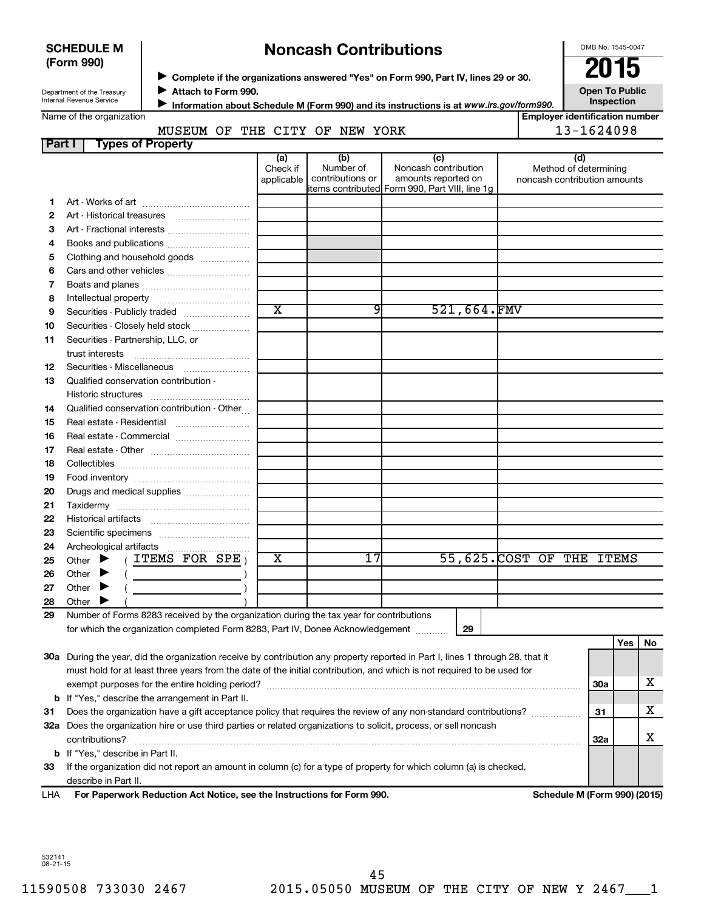**SCHEDULE M (Form 990)**

Department of the Treasury
Internal Revenue Service

# Noncash Contributions

▶ **Complete if the organizations answered "Yes" on Form 990, Part IV, lines 29 or 30.**
▶ **Attach to Form 990.**
▶ **Information about Schedule M (Form 990) and its instructions is at *www.irs.gov/form990*.**

OMB No. 1545-0047

**2015**

**Open To Public Inspection**

Name of the organization: MUSEUM OF THE CITY OF NEW YORK

**Employer identification number:** 13-1624098

## Part I Types of Property

| | | (a) Check if applicable | (b) Number of contributions or items contributed | (c) Noncash contribution amounts reported on Form 990, Part VIII, line 1g | (d) Method of determining noncash contribution amounts |
|---|---|---|---|---|---|
| 1 | Art - Works of art | | | | |
| 2 | Art - Historical treasures | | | | |
| 3 | Art - Fractional interests | | | | |
| 4 | Books and publications | | | | |
| 5 | Clothing and household goods | | | | |
| 6 | Cars and other vehicles | | | | |
| 7 | Boats and planes | | | | |
| 8 | Intellectual property | | | | |
| 9 | Securities - Publicly traded | X | 9 | 521,664. | FMV |
| 10 | Securities - Closely held stock | | | | |
| 11 | Securities - Partnership, LLC, or trust interests | | | | |
| 12 | Securities - Miscellaneous | | | | |
| 13 | Qualified conservation contribution - Historic structures | | | | |
| 14 | Qualified conservation contribution - Other | | | | |
| 15 | Real estate - Residential | | | | |
| 16 | Real estate - Commercial | | | | |
| 17 | Real estate - Other | | | | |
| 18 | Collectibles | | | | |
| 19 | Food inventory | | | | |
| 20 | Drugs and medical supplies | | | | |
| 21 | Taxidermy | | | | |
| 22 | Historical artifacts | | | | |
| 23 | Scientific specimens | | | | |
| 24 | Archeological artifacts | | | | |
| 25 | Other ▶ ( ITEMS FOR SPE ) | X | 17 | 55,625. | COST OF THE ITEMS |
| 26 | Other ▶ ( ) | | | | |
| 27 | Other ▶ ( ) | | | | |
| 28 | Other ▶ ( ) | | | | |

**29** Number of Forms 8283 received by the organization during the tax year for contributions for which the organization completed Form 8283, Part IV, Donee Acknowledgement ..... **29**

| | | | Yes | No |
|---|---|---|---|---|
| **30a** | During the year, did the organization receive by contribution any property reported in Part I, lines 1 through 28, that it must hold for at least three years from the date of the initial contribution, and which is not required to be used for exempt purposes for the entire holding period? | 30a | | X |
| **b** | If "Yes," describe the arrangement in Part II. | | | |
| **31** | Does the organization have a gift acceptance policy that requires the review of any non-standard contributions? | 31 | | X |
| **32a** | Does the organization hire or use third parties or related organizations to solicit, process, or sell noncash contributions? | 32a | | X |
| **b** | If "Yes," describe in Part II. | | | |
| **33** | If the organization did not report an amount in column (c) for a type of property for which column (a) is checked, describe in Part II. | | | |

LHA **For Paperwork Reduction Act Notice, see the Instructions for Form 990.** **Schedule M (Form 990) (2015)**

532141
08-21-15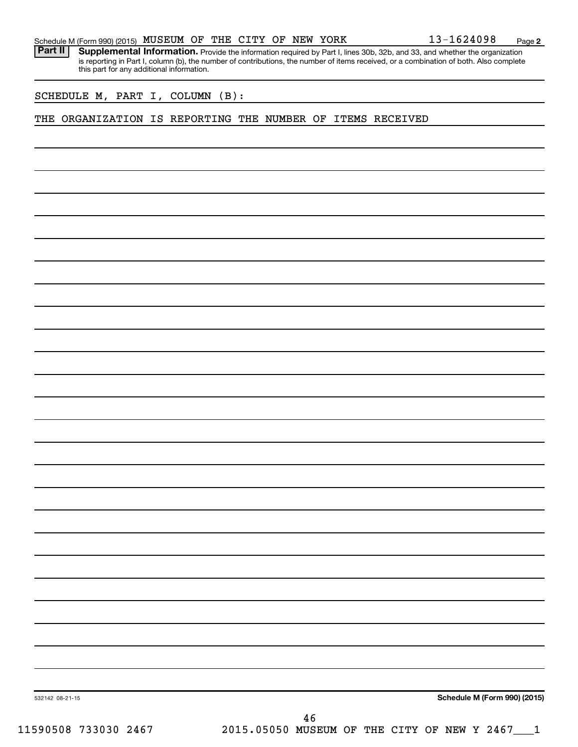Schedule M (Form 990) (2015) MUSEUM OF THE CITY OF NEW YORK 13-1624098 Page **2**

**Part II** **Supplemental Information.** Provide the information required by Part I, lines 30b, 32b, and 33, and whether the organization is reporting in Part I, column (b), the number of contributions, the number of items received, or a combination of both. Also complete this part for any additional information.

SCHEDULE M, PART I, COLUMN (B):

THE ORGANIZATION IS REPORTING THE NUMBER OF ITEMS RECEIVED

532142 08-21-15 **Schedule M (Form 990) (2015)**

11590508 733030 2467 2015.05050 MUSEUM OF THE CITY OF NEW Y 2467___1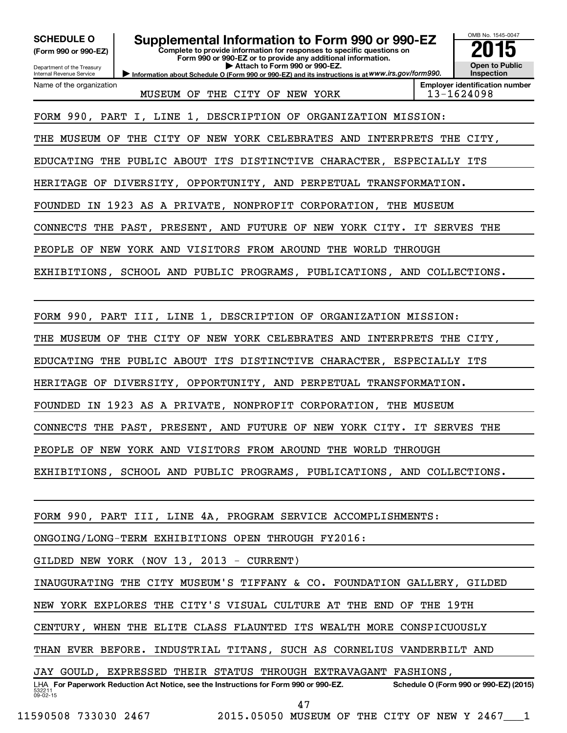**SCHEDULE O (Form 990 or 990-EZ)**

Department of the Treasury
Internal Revenue Service

# Supplemental Information to Form 990 or 990-EZ

**Complete to provide information for responses to specific questions on Form 990 or 990-EZ or to provide any additional information.**
**▶ Attach to Form 990 or 990-EZ.**
**▶ Information about Schedule O (Form 990 or 990-EZ) and its instructions is at *www.irs.gov/form990*.**

OMB No. 1545-0047
**2015**
**Open to Public Inspection**

| Name of the organization | Employer identification number |
|---|---|
| MUSEUM OF THE CITY OF NEW YORK | 13-1624098 |

FORM 990, PART I, LINE 1, DESCRIPTION OF ORGANIZATION MISSION:

THE MUSEUM OF THE CITY OF NEW YORK CELEBRATES AND INTERPRETS THE CITY, EDUCATING THE PUBLIC ABOUT ITS DISTINCTIVE CHARACTER, ESPECIALLY ITS HERITAGE OF DIVERSITY, OPPORTUNITY, AND PERPETUAL TRANSFORMATION. FOUNDED IN 1923 AS A PRIVATE, NONPROFIT CORPORATION, THE MUSEUM CONNECTS THE PAST, PRESENT, AND FUTURE OF NEW YORK CITY. IT SERVES THE PEOPLE OF NEW YORK AND VISITORS FROM AROUND THE WORLD THROUGH EXHIBITIONS, SCHOOL AND PUBLIC PROGRAMS, PUBLICATIONS, AND COLLECTIONS.

FORM 990, PART III, LINE 1, DESCRIPTION OF ORGANIZATION MISSION:

THE MUSEUM OF THE CITY OF NEW YORK CELEBRATES AND INTERPRETS THE CITY, EDUCATING THE PUBLIC ABOUT ITS DISTINCTIVE CHARACTER, ESPECIALLY ITS HERITAGE OF DIVERSITY, OPPORTUNITY, AND PERPETUAL TRANSFORMATION. FOUNDED IN 1923 AS A PRIVATE, NONPROFIT CORPORATION, THE MUSEUM CONNECTS THE PAST, PRESENT, AND FUTURE OF NEW YORK CITY. IT SERVES THE PEOPLE OF NEW YORK AND VISITORS FROM AROUND THE WORLD THROUGH EXHIBITIONS, SCHOOL AND PUBLIC PROGRAMS, PUBLICATIONS, AND COLLECTIONS.

FORM 990, PART III, LINE 4A, PROGRAM SERVICE ACCOMPLISHMENTS:

ONGOING/LONG-TERM EXHIBITIONS OPEN THROUGH FY2016:

GILDED NEW YORK (NOV 13, 2013 - CURRENT)

INAUGURATING THE CITY MUSEUM'S TIFFANY & CO. FOUNDATION GALLERY, GILDED NEW YORK EXPLORES THE CITY'S VISUAL CULTURE AT THE END OF THE 19TH CENTURY, WHEN THE ELITE CLASS FLAUNTED ITS WEALTH MORE CONSPICUOUSLY THAN EVER BEFORE. INDUSTRIAL TITANS, SUCH AS CORNELIUS VANDERBILT AND JAY GOULD, EXPRESSED THEIR STATUS THROUGH EXTRAVAGANT FASHIONS,

LHA For Paperwork Reduction Act Notice, see the Instructions for Form 990 or 990-EZ. Schedule O (Form 990 or 990-EZ) (2015)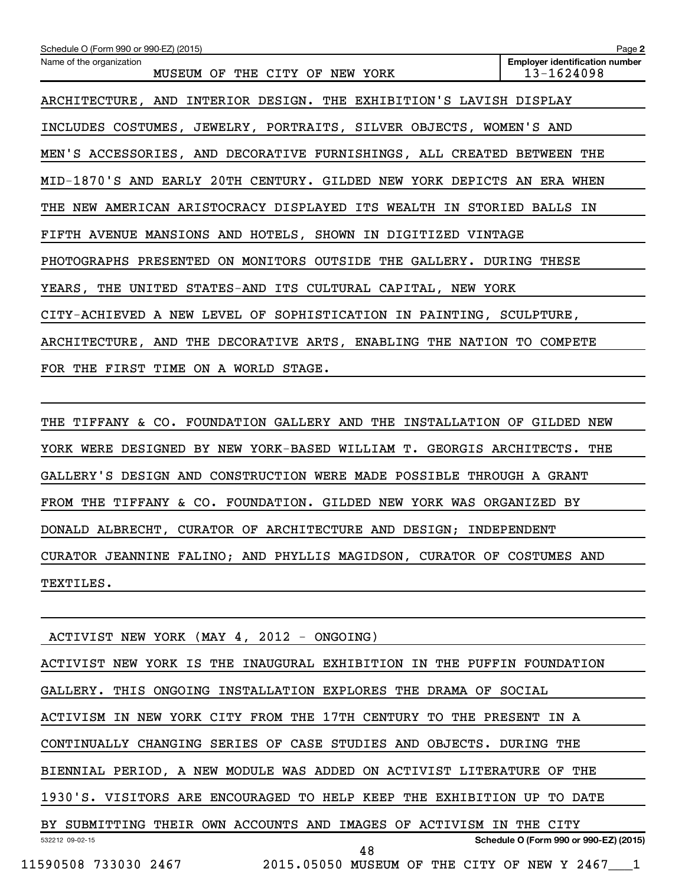Schedule O (Form 990 or 990-EZ) (2015)

Name of the organization: MUSEUM OF THE CITY OF NEW YORK

Employer identification number: 13-1624098

ARCHITECTURE, AND INTERIOR DESIGN. THE EXHIBITION'S LAVISH DISPLAY INCLUDES COSTUMES, JEWELRY, PORTRAITS, SILVER OBJECTS, WOMEN'S AND MEN'S ACCESSORIES, AND DECORATIVE FURNISHINGS, ALL CREATED BETWEEN THE MID-1870'S AND EARLY 20TH CENTURY. GILDED NEW YORK DEPICTS AN ERA WHEN THE NEW AMERICAN ARISTOCRACY DISPLAYED ITS WEALTH IN STORIED BALLS IN FIFTH AVENUE MANSIONS AND HOTELS, SHOWN IN DIGITIZED VINTAGE PHOTOGRAPHS PRESENTED ON MONITORS OUTSIDE THE GALLERY. DURING THESE YEARS, THE UNITED STATES-AND ITS CULTURAL CAPITAL, NEW YORK CITY-ACHIEVED A NEW LEVEL OF SOPHISTICATION IN PAINTING, SCULPTURE, ARCHITECTURE, AND THE DECORATIVE ARTS, ENABLING THE NATION TO COMPETE FOR THE FIRST TIME ON A WORLD STAGE.

THE TIFFANY & CO. FOUNDATION GALLERY AND THE INSTALLATION OF GILDED NEW YORK WERE DESIGNED BY NEW YORK-BASED WILLIAM T. GEORGIS ARCHITECTS. THE GALLERY'S DESIGN AND CONSTRUCTION WERE MADE POSSIBLE THROUGH A GRANT FROM THE TIFFANY & CO. FOUNDATION. GILDED NEW YORK WAS ORGANIZED BY DONALD ALBRECHT, CURATOR OF ARCHITECTURE AND DESIGN; INDEPENDENT CURATOR JEANNINE FALINO; AND PHYLLIS MAGIDSON, CURATOR OF COSTUMES AND TEXTILES.

ACTIVIST NEW YORK (MAY 4, 2012 - ONGOING)

ACTIVIST NEW YORK IS THE INAUGURAL EXHIBITION IN THE PUFFIN FOUNDATION GALLERY. THIS ONGOING INSTALLATION EXPLORES THE DRAMA OF SOCIAL ACTIVISM IN NEW YORK CITY FROM THE 17TH CENTURY TO THE PRESENT IN A CONTINUALLY CHANGING SERIES OF CASE STUDIES AND OBJECTS. DURING THE BIENNIAL PERIOD, A NEW MODULE WAS ADDED ON ACTIVIST LITERATURE OF THE 1930'S. VISITORS ARE ENCOURAGED TO HELP KEEP THE EXHIBITION UP TO DATE BY SUBMITTING THEIR OWN ACCOUNTS AND IMAGES OF ACTIVISM IN THE CITY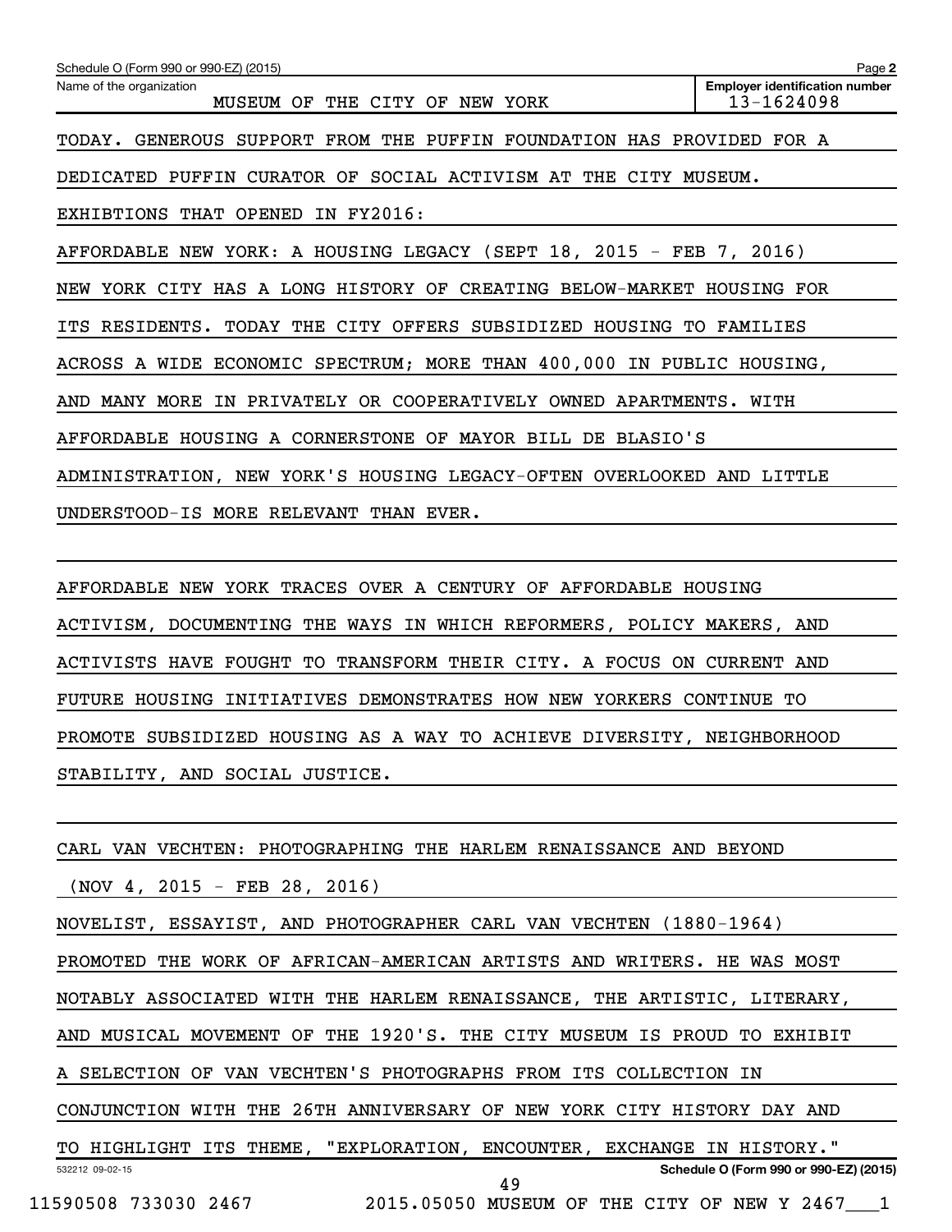TODAY. GENEROUS SUPPORT FROM THE PUFFIN FOUNDATION HAS PROVIDED FOR A DEDICATED PUFFIN CURATOR OF SOCIAL ACTIVISM AT THE CITY MUSEUM.

EXHIBTIONS THAT OPENED IN FY2016:

AFFORDABLE NEW YORK: A HOUSING LEGACY (SEPT 18, 2015 - FEB 7, 2016)

NEW YORK CITY HAS A LONG HISTORY OF CREATING BELOW-MARKET HOUSING FOR ITS RESIDENTS. TODAY THE CITY OFFERS SUBSIDIZED HOUSING TO FAMILIES ACROSS A WIDE ECONOMIC SPECTRUM; MORE THAN 400,000 IN PUBLIC HOUSING, AND MANY MORE IN PRIVATELY OR COOPERATIVELY OWNED APARTMENTS. WITH AFFORDABLE HOUSING A CORNERSTONE OF MAYOR BILL DE BLASIO'S ADMINISTRATION, NEW YORK'S HOUSING LEGACY-OFTEN OVERLOOKED AND LITTLE UNDERSTOOD-IS MORE RELEVANT THAN EVER.

AFFORDABLE NEW YORK TRACES OVER A CENTURY OF AFFORDABLE HOUSING ACTIVISM, DOCUMENTING THE WAYS IN WHICH REFORMERS, POLICY MAKERS, AND ACTIVISTS HAVE FOUGHT TO TRANSFORM THEIR CITY. A FOCUS ON CURRENT AND FUTURE HOUSING INITIATIVES DEMONSTRATES HOW NEW YORKERS CONTINUE TO PROMOTE SUBSIDIZED HOUSING AS A WAY TO ACHIEVE DIVERSITY, NEIGHBORHOOD STABILITY, AND SOCIAL JUSTICE.

CARL VAN VECHTEN: PHOTOGRAPHING THE HARLEM RENAISSANCE AND BEYOND (NOV 4, 2015 - FEB 28, 2016)

NOVELIST, ESSAYIST, AND PHOTOGRAPHER CARL VAN VECHTEN (1880-1964) PROMOTED THE WORK OF AFRICAN-AMERICAN ARTISTS AND WRITERS. HE WAS MOST NOTABLY ASSOCIATED WITH THE HARLEM RENAISSANCE, THE ARTISTIC, LITERARY, AND MUSICAL MOVEMENT OF THE 1920'S. THE CITY MUSEUM IS PROUD TO EXHIBIT A SELECTION OF VAN VECHTEN'S PHOTOGRAPHS FROM ITS COLLECTION IN CONJUNCTION WITH THE 26TH ANNIVERSARY OF NEW YORK CITY HISTORY DAY AND TO HIGHLIGHT ITS THEME, "EXPLORATION, ENCOUNTER, EXCHANGE IN HISTORY."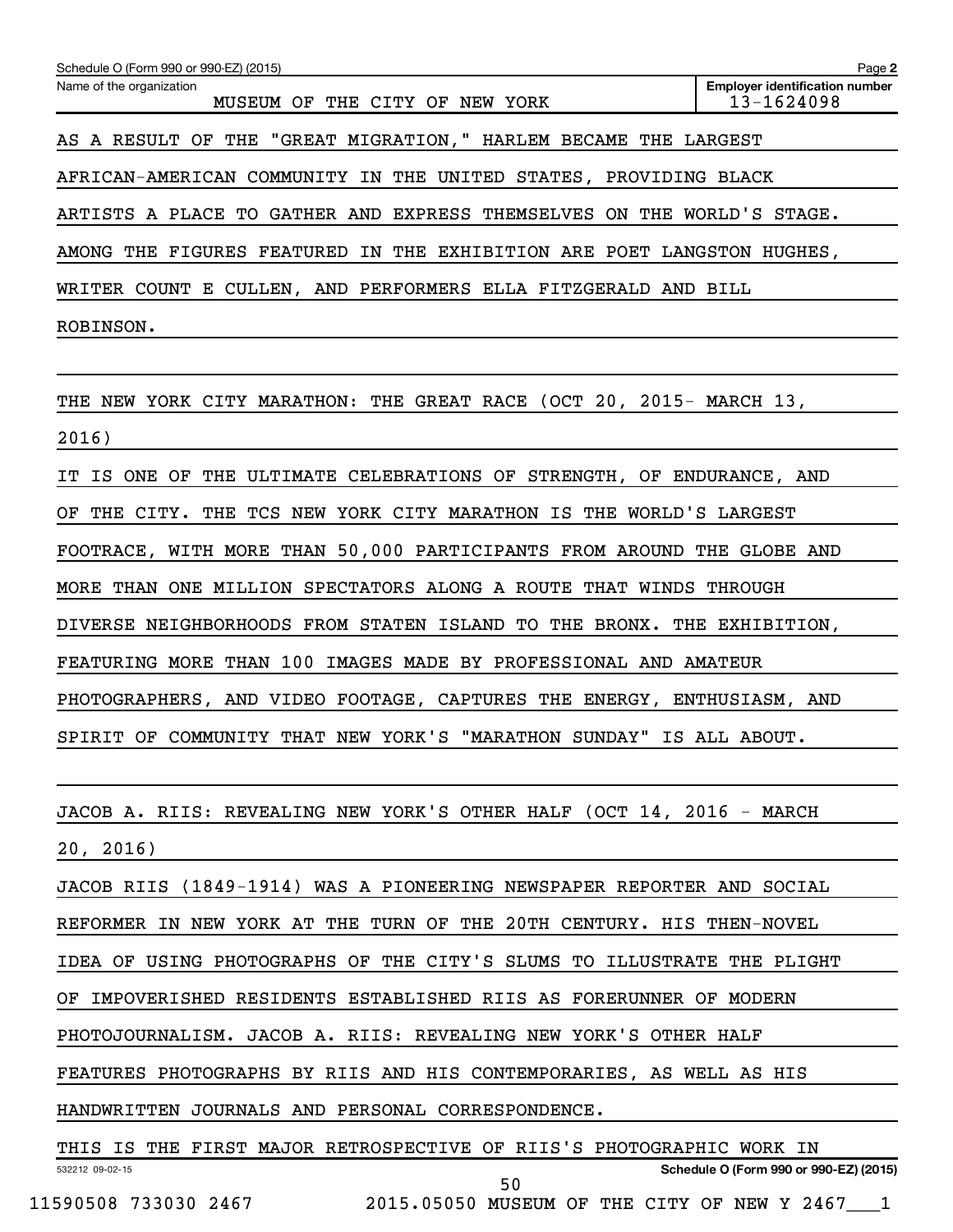AS A RESULT OF THE "GREAT MIGRATION," HARLEM BECAME THE LARGEST AFRICAN-AMERICAN COMMUNITY IN THE UNITED STATES, PROVIDING BLACK ARTISTS A PLACE TO GATHER AND EXPRESS THEMSELVES ON THE WORLD'S STAGE. AMONG THE FIGURES FEATURED IN THE EXHIBITION ARE POET LANGSTON HUGHES, WRITER COUNT E CULLEN, AND PERFORMERS ELLA FITZGERALD AND BILL ROBINSON.

THE NEW YORK CITY MARATHON: THE GREAT RACE (OCT 20, 2015- MARCH 13, 2016)

IT IS ONE OF THE ULTIMATE CELEBRATIONS OF STRENGTH, OF ENDURANCE, AND OF THE CITY. THE TCS NEW YORK CITY MARATHON IS THE WORLD'S LARGEST FOOTRACE, WITH MORE THAN 50,000 PARTICIPANTS FROM AROUND THE GLOBE AND MORE THAN ONE MILLION SPECTATORS ALONG A ROUTE THAT WINDS THROUGH DIVERSE NEIGHBORHOODS FROM STATEN ISLAND TO THE BRONX. THE EXHIBITION, FEATURING MORE THAN 100 IMAGES MADE BY PROFESSIONAL AND AMATEUR PHOTOGRAPHERS, AND VIDEO FOOTAGE, CAPTURES THE ENERGY, ENTHUSIASM, AND SPIRIT OF COMMUNITY THAT NEW YORK'S "MARATHON SUNDAY" IS ALL ABOUT.

JACOB A. RIIS: REVEALING NEW YORK'S OTHER HALF (OCT 14, 2016 - MARCH 20, 2016)

JACOB RIIS (1849-1914) WAS A PIONEERING NEWSPAPER REPORTER AND SOCIAL REFORMER IN NEW YORK AT THE TURN OF THE 20TH CENTURY. HIS THEN-NOVEL IDEA OF USING PHOTOGRAPHS OF THE CITY'S SLUMS TO ILLUSTRATE THE PLIGHT OF IMPOVERISHED RESIDENTS ESTABLISHED RIIS AS FORERUNNER OF MODERN PHOTOJOURNALISM. JACOB A. RIIS: REVEALING NEW YORK'S OTHER HALF FEATURES PHOTOGRAPHS BY RIIS AND HIS CONTEMPORARIES, AS WELL AS HIS HANDWRITTEN JOURNALS AND PERSONAL CORRESPONDENCE.

THIS IS THE FIRST MAJOR RETROSPECTIVE OF RIIS'S PHOTOGRAPHIC WORK IN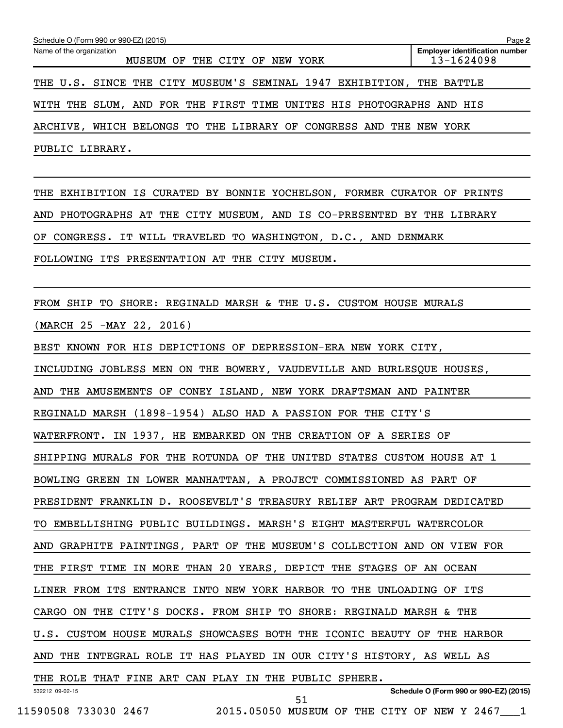THE U.S. SINCE THE CITY MUSEUM'S SEMINAL 1947 EXHIBITION, THE BATTLE WITH THE SLUM, AND FOR THE FIRST TIME UNITES HIS PHOTOGRAPHS AND HIS ARCHIVE, WHICH BELONGS TO THE LIBRARY OF CONGRESS AND THE NEW YORK PUBLIC LIBRARY.

THE EXHIBITION IS CURATED BY BONNIE YOCHELSON, FORMER CURATOR OF PRINTS AND PHOTOGRAPHS AT THE CITY MUSEUM, AND IS CO-PRESENTED BY THE LIBRARY OF CONGRESS. IT WILL TRAVELED TO WASHINGTON, D.C., AND DENMARK FOLLOWING ITS PRESENTATION AT THE CITY MUSEUM.

FROM SHIP TO SHORE: REGINALD MARSH & THE U.S. CUSTOM HOUSE MURALS (MARCH 25 -MAY 22, 2016)

BEST KNOWN FOR HIS DEPICTIONS OF DEPRESSION-ERA NEW YORK CITY, INCLUDING JOBLESS MEN ON THE BOWERY, VAUDEVILLE AND BURLESQUE HOUSES, AND THE AMUSEMENTS OF CONEY ISLAND, NEW YORK DRAFTSMAN AND PAINTER REGINALD MARSH (1898-1954) ALSO HAD A PASSION FOR THE CITY'S WATERFRONT. IN 1937, HE EMBARKED ON THE CREATION OF A SERIES OF SHIPPING MURALS FOR THE ROTUNDA OF THE UNITED STATES CUSTOM HOUSE AT 1 BOWLING GREEN IN LOWER MANHATTAN, A PROJECT COMMISSIONED AS PART OF PRESIDENT FRANKLIN D. ROOSEVELT'S TREASURY RELIEF ART PROGRAM DEDICATED TO EMBELLISHING PUBLIC BUILDINGS. MARSH'S EIGHT MASTERFUL WATERCOLOR AND GRAPHITE PAINTINGS, PART OF THE MUSEUM'S COLLECTION AND ON VIEW FOR THE FIRST TIME IN MORE THAN 20 YEARS, DEPICT THE STAGES OF AN OCEAN LINER FROM ITS ENTRANCE INTO NEW YORK HARBOR TO THE UNLOADING OF ITS CARGO ON THE CITY'S DOCKS. FROM SHIP TO SHORE: REGINALD MARSH & THE U.S. CUSTOM HOUSE MURALS SHOWCASES BOTH THE ICONIC BEAUTY OF THE HARBOR AND THE INTEGRAL ROLE IT HAS PLAYED IN OUR CITY'S HISTORY, AS WELL AS THE ROLE THAT FINE ART CAN PLAY IN THE PUBLIC SPHERE.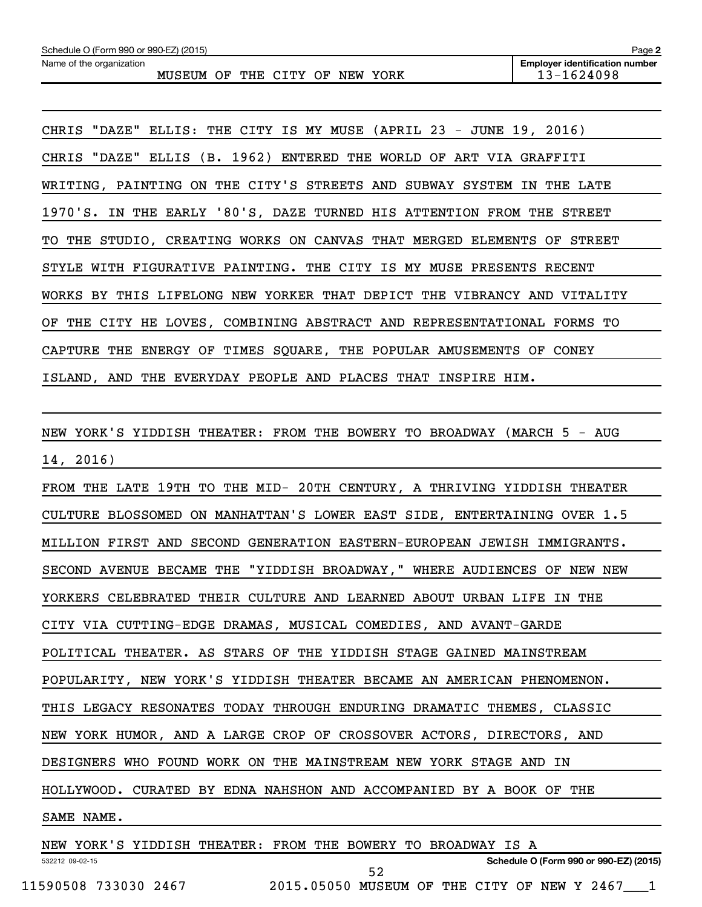Schedule O (Form 990 or 990-EZ) (2015)

Name of the organization: MUSEUM OF THE CITY OF NEW YORK

Employer identification number: 13-1624098

CHRIS "DAZE" ELLIS: THE CITY IS MY MUSE (APRIL 23 - JUNE 19, 2016)

CHRIS "DAZE" ELLIS (B. 1962) ENTERED THE WORLD OF ART VIA GRAFFITI WRITING, PAINTING ON THE CITY'S STREETS AND SUBWAY SYSTEM IN THE LATE 1970'S. IN THE EARLY '80'S, DAZE TURNED HIS ATTENTION FROM THE STREET TO THE STUDIO, CREATING WORKS ON CANVAS THAT MERGED ELEMENTS OF STREET STYLE WITH FIGURATIVE PAINTING. THE CITY IS MY MUSE PRESENTS RECENT WORKS BY THIS LIFELONG NEW YORKER THAT DEPICT THE VIBRANCY AND VITALITY OF THE CITY HE LOVES, COMBINING ABSTRACT AND REPRESENTATIONAL FORMS TO CAPTURE THE ENERGY OF TIMES SQUARE, THE POPULAR AMUSEMENTS OF CONEY ISLAND, AND THE EVERYDAY PEOPLE AND PLACES THAT INSPIRE HIM.

NEW YORK'S YIDDISH THEATER: FROM THE BOWERY TO BROADWAY (MARCH 5 - AUG 14, 2016)

FROM THE LATE 19TH TO THE MID- 20TH CENTURY, A THRIVING YIDDISH THEATER CULTURE BLOSSOMED ON MANHATTAN'S LOWER EAST SIDE, ENTERTAINING OVER 1.5 MILLION FIRST AND SECOND GENERATION EASTERN-EUROPEAN JEWISH IMMIGRANTS. SECOND AVENUE BECAME THE "YIDDISH BROADWAY," WHERE AUDIENCES OF NEW NEW YORKERS CELEBRATED THEIR CULTURE AND LEARNED ABOUT URBAN LIFE IN THE CITY VIA CUTTING-EDGE DRAMAS, MUSICAL COMEDIES, AND AVANT-GARDE POLITICAL THEATER. AS STARS OF THE YIDDISH STAGE GAINED MAINSTREAM POPULARITY, NEW YORK'S YIDDISH THEATER BECAME AN AMERICAN PHENOMENON. THIS LEGACY RESONATES TODAY THROUGH ENDURING DRAMATIC THEMES, CLASSIC NEW YORK HUMOR, AND A LARGE CROP OF CROSSOVER ACTORS, DIRECTORS, AND DESIGNERS WHO FOUND WORK ON THE MAINSTREAM NEW YORK STAGE AND IN HOLLYWOOD. CURATED BY EDNA NAHSHON AND ACCOMPANIED BY A BOOK OF THE SAME NAME.

NEW YORK'S YIDDISH THEATER: FROM THE BOWERY TO BROADWAY IS A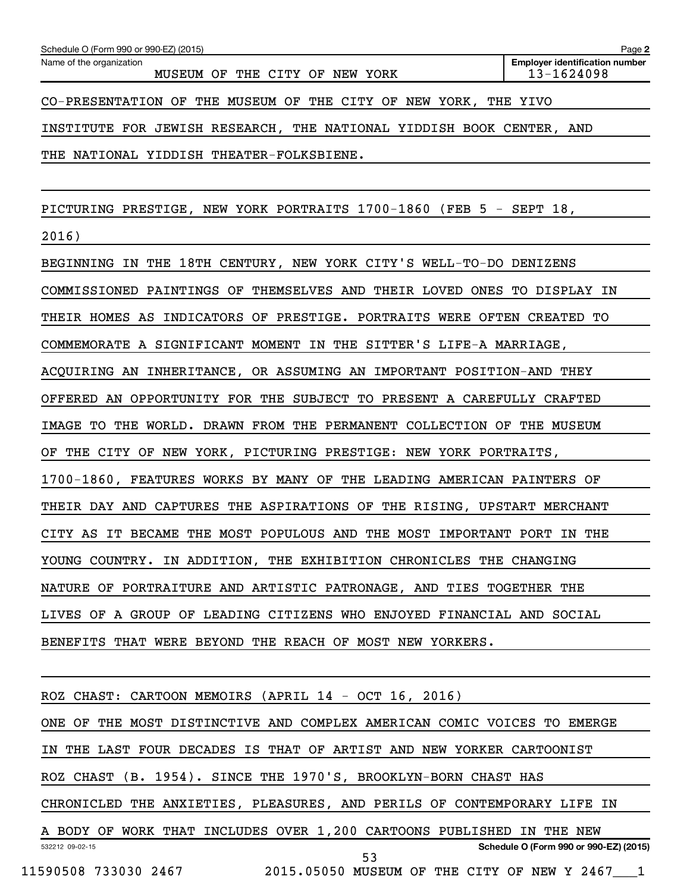CO-PRESENTATION OF THE MUSEUM OF THE CITY OF NEW YORK, THE YIVO INSTITUTE FOR JEWISH RESEARCH, THE NATIONAL YIDDISH BOOK CENTER, AND THE NATIONAL YIDDISH THEATER-FOLKSBIENE.

PICTURING PRESTIGE, NEW YORK PORTRAITS 1700-1860 (FEB 5 - SEPT 18, 2016)

BEGINNING IN THE 18TH CENTURY, NEW YORK CITY'S WELL-TO-DO DENIZENS COMMISSIONED PAINTINGS OF THEMSELVES AND THEIR LOVED ONES TO DISPLAY IN THEIR HOMES AS INDICATORS OF PRESTIGE. PORTRAITS WERE OFTEN CREATED TO COMMEMORATE A SIGNIFICANT MOMENT IN THE SITTER'S LIFE-A MARRIAGE, ACQUIRING AN INHERITANCE, OR ASSUMING AN IMPORTANT POSITION-AND THEY OFFERED AN OPPORTUNITY FOR THE SUBJECT TO PRESENT A CAREFULLY CRAFTED IMAGE TO THE WORLD. DRAWN FROM THE PERMANENT COLLECTION OF THE MUSEUM OF THE CITY OF NEW YORK, PICTURING PRESTIGE: NEW YORK PORTRAITS, 1700-1860, FEATURES WORKS BY MANY OF THE LEADING AMERICAN PAINTERS OF THEIR DAY AND CAPTURES THE ASPIRATIONS OF THE RISING, UPSTART MERCHANT CITY AS IT BECAME THE MOST POPULOUS AND THE MOST IMPORTANT PORT IN THE YOUNG COUNTRY. IN ADDITION, THE EXHIBITION CHRONICLES THE CHANGING NATURE OF PORTRAITURE AND ARTISTIC PATRONAGE, AND TIES TOGETHER THE LIVES OF A GROUP OF LEADING CITIZENS WHO ENJOYED FINANCIAL AND SOCIAL BENEFITS THAT WERE BEYOND THE REACH OF MOST NEW YORKERS.

ROZ CHAST: CARTOON MEMOIRS (APRIL 14 - OCT 16, 2016)

ONE OF THE MOST DISTINCTIVE AND COMPLEX AMERICAN COMIC VOICES TO EMERGE IN THE LAST FOUR DECADES IS THAT OF ARTIST AND NEW YORKER CARTOONIST ROZ CHAST (B. 1954). SINCE THE 1970'S, BROOKLYN-BORN CHAST HAS CHRONICLED THE ANXIETIES, PLEASURES, AND PERILS OF CONTEMPORARY LIFE IN A BODY OF WORK THAT INCLUDES OVER 1,200 CARTOONS PUBLISHED IN THE NEW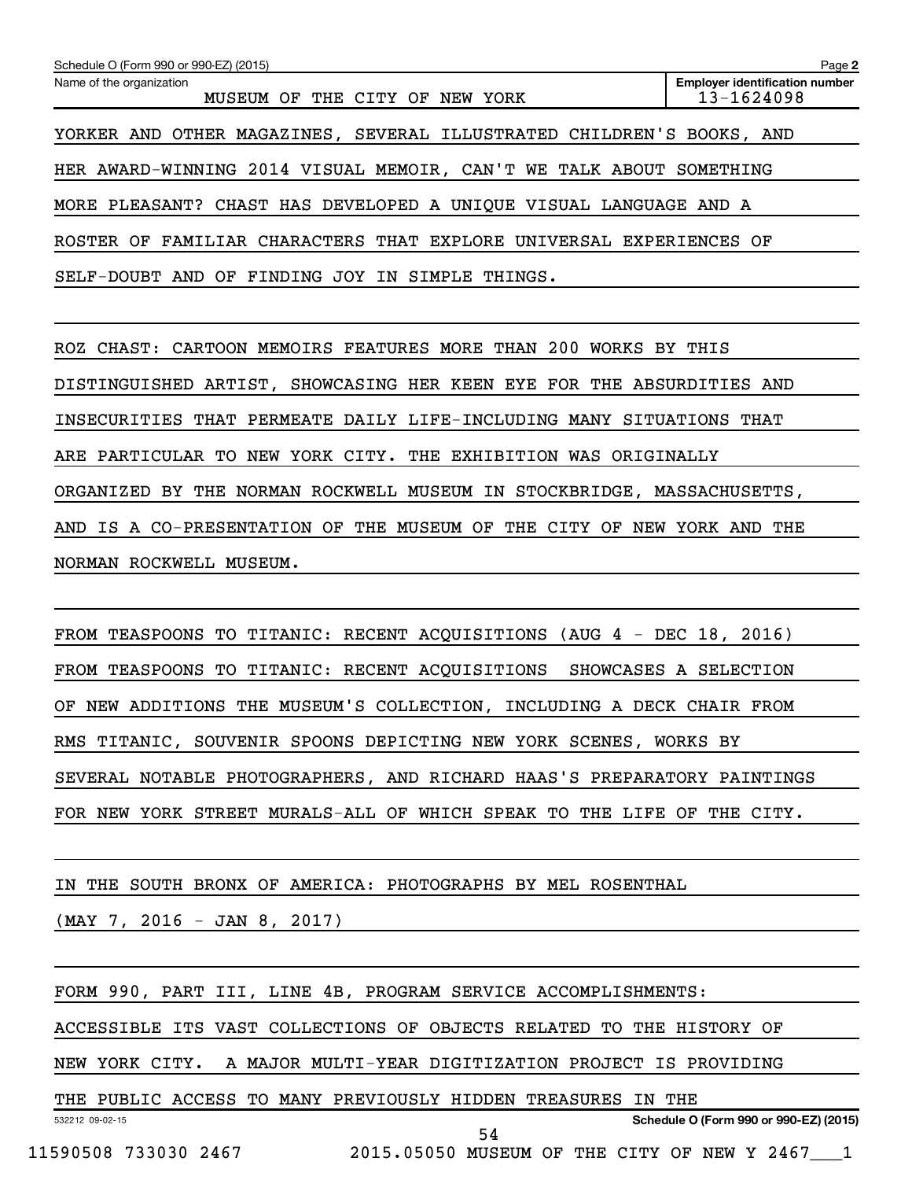Schedule O (Form 990 or 990-EZ) (2015)

Name of the organization: MUSEUM OF THE CITY OF NEW YORK

Employer identification number: 13-1624098

YORKER AND OTHER MAGAZINES, SEVERAL ILLUSTRATED CHILDREN'S BOOKS, AND HER AWARD-WINNING 2014 VISUAL MEMOIR, CAN'T WE TALK ABOUT SOMETHING MORE PLEASANT? CHAST HAS DEVELOPED A UNIQUE VISUAL LANGUAGE AND A ROSTER OF FAMILIAR CHARACTERS THAT EXPLORE UNIVERSAL EXPERIENCES OF SELF-DOUBT AND OF FINDING JOY IN SIMPLE THINGS.

ROZ CHAST: CARTOON MEMOIRS FEATURES MORE THAN 200 WORKS BY THIS DISTINGUISHED ARTIST, SHOWCASING HER KEEN EYE FOR THE ABSURDITIES AND INSECURITIES THAT PERMEATE DAILY LIFE-INCLUDING MANY SITUATIONS THAT ARE PARTICULAR TO NEW YORK CITY. THE EXHIBITION WAS ORIGINALLY ORGANIZED BY THE NORMAN ROCKWELL MUSEUM IN STOCKBRIDGE, MASSACHUSETTS, AND IS A CO-PRESENTATION OF THE MUSEUM OF THE CITY OF NEW YORK AND THE NORMAN ROCKWELL MUSEUM.

FROM TEASPOONS TO TITANIC: RECENT ACQUISITIONS (AUG 4 - DEC 18, 2016) FROM TEASPOONS TO TITANIC: RECENT ACQUISITIONS SHOWCASES A SELECTION OF NEW ADDITIONS THE MUSEUM'S COLLECTION, INCLUDING A DECK CHAIR FROM RMS TITANIC, SOUVENIR SPOONS DEPICTING NEW YORK SCENES, WORKS BY SEVERAL NOTABLE PHOTOGRAPHERS, AND RICHARD HAAS'S PREPARATORY PAINTINGS FOR NEW YORK STREET MURALS-ALL OF WHICH SPEAK TO THE LIFE OF THE CITY.

IN THE SOUTH BRONX OF AMERICA: PHOTOGRAPHS BY MEL ROSENTHAL (MAY 7, 2016 - JAN 8, 2017)

FORM 990, PART III, LINE 4B, PROGRAM SERVICE ACCOMPLISHMENTS:

ACCESSIBLE ITS VAST COLLECTIONS OF OBJECTS RELATED TO THE HISTORY OF NEW YORK CITY. A MAJOR MULTI-YEAR DIGITIZATION PROJECT IS PROVIDING THE PUBLIC ACCESS TO MANY PREVIOUSLY HIDDEN TREASURES IN THE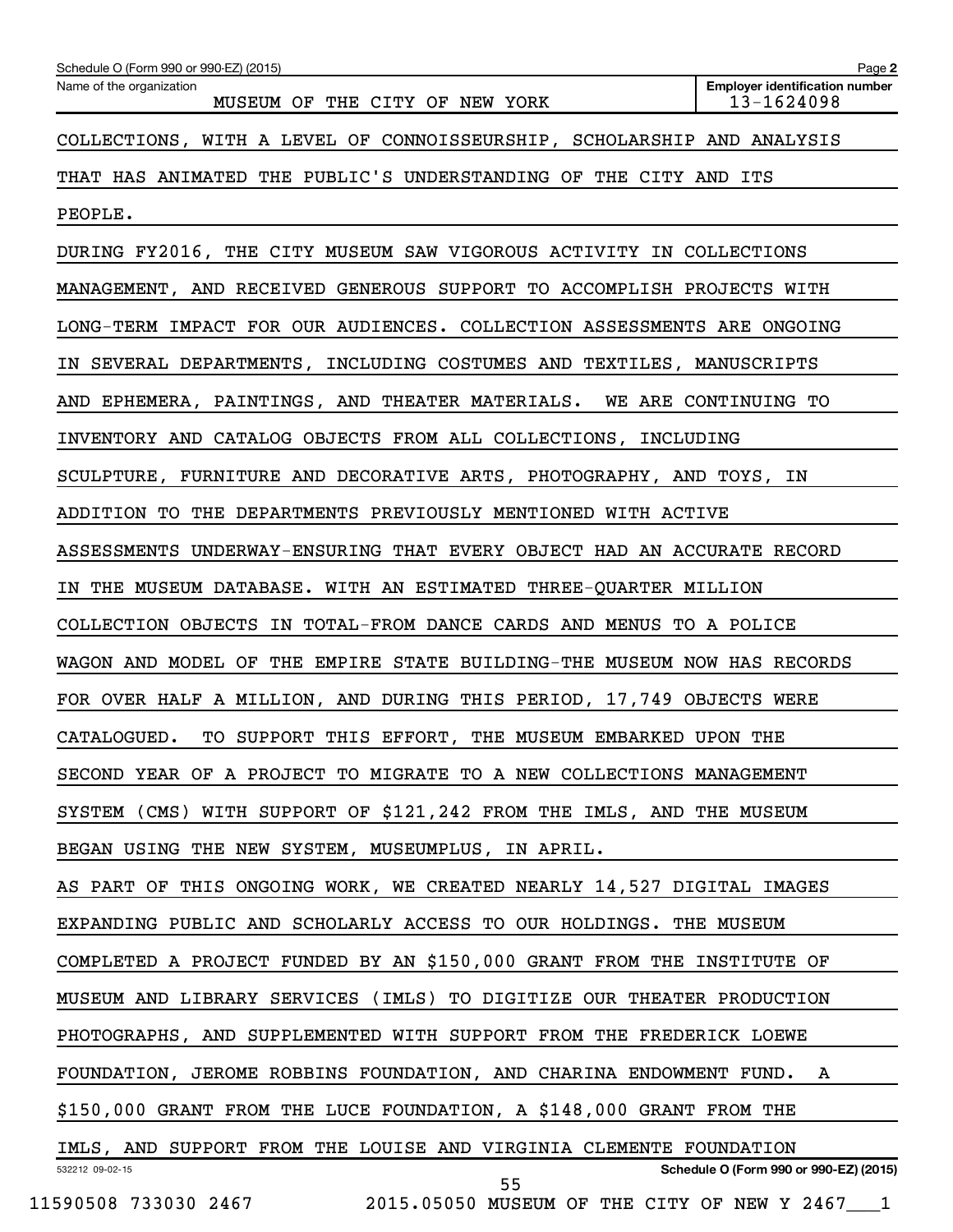Schedule O (Form 990 or 990-EZ) (2015) Page **2**

| Name of the organization | Employer identification number |
| --- | --- |
| MUSEUM OF THE CITY OF NEW YORK | 13-1624098 |

COLLECTIONS, WITH A LEVEL OF CONNOISSEURSHIP, SCHOLARSHIP AND ANALYSIS THAT HAS ANIMATED THE PUBLIC'S UNDERSTANDING OF THE CITY AND ITS PEOPLE.

DURING FY2016, THE CITY MUSEUM SAW VIGOROUS ACTIVITY IN COLLECTIONS MANAGEMENT, AND RECEIVED GENEROUS SUPPORT TO ACCOMPLISH PROJECTS WITH LONG-TERM IMPACT FOR OUR AUDIENCES. COLLECTION ASSESSMENTS ARE ONGOING IN SEVERAL DEPARTMENTS, INCLUDING COSTUMES AND TEXTILES, MANUSCRIPTS AND EPHEMERA, PAINTINGS, AND THEATER MATERIALS. WE ARE CONTINUING TO INVENTORY AND CATALOG OBJECTS FROM ALL COLLECTIONS, INCLUDING SCULPTURE, FURNITURE AND DECORATIVE ARTS, PHOTOGRAPHY, AND TOYS, IN ADDITION TO THE DEPARTMENTS PREVIOUSLY MENTIONED WITH ACTIVE ASSESSMENTS UNDERWAY-ENSURING THAT EVERY OBJECT HAD AN ACCURATE RECORD IN THE MUSEUM DATABASE. WITH AN ESTIMATED THREE-QUARTER MILLION COLLECTION OBJECTS IN TOTAL-FROM DANCE CARDS AND MENUS TO A POLICE WAGON AND MODEL OF THE EMPIRE STATE BUILDING-THE MUSEUM NOW HAS RECORDS FOR OVER HALF A MILLION, AND DURING THIS PERIOD, 17,749 OBJECTS WERE CATALOGUED. TO SUPPORT THIS EFFORT, THE MUSEUM EMBARKED UPON THE SECOND YEAR OF A PROJECT TO MIGRATE TO A NEW COLLECTIONS MANAGEMENT SYSTEM (CMS) WITH SUPPORT OF $121,242 FROM THE IMLS, AND THE MUSEUM BEGAN USING THE NEW SYSTEM, MUSEUMPLUS, IN APRIL.

AS PART OF THIS ONGOING WORK, WE CREATED NEARLY 14,527 DIGITAL IMAGES EXPANDING PUBLIC AND SCHOLARLY ACCESS TO OUR HOLDINGS. THE MUSEUM COMPLETED A PROJECT FUNDED BY AN $150,000 GRANT FROM THE INSTITUTE OF MUSEUM AND LIBRARY SERVICES (IMLS) TO DIGITIZE OUR THEATER PRODUCTION PHOTOGRAPHS, AND SUPPLEMENTED WITH SUPPORT FROM THE FREDERICK LOEWE FOUNDATION, JEROME ROBBINS FOUNDATION, AND CHARINA ENDOWMENT FUND. A $150,000 GRANT FROM THE LUCE FOUNDATION, A $148,000 GRANT FROM THE IMLS, AND SUPPORT FROM THE LOUISE AND VIRGINIA CLEMENTE FOUNDATION

532212 09-02-15 Schedule O (Form 990 or 990-EZ) (2015)

11590508 733030 2467 2015.05050 MUSEUM OF THE CITY OF NEW Y 2467___1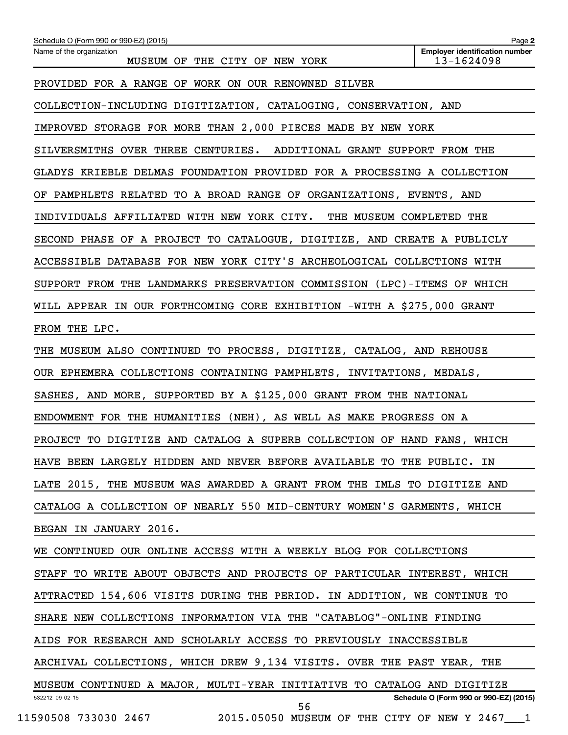Name of the organization: MUSEUM OF THE CITY OF NEW YORK

Employer identification number: 13-1624098

PROVIDED FOR A RANGE OF WORK ON OUR RENOWNED SILVER COLLECTION-INCLUDING DIGITIZATION, CATALOGING, CONSERVATION, AND IMPROVED STORAGE FOR MORE THAN 2,000 PIECES MADE BY NEW YORK SILVERSMITHS OVER THREE CENTURIES. ADDITIONAL GRANT SUPPORT FROM THE GLADYS KRIEBLE DELMAS FOUNDATION PROVIDED FOR A PROCESSING A COLLECTION OF PAMPHLETS RELATED TO A BROAD RANGE OF ORGANIZATIONS, EVENTS, AND INDIVIDUALS AFFILIATED WITH NEW YORK CITY. THE MUSEUM COMPLETED THE SECOND PHASE OF A PROJECT TO CATALOGUE, DIGITIZE, AND CREATE A PUBLICLY ACCESSIBLE DATABASE FOR NEW YORK CITY'S ARCHEOLOGICAL COLLECTIONS WITH SUPPORT FROM THE LANDMARKS PRESERVATION COMMISSION (LPC)-ITEMS OF WHICH WILL APPEAR IN OUR FORTHCOMING CORE EXHIBITION -WITH A $275,000 GRANT FROM THE LPC.

THE MUSEUM ALSO CONTINUED TO PROCESS, DIGITIZE, CATALOG, AND REHOUSE OUR EPHEMERA COLLECTIONS CONTAINING PAMPHLETS, INVITATIONS, MEDALS, SASHES, AND MORE, SUPPORTED BY A $125,000 GRANT FROM THE NATIONAL ENDOWMENT FOR THE HUMANITIES (NEH), AS WELL AS MAKE PROGRESS ON A PROJECT TO DIGITIZE AND CATALOG A SUPERB COLLECTION OF HAND FANS, WHICH HAVE BEEN LARGELY HIDDEN AND NEVER BEFORE AVAILABLE TO THE PUBLIC. IN LATE 2015, THE MUSEUM WAS AWARDED A GRANT FROM THE IMLS TO DIGITIZE AND CATALOG A COLLECTION OF NEARLY 550 MID-CENTURY WOMEN'S GARMENTS, WHICH BEGAN IN JANUARY 2016.

WE CONTINUED OUR ONLINE ACCESS WITH A WEEKLY BLOG FOR COLLECTIONS STAFF TO WRITE ABOUT OBJECTS AND PROJECTS OF PARTICULAR INTEREST, WHICH ATTRACTED 154,606 VISITS DURING THE PERIOD. IN ADDITION, WE CONTINUE TO SHARE NEW COLLECTIONS INFORMATION VIA THE "CATABLOG"-ONLINE FINDING AIDS FOR RESEARCH AND SCHOLARLY ACCESS TO PREVIOUSLY INACCESSIBLE ARCHIVAL COLLECTIONS, WHICH DREW 9,134 VISITS. OVER THE PAST YEAR, THE MUSEUM CONTINUED A MAJOR, MULTI-YEAR INITIATIVE TO CATALOG AND DIGITIZE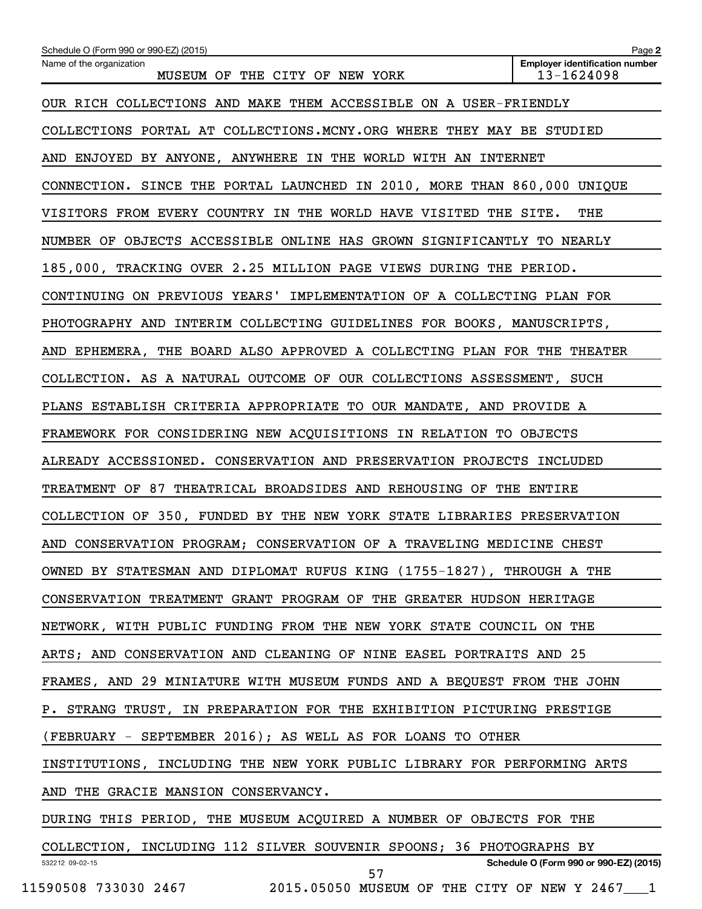OUR RICH COLLECTIONS AND MAKE THEM ACCESSIBLE ON A USER-FRIENDLY COLLECTIONS PORTAL AT COLLECTIONS.MCNY.ORG WHERE THEY MAY BE STUDIED AND ENJOYED BY ANYONE, ANYWHERE IN THE WORLD WITH AN INTERNET CONNECTION. SINCE THE PORTAL LAUNCHED IN 2010, MORE THAN 860,000 UNIQUE VISITORS FROM EVERY COUNTRY IN THE WORLD HAVE VISITED THE SITE. THE NUMBER OF OBJECTS ACCESSIBLE ONLINE HAS GROWN SIGNIFICANTLY TO NEARLY 185,000, TRACKING OVER 2.25 MILLION PAGE VIEWS DURING THE PERIOD. CONTINUING ON PREVIOUS YEARS' IMPLEMENTATION OF A COLLECTING PLAN FOR PHOTOGRAPHY AND INTERIM COLLECTING GUIDELINES FOR BOOKS, MANUSCRIPTS, AND EPHEMERA, THE BOARD ALSO APPROVED A COLLECTING PLAN FOR THE THEATER COLLECTION. AS A NATURAL OUTCOME OF OUR COLLECTIONS ASSESSMENT, SUCH PLANS ESTABLISH CRITERIA APPROPRIATE TO OUR MANDATE, AND PROVIDE A FRAMEWORK FOR CONSIDERING NEW ACQUISITIONS IN RELATION TO OBJECTS ALREADY ACCESSIONED. CONSERVATION AND PRESERVATION PROJECTS INCLUDED TREATMENT OF 87 THEATRICAL BROADSIDES AND REHOUSING OF THE ENTIRE COLLECTION OF 350, FUNDED BY THE NEW YORK STATE LIBRARIES PRESERVATION AND CONSERVATION PROGRAM; CONSERVATION OF A TRAVELING MEDICINE CHEST OWNED BY STATESMAN AND DIPLOMAT RUFUS KING (1755-1827), THROUGH A THE CONSERVATION TREATMENT GRANT PROGRAM OF THE GREATER HUDSON HERITAGE NETWORK, WITH PUBLIC FUNDING FROM THE NEW YORK STATE COUNCIL ON THE ARTS; AND CONSERVATION AND CLEANING OF NINE EASEL PORTRAITS AND 25 FRAMES, AND 29 MINIATURE WITH MUSEUM FUNDS AND A BEQUEST FROM THE JOHN P. STRANG TRUST, IN PREPARATION FOR THE EXHIBITION PICTURING PRESTIGE (FEBRUARY - SEPTEMBER 2016); AS WELL AS FOR LOANS TO OTHER INSTITUTIONS, INCLUDING THE NEW YORK PUBLIC LIBRARY FOR PERFORMING ARTS AND THE GRACIE MANSION CONSERVANCY.

DURING THIS PERIOD, THE MUSEUM ACQUIRED A NUMBER OF OBJECTS FOR THE COLLECTION, INCLUDING 112 SILVER SOUVENIR SPOONS; 36 PHOTOGRAPHS BY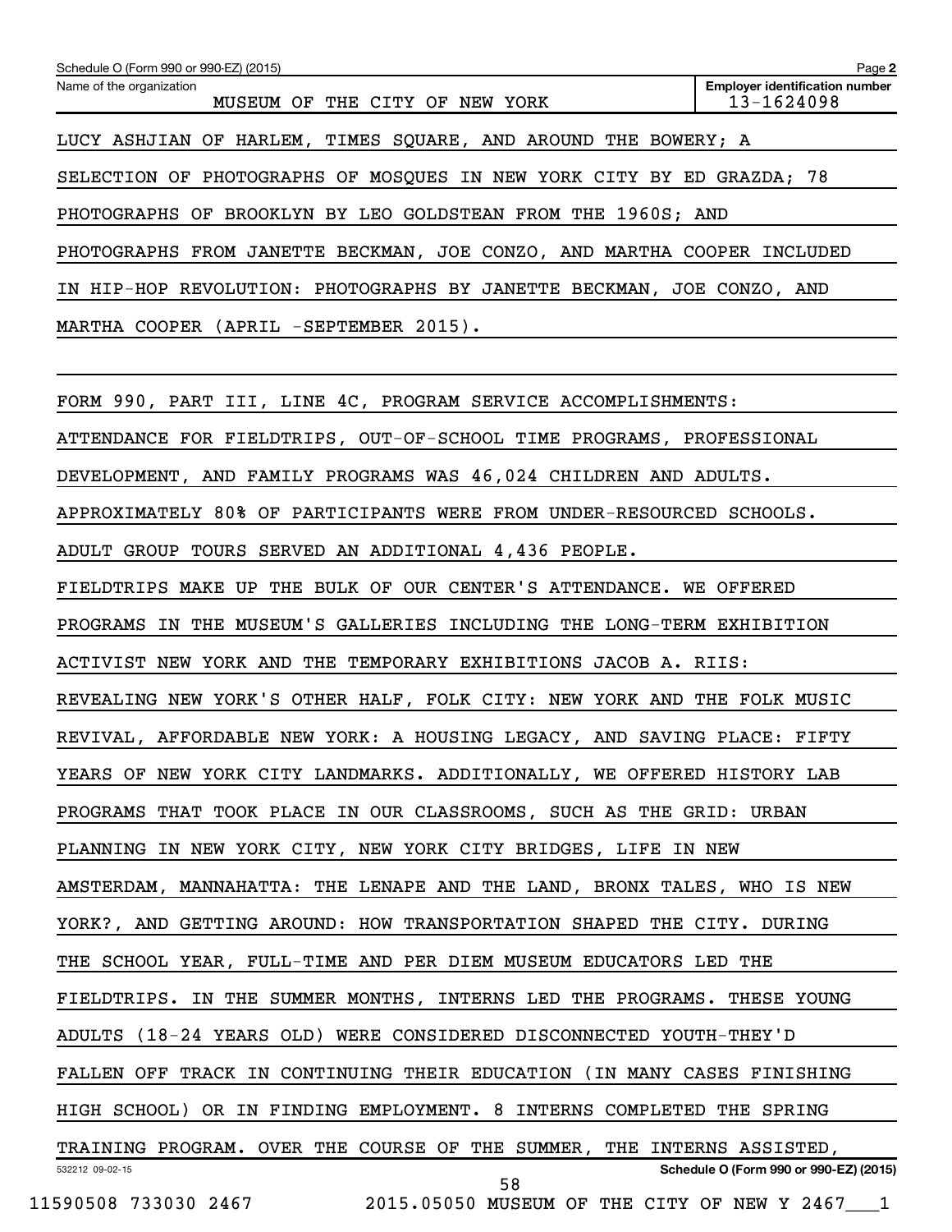LUCY ASHJIAN OF HARLEM, TIMES SQUARE, AND AROUND THE BOWERY; A SELECTION OF PHOTOGRAPHS OF MOSQUES IN NEW YORK CITY BY ED GRAZDA; 78 PHOTOGRAPHS OF BROOKLYN BY LEO GOLDSTEAN FROM THE 1960S; AND PHOTOGRAPHS FROM JANETTE BECKMAN, JOE CONZO, AND MARTHA COOPER INCLUDED IN HIP-HOP REVOLUTION: PHOTOGRAPHS BY JANETTE BECKMAN, JOE CONZO, AND MARTHA COOPER (APRIL -SEPTEMBER 2015).

FORM 990, PART III, LINE 4C, PROGRAM SERVICE ACCOMPLISHMENTS:

ATTENDANCE FOR FIELDTRIPS, OUT-OF-SCHOOL TIME PROGRAMS, PROFESSIONAL DEVELOPMENT, AND FAMILY PROGRAMS WAS 46,024 CHILDREN AND ADULTS. APPROXIMATELY 80% OF PARTICIPANTS WERE FROM UNDER-RESOURCED SCHOOLS. ADULT GROUP TOURS SERVED AN ADDITIONAL 4,436 PEOPLE.

FIELDTRIPS MAKE UP THE BULK OF OUR CENTER'S ATTENDANCE. WE OFFERED PROGRAMS IN THE MUSEUM'S GALLERIES INCLUDING THE LONG-TERM EXHIBITION ACTIVIST NEW YORK AND THE TEMPORARY EXHIBITIONS JACOB A. RIIS: REVEALING NEW YORK'S OTHER HALF, FOLK CITY: NEW YORK AND THE FOLK MUSIC REVIVAL, AFFORDABLE NEW YORK: A HOUSING LEGACY, AND SAVING PLACE: FIFTY YEARS OF NEW YORK CITY LANDMARKS. ADDITIONALLY, WE OFFERED HISTORY LAB PROGRAMS THAT TOOK PLACE IN OUR CLASSROOMS, SUCH AS THE GRID: URBAN PLANNING IN NEW YORK CITY, NEW YORK CITY BRIDGES, LIFE IN NEW AMSTERDAM, MANNAHATTA: THE LENAPE AND THE LAND, BRONX TALES, WHO IS NEW YORK?, AND GETTING AROUND: HOW TRANSPORTATION SHAPED THE CITY. DURING THE SCHOOL YEAR, FULL-TIME AND PER DIEM MUSEUM EDUCATORS LED THE FIELDTRIPS. IN THE SUMMER MONTHS, INTERNS LED THE PROGRAMS. THESE YOUNG ADULTS (18-24 YEARS OLD) WERE CONSIDERED DISCONNECTED YOUTH-THEY'D FALLEN OFF TRACK IN CONTINUING THEIR EDUCATION (IN MANY CASES FINISHING HIGH SCHOOL) OR IN FINDING EMPLOYMENT. 8 INTERNS COMPLETED THE SPRING TRAINING PROGRAM. OVER THE COURSE OF THE SUMMER, THE INTERNS ASSISTED,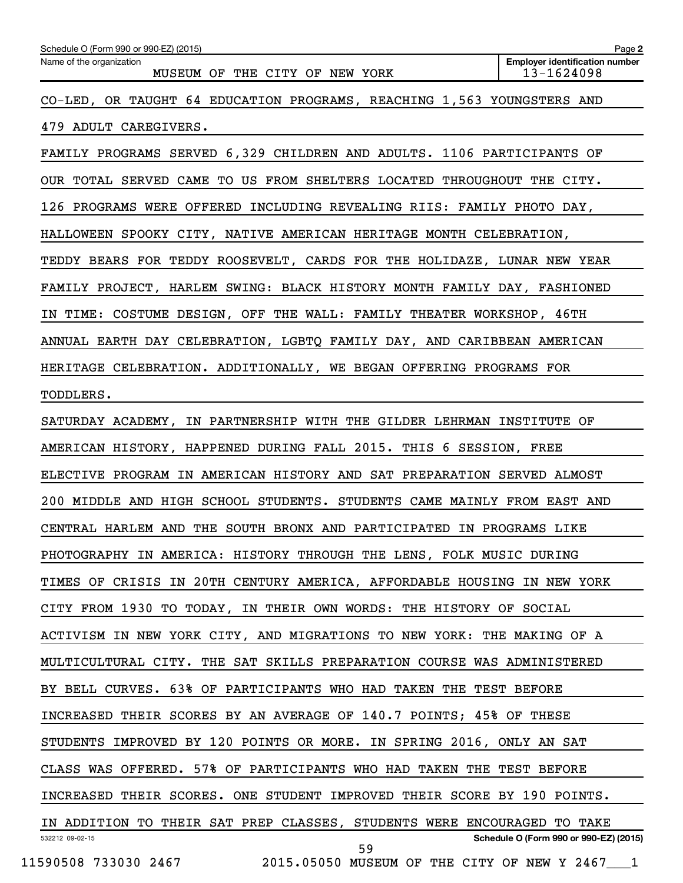CO-LED, OR TAUGHT 64 EDUCATION PROGRAMS, REACHING 1,563 YOUNGSTERS AND 479 ADULT CAREGIVERS.

FAMILY PROGRAMS SERVED 6,329 CHILDREN AND ADULTS. 1106 PARTICIPANTS OF OUR TOTAL SERVED CAME TO US FROM SHELTERS LOCATED THROUGHOUT THE CITY. 126 PROGRAMS WERE OFFERED INCLUDING REVEALING RIIS: FAMILY PHOTO DAY, HALLOWEEN SPOOKY CITY, NATIVE AMERICAN HERITAGE MONTH CELEBRATION, TEDDY BEARS FOR TEDDY ROOSEVELT, CARDS FOR THE HOLIDAZE, LUNAR NEW YEAR FAMILY PROJECT, HARLEM SWING: BLACK HISTORY MONTH FAMILY DAY, FASHIONED IN TIME: COSTUME DESIGN, OFF THE WALL: FAMILY THEATER WORKSHOP, 46TH ANNUAL EARTH DAY CELEBRATION, LGBTQ FAMILY DAY, AND CARIBBEAN AMERICAN HERITAGE CELEBRATION. ADDITIONALLY, WE BEGAN OFFERING PROGRAMS FOR TODDLERS.

SATURDAY ACADEMY, IN PARTNERSHIP WITH THE GILDER LEHRMAN INSTITUTE OF AMERICAN HISTORY, HAPPENED DURING FALL 2015. THIS 6 SESSION, FREE ELECTIVE PROGRAM IN AMERICAN HISTORY AND SAT PREPARATION SERVED ALMOST 200 MIDDLE AND HIGH SCHOOL STUDENTS. STUDENTS CAME MAINLY FROM EAST AND CENTRAL HARLEM AND THE SOUTH BRONX AND PARTICIPATED IN PROGRAMS LIKE PHOTOGRAPHY IN AMERICA: HISTORY THROUGH THE LENS, FOLK MUSIC DURING TIMES OF CRISIS IN 20TH CENTURY AMERICA, AFFORDABLE HOUSING IN NEW YORK CITY FROM 1930 TO TODAY, IN THEIR OWN WORDS: THE HISTORY OF SOCIAL ACTIVISM IN NEW YORK CITY, AND MIGRATIONS TO NEW YORK: THE MAKING OF A MULTICULTURAL CITY. THE SAT SKILLS PREPARATION COURSE WAS ADMINISTERED BY BELL CURVES. 63% OF PARTICIPANTS WHO HAD TAKEN THE TEST BEFORE INCREASED THEIR SCORES BY AN AVERAGE OF 140.7 POINTS; 45% OF THESE STUDENTS IMPROVED BY 120 POINTS OR MORE. IN SPRING 2016, ONLY AN SAT CLASS WAS OFFERED. 57% OF PARTICIPANTS WHO HAD TAKEN THE TEST BEFORE INCREASED THEIR SCORES. ONE STUDENT IMPROVED THEIR SCORE BY 190 POINTS. IN ADDITION TO THEIR SAT PREP CLASSES, STUDENTS WERE ENCOURAGED TO TAKE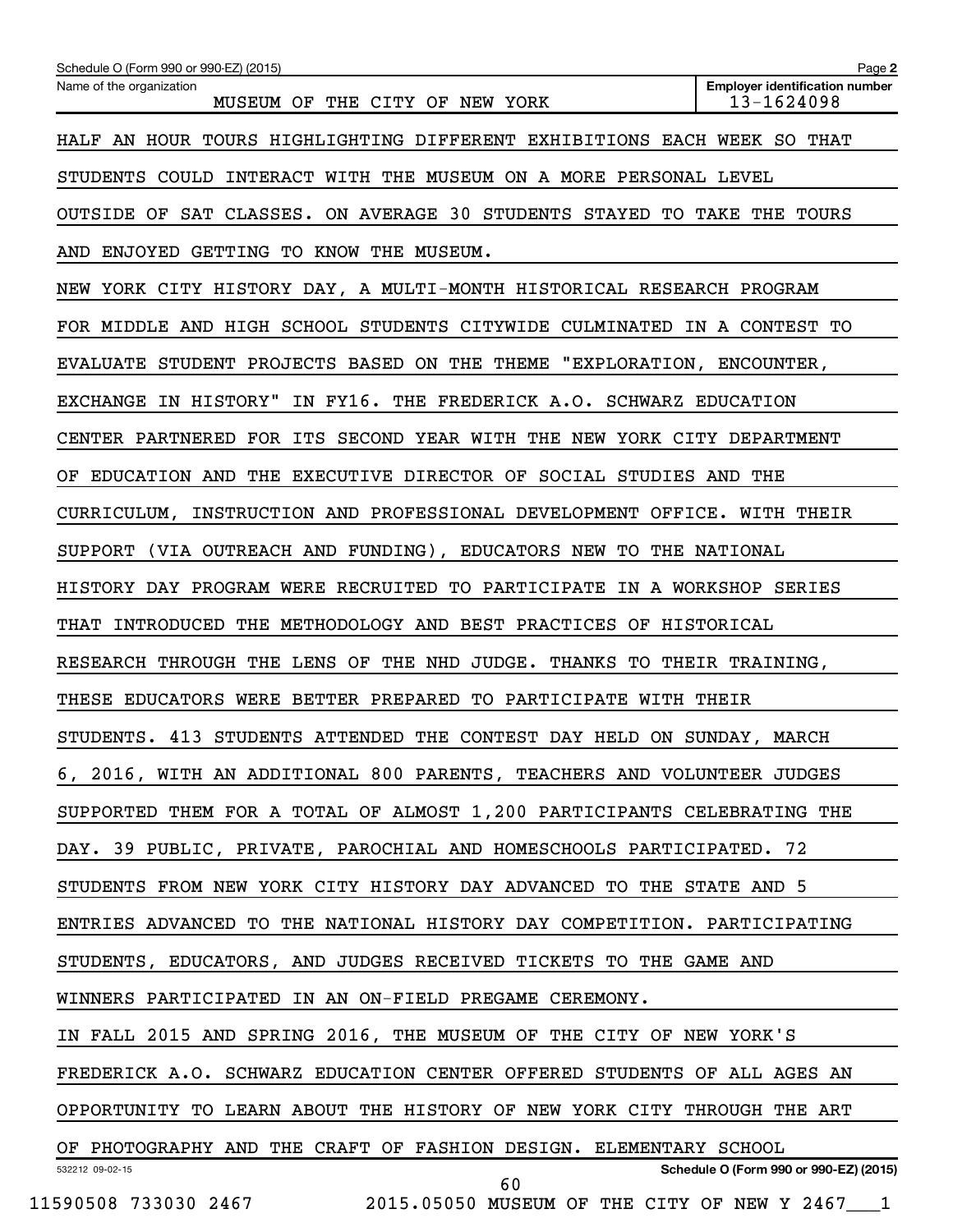Schedule O (Form 990 or 990-EZ) (2015)

Name of the organization: MUSEUM OF THE CITY OF NEW YORK

Employer identification number: 13-1624098

HALF AN HOUR TOURS HIGHLIGHTING DIFFERENT EXHIBITIONS EACH WEEK SO THAT STUDENTS COULD INTERACT WITH THE MUSEUM ON A MORE PERSONAL LEVEL OUTSIDE OF SAT CLASSES. ON AVERAGE 30 STUDENTS STAYED TO TAKE THE TOURS AND ENJOYED GETTING TO KNOW THE MUSEUM.

NEW YORK CITY HISTORY DAY, A MULTI-MONTH HISTORICAL RESEARCH PROGRAM FOR MIDDLE AND HIGH SCHOOL STUDENTS CITYWIDE CULMINATED IN A CONTEST TO EVALUATE STUDENT PROJECTS BASED ON THE THEME "EXPLORATION, ENCOUNTER, EXCHANGE IN HISTORY" IN FY16. THE FREDERICK A.O. SCHWARZ EDUCATION CENTER PARTNERED FOR ITS SECOND YEAR WITH THE NEW YORK CITY DEPARTMENT OF EDUCATION AND THE EXECUTIVE DIRECTOR OF SOCIAL STUDIES AND THE CURRICULUM, INSTRUCTION AND PROFESSIONAL DEVELOPMENT OFFICE. WITH THEIR SUPPORT (VIA OUTREACH AND FUNDING), EDUCATORS NEW TO THE NATIONAL HISTORY DAY PROGRAM WERE RECRUITED TO PARTICIPATE IN A WORKSHOP SERIES THAT INTRODUCED THE METHODOLOGY AND BEST PRACTICES OF HISTORICAL RESEARCH THROUGH THE LENS OF THE NHD JUDGE. THANKS TO THEIR TRAINING, THESE EDUCATORS WERE BETTER PREPARED TO PARTICIPATE WITH THEIR STUDENTS. 413 STUDENTS ATTENDED THE CONTEST DAY HELD ON SUNDAY, MARCH 6, 2016, WITH AN ADDITIONAL 800 PARENTS, TEACHERS AND VOLUNTEER JUDGES SUPPORTED THEM FOR A TOTAL OF ALMOST 1,200 PARTICIPANTS CELEBRATING THE DAY. 39 PUBLIC, PRIVATE, PAROCHIAL AND HOMESCHOOLS PARTICIPATED. 72 STUDENTS FROM NEW YORK CITY HISTORY DAY ADVANCED TO THE STATE AND 5 ENTRIES ADVANCED TO THE NATIONAL HISTORY DAY COMPETITION. PARTICIPATING STUDENTS, EDUCATORS, AND JUDGES RECEIVED TICKETS TO THE GAME AND WINNERS PARTICIPATED IN AN ON-FIELD PREGAME CEREMONY.

IN FALL 2015 AND SPRING 2016, THE MUSEUM OF THE CITY OF NEW YORK'S FREDERICK A.O. SCHWARZ EDUCATION CENTER OFFERED STUDENTS OF ALL AGES AN OPPORTUNITY TO LEARN ABOUT THE HISTORY OF NEW YORK CITY THROUGH THE ART OF PHOTOGRAPHY AND THE CRAFT OF FASHION DESIGN. ELEMENTARY SCHOOL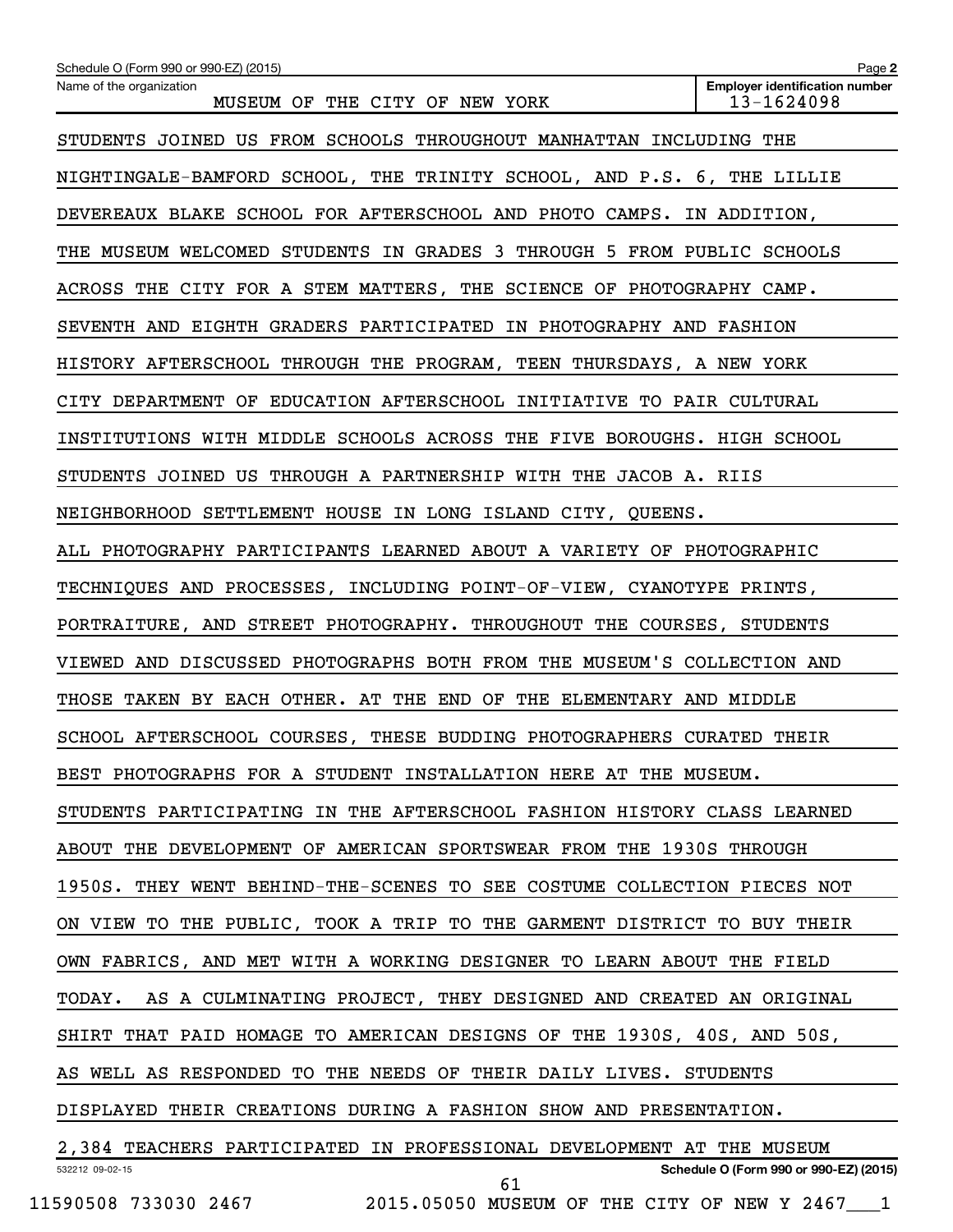STUDENTS JOINED US FROM SCHOOLS THROUGHOUT MANHATTAN INCLUDING THE NIGHTINGALE-BAMFORD SCHOOL, THE TRINITY SCHOOL, AND P.S. 6, THE LILLIE DEVEREAUX BLAKE SCHOOL FOR AFTERSCHOOL AND PHOTO CAMPS. IN ADDITION, THE MUSEUM WELCOMED STUDENTS IN GRADES 3 THROUGH 5 FROM PUBLIC SCHOOLS ACROSS THE CITY FOR A STEM MATTERS, THE SCIENCE OF PHOTOGRAPHY CAMP. SEVENTH AND EIGHTH GRADERS PARTICIPATED IN PHOTOGRAPHY AND FASHION HISTORY AFTERSCHOOL THROUGH THE PROGRAM, TEEN THURSDAYS, A NEW YORK CITY DEPARTMENT OF EDUCATION AFTERSCHOOL INITIATIVE TO PAIR CULTURAL INSTITUTIONS WITH MIDDLE SCHOOLS ACROSS THE FIVE BOROUGHS. HIGH SCHOOL STUDENTS JOINED US THROUGH A PARTNERSHIP WITH THE JACOB A. RIIS NEIGHBORHOOD SETTLEMENT HOUSE IN LONG ISLAND CITY, QUEENS.

ALL PHOTOGRAPHY PARTICIPANTS LEARNED ABOUT A VARIETY OF PHOTOGRAPHIC TECHNIQUES AND PROCESSES, INCLUDING POINT-OF-VIEW, CYANOTYPE PRINTS, PORTRAITURE, AND STREET PHOTOGRAPHY. THROUGHOUT THE COURSES, STUDENTS VIEWED AND DISCUSSED PHOTOGRAPHS BOTH FROM THE MUSEUM'S COLLECTION AND THOSE TAKEN BY EACH OTHER. AT THE END OF THE ELEMENTARY AND MIDDLE SCHOOL AFTERSCHOOL COURSES, THESE BUDDING PHOTOGRAPHERS CURATED THEIR BEST PHOTOGRAPHS FOR A STUDENT INSTALLATION HERE AT THE MUSEUM.

STUDENTS PARTICIPATING IN THE AFTERSCHOOL FASHION HISTORY CLASS LEARNED ABOUT THE DEVELOPMENT OF AMERICAN SPORTSWEAR FROM THE 1930S THROUGH 1950S. THEY WENT BEHIND-THE-SCENES TO SEE COSTUME COLLECTION PIECES NOT ON VIEW TO THE PUBLIC, TOOK A TRIP TO THE GARMENT DISTRICT TO BUY THEIR OWN FABRICS, AND MET WITH A WORKING DESIGNER TO LEARN ABOUT THE FIELD TODAY. AS A CULMINATING PROJECT, THEY DESIGNED AND CREATED AN ORIGINAL SHIRT THAT PAID HOMAGE TO AMERICAN DESIGNS OF THE 1930S, 40S, AND 50S, AS WELL AS RESPONDED TO THE NEEDS OF THEIR DAILY LIVES. STUDENTS DISPLAYED THEIR CREATIONS DURING A FASHION SHOW AND PRESENTATION.

2,384 TEACHERS PARTICIPATED IN PROFESSIONAL DEVELOPMENT AT THE MUSEUM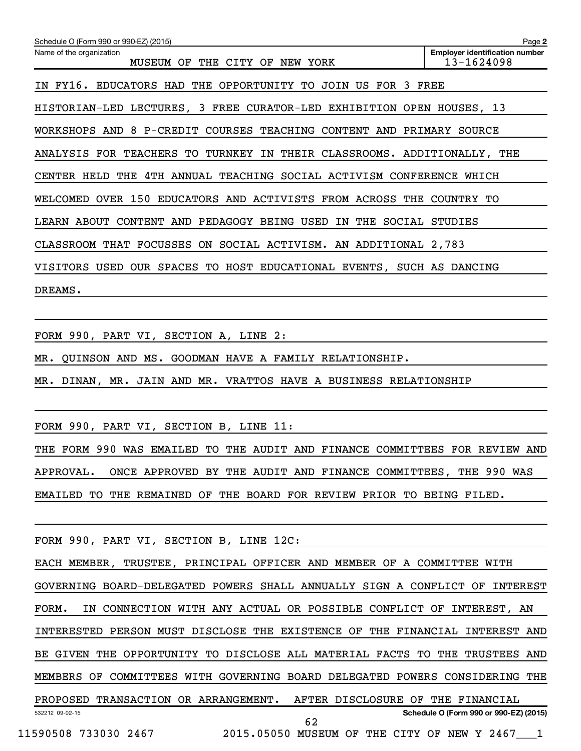Schedule O (Form 990 or 990-EZ) (2015)

Name of the organization: MUSEUM OF THE CITY OF NEW YORK

Employer identification number: 13-1624098

IN FY16. EDUCATORS HAD THE OPPORTUNITY TO JOIN US FOR 3 FREE HISTORIAN-LED LECTURES, 3 FREE CURATOR-LED EXHIBITION OPEN HOUSES, 13 WORKSHOPS AND 8 P-CREDIT COURSES TEACHING CONTENT AND PRIMARY SOURCE ANALYSIS FOR TEACHERS TO TURNKEY IN THEIR CLASSROOMS. ADDITIONALLY, THE CENTER HELD THE 4TH ANNUAL TEACHING SOCIAL ACTIVISM CONFERENCE WHICH WELCOMED OVER 150 EDUCATORS AND ACTIVISTS FROM ACROSS THE COUNTRY TO LEARN ABOUT CONTENT AND PEDAGOGY BEING USED IN THE SOCIAL STUDIES CLASSROOM THAT FOCUSSES ON SOCIAL ACTIVISM. AN ADDITIONAL 2,783 VISITORS USED OUR SPACES TO HOST EDUCATIONAL EVENTS, SUCH AS DANCING DREAMS.

FORM 990, PART VI, SECTION A, LINE 2:

MR. QUINSON AND MS. GOODMAN HAVE A FAMILY RELATIONSHIP.

MR. DINAN, MR. JAIN AND MR. VRATTOS HAVE A BUSINESS RELATIONSHIP

FORM 990, PART VI, SECTION B, LINE 11:

THE FORM 990 WAS EMAILED TO THE AUDIT AND FINANCE COMMITTEES FOR REVIEW AND APPROVAL. ONCE APPROVED BY THE AUDIT AND FINANCE COMMITTEES, THE 990 WAS EMAILED TO THE REMAINED OF THE BOARD FOR REVIEW PRIOR TO BEING FILED.

FORM 990, PART VI, SECTION B, LINE 12C:

EACH MEMBER, TRUSTEE, PRINCIPAL OFFICER AND MEMBER OF A COMMITTEE WITH GOVERNING BOARD-DELEGATED POWERS SHALL ANNUALLY SIGN A CONFLICT OF INTEREST FORM. IN CONNECTION WITH ANY ACTUAL OR POSSIBLE CONFLICT OF INTEREST, AN INTERESTED PERSON MUST DISCLOSE THE EXISTENCE OF THE FINANCIAL INTEREST AND BE GIVEN THE OPPORTUNITY TO DISCLOSE ALL MATERIAL FACTS TO THE TRUSTEES AND MEMBERS OF COMMITTEES WITH GOVERNING BOARD DELEGATED POWERS CONSIDERING THE PROPOSED TRANSACTION OR ARRANGEMENT. AFTER DISCLOSURE OF THE FINANCIAL

532212 09-02-15

Schedule O (Form 990 or 990-EZ) (2015)

11590508 733030 2467 2015.05050 MUSEUM OF THE CITY OF NEW Y 2467___1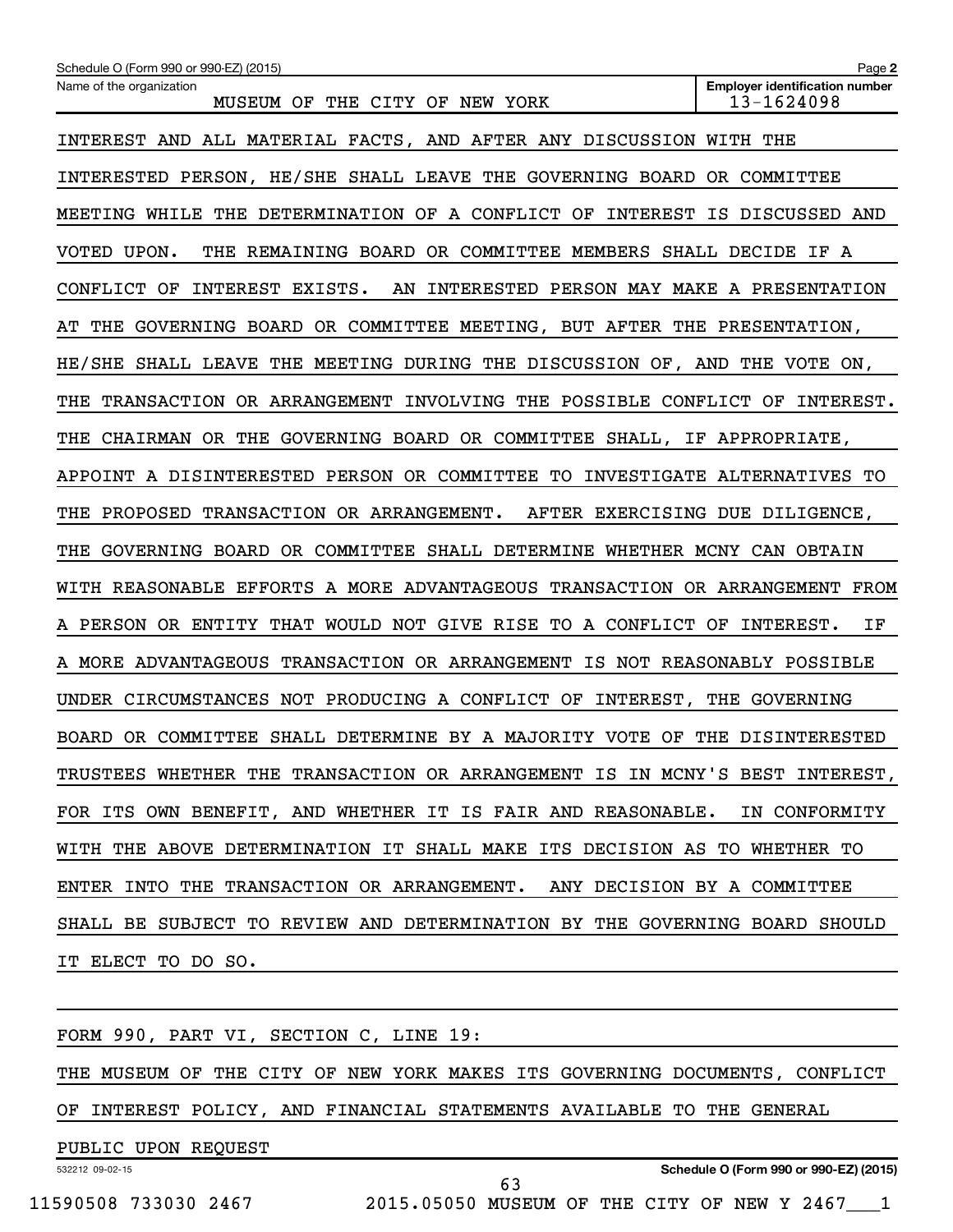Name of the organization: MUSEUM OF THE CITY OF NEW YORK

Employer identification number: 13-1624098

INTEREST AND ALL MATERIAL FACTS, AND AFTER ANY DISCUSSION WITH THE INTERESTED PERSON, HE/SHE SHALL LEAVE THE GOVERNING BOARD OR COMMITTEE MEETING WHILE THE DETERMINATION OF A CONFLICT OF INTEREST IS DISCUSSED AND VOTED UPON. THE REMAINING BOARD OR COMMITTEE MEMBERS SHALL DECIDE IF A CONFLICT OF INTEREST EXISTS. AN INTERESTED PERSON MAY MAKE A PRESENTATION AT THE GOVERNING BOARD OR COMMITTEE MEETING, BUT AFTER THE PRESENTATION, HE/SHE SHALL LEAVE THE MEETING DURING THE DISCUSSION OF, AND THE VOTE ON, THE TRANSACTION OR ARRANGEMENT INVOLVING THE POSSIBLE CONFLICT OF INTEREST. THE CHAIRMAN OR THE GOVERNING BOARD OR COMMITTEE SHALL, IF APPROPRIATE, APPOINT A DISINTERESTED PERSON OR COMMITTEE TO INVESTIGATE ALTERNATIVES TO THE PROPOSED TRANSACTION OR ARRANGEMENT. AFTER EXERCISING DUE DILIGENCE, THE GOVERNING BOARD OR COMMITTEE SHALL DETERMINE WHETHER MCNY CAN OBTAIN WITH REASONABLE EFFORTS A MORE ADVANTAGEOUS TRANSACTION OR ARRANGEMENT FROM A PERSON OR ENTITY THAT WOULD NOT GIVE RISE TO A CONFLICT OF INTEREST. IF A MORE ADVANTAGEOUS TRANSACTION OR ARRANGEMENT IS NOT REASONABLY POSSIBLE UNDER CIRCUMSTANCES NOT PRODUCING A CONFLICT OF INTEREST, THE GOVERNING BOARD OR COMMITTEE SHALL DETERMINE BY A MAJORITY VOTE OF THE DISINTERESTED TRUSTEES WHETHER THE TRANSACTION OR ARRANGEMENT IS IN MCNY'S BEST INTEREST, FOR ITS OWN BENEFIT, AND WHETHER IT IS FAIR AND REASONABLE. IN CONFORMITY WITH THE ABOVE DETERMINATION IT SHALL MAKE ITS DECISION AS TO WHETHER TO ENTER INTO THE TRANSACTION OR ARRANGEMENT. ANY DECISION BY A COMMITTEE SHALL BE SUBJECT TO REVIEW AND DETERMINATION BY THE GOVERNING BOARD SHOULD IT ELECT TO DO SO.

FORM 990, PART VI, SECTION C, LINE 19:

THE MUSEUM OF THE CITY OF NEW YORK MAKES ITS GOVERNING DOCUMENTS, CONFLICT OF INTEREST POLICY, AND FINANCIAL STATEMENTS AVAILABLE TO THE GENERAL PUBLIC UPON REQUEST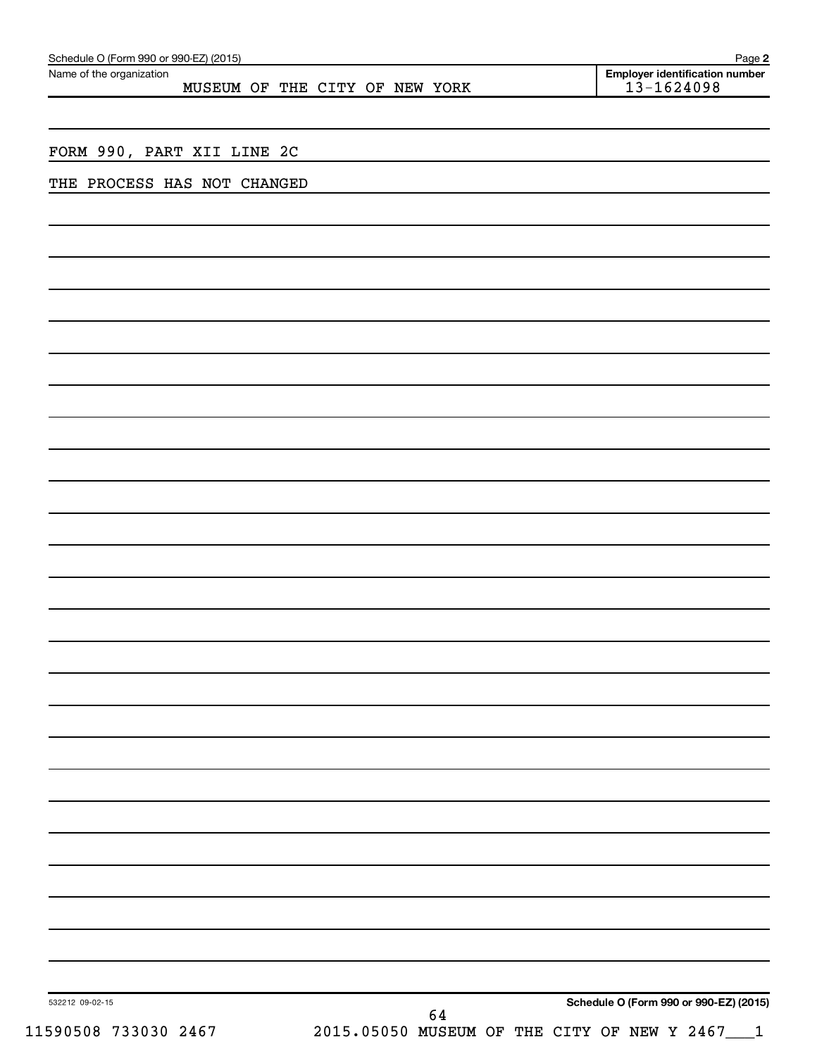Schedule O (Form 990 or 990-EZ) (2015)

Name of the organization: MUSEUM OF THE CITY OF NEW YORK

Employer identification number: 13-1624098

FORM 990, PART XII LINE 2C

THE PROCESS HAS NOT CHANGED